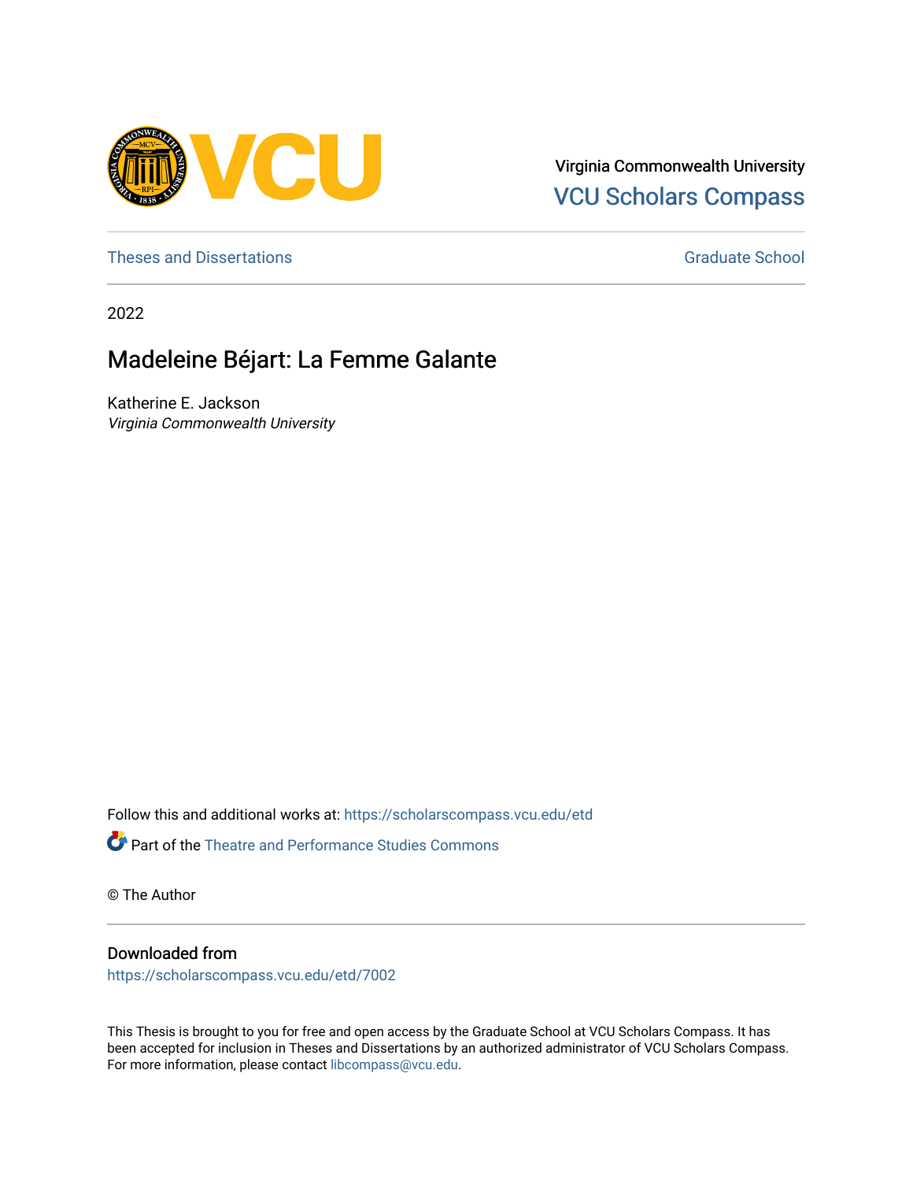Virginia Commonwealth University
VCU Scholars Compass

Theses and Dissertations | Graduate School

2022

# Madeleine Béjart: La Femme Galante

Katherine E. Jackson
*Virginia Commonwealth University*

Follow this and additional works at: https://scholarscompass.vcu.edu/etd

Part of the Theatre and Performance Studies Commons

© The Author

## Downloaded from

https://scholarscompass.vcu.edu/etd/7002

This Thesis is brought to you for free and open access by the Graduate School at VCU Scholars Compass. It has been accepted for inclusion in Theses and Dissertations by an authorized administrator of VCU Scholars Compass. For more information, please contact libcompass@vcu.edu.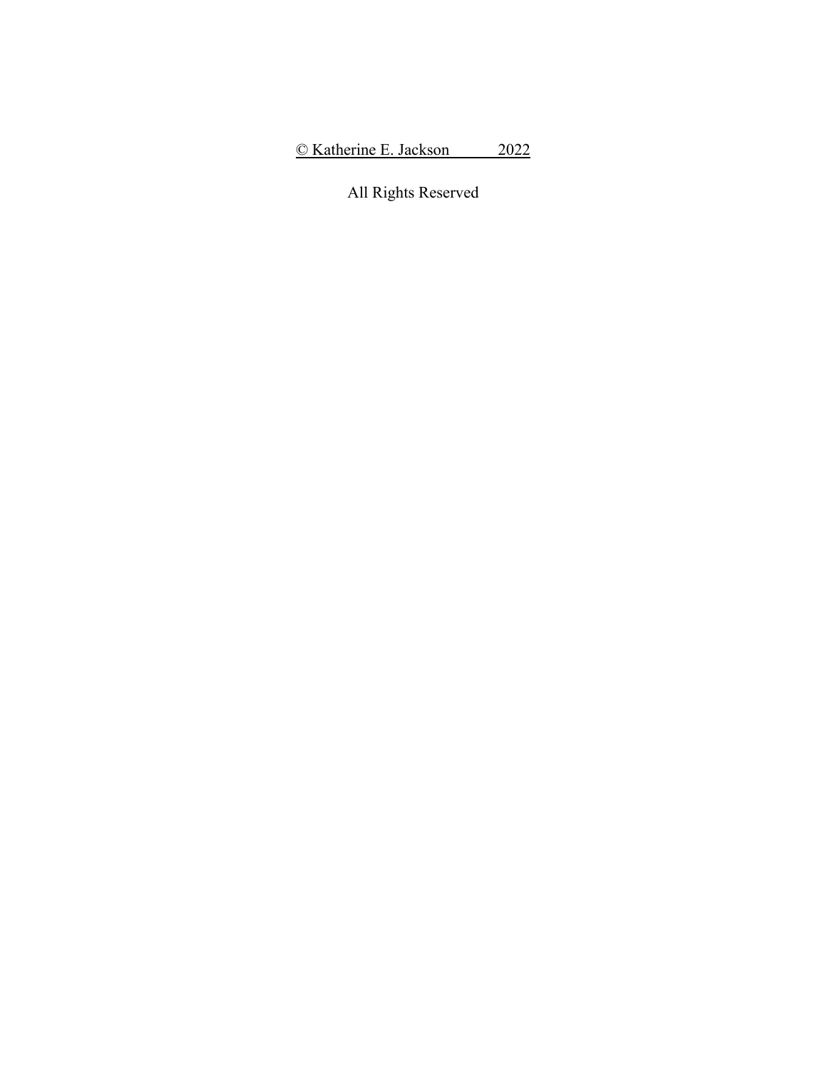© Katherine E. Jackson 2022

All Rights Reserved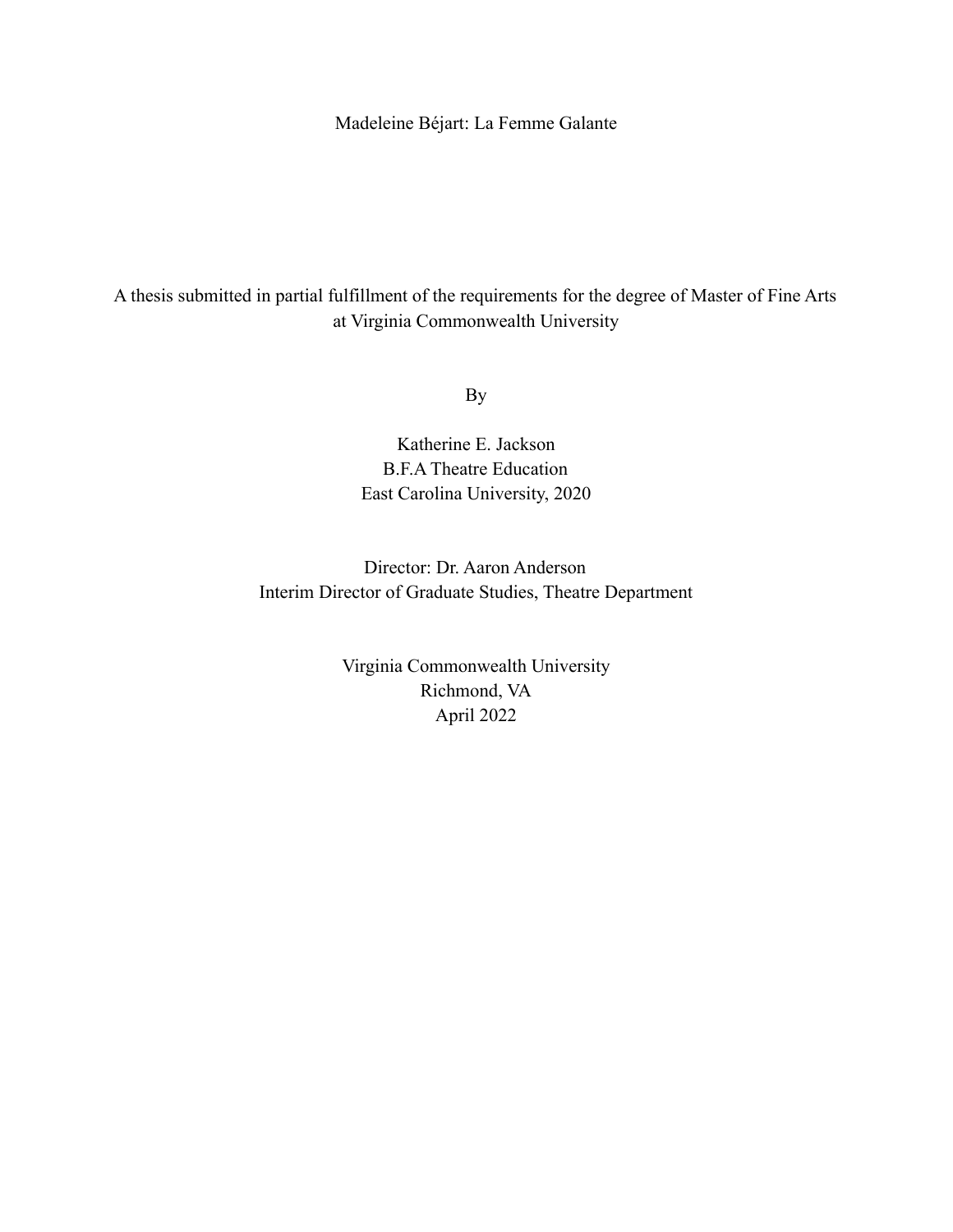# Madeleine Béjart: La Femme Galante

A thesis submitted in partial fulfillment of the requirements for the degree of Master of Fine Arts at Virginia Commonwealth University

By

Katherine E. Jackson
B.F.A Theatre Education
East Carolina University, 2020

Director: Dr. Aaron Anderson
Interim Director of Graduate Studies, Theatre Department

Virginia Commonwealth University
Richmond, VA
April 2022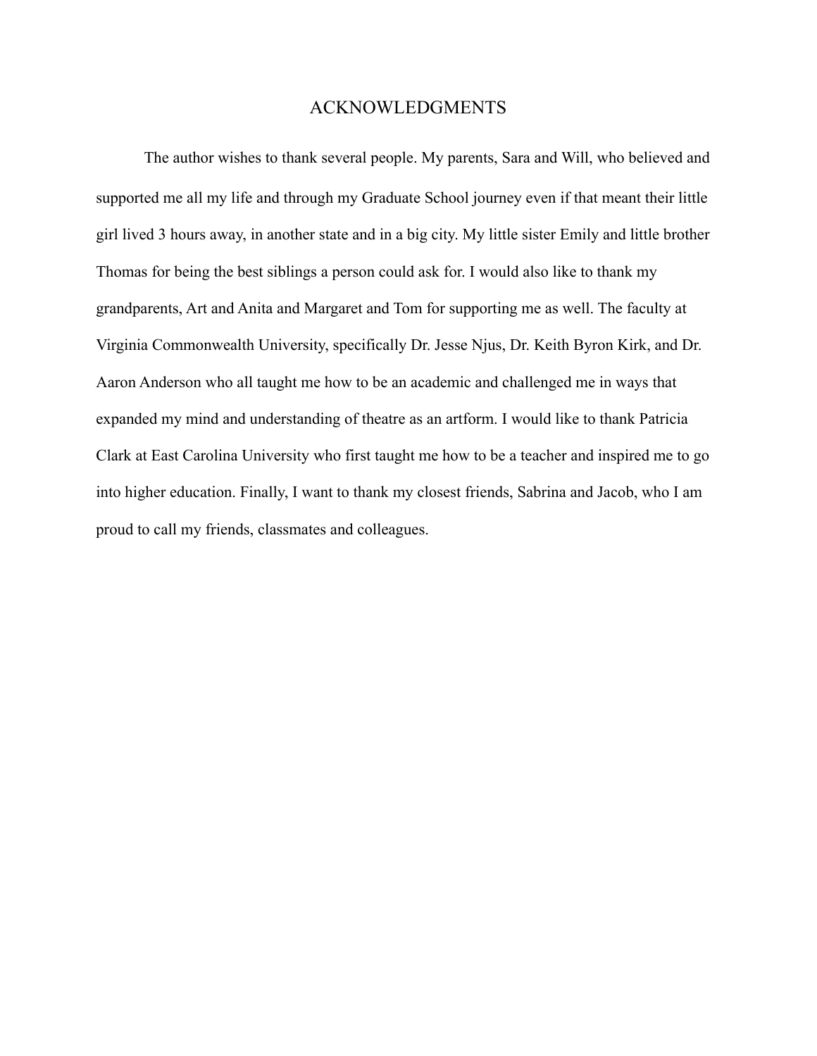# ACKNOWLEDGMENTS

The author wishes to thank several people. My parents, Sara and Will, who believed and supported me all my life and through my Graduate School journey even if that meant their little girl lived 3 hours away, in another state and in a big city. My little sister Emily and little brother Thomas for being the best siblings a person could ask for. I would also like to thank my grandparents, Art and Anita and Margaret and Tom for supporting me as well. The faculty at Virginia Commonwealth University, specifically Dr. Jesse Njus, Dr. Keith Byron Kirk, and Dr. Aaron Anderson who all taught me how to be an academic and challenged me in ways that expanded my mind and understanding of theatre as an artform. I would like to thank Patricia Clark at East Carolina University who first taught me how to be a teacher and inspired me to go into higher education. Finally, I want to thank my closest friends, Sabrina and Jacob, who I am proud to call my friends, classmates and colleagues.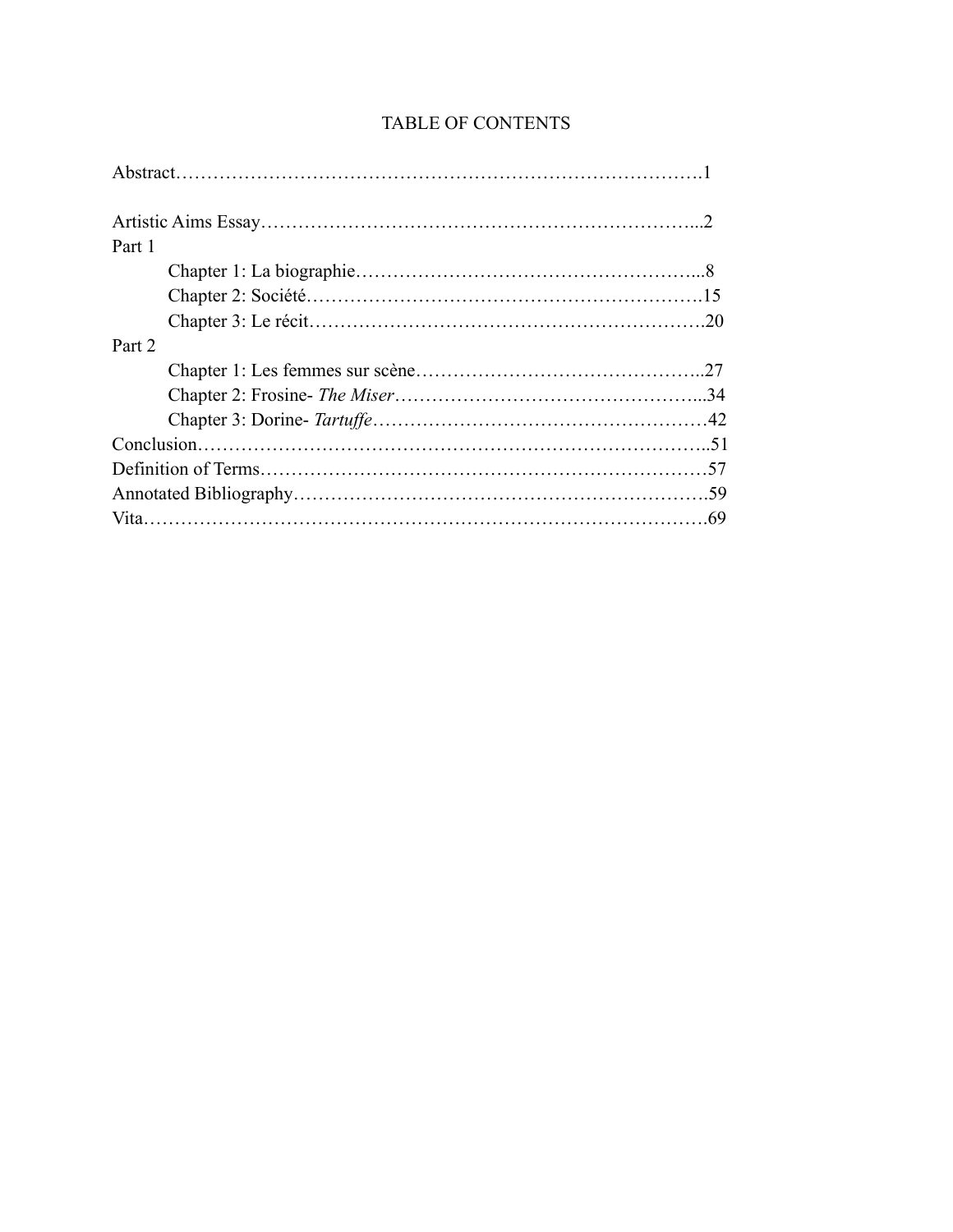# TABLE OF CONTENTS

Abstract……………………………………………………………………………….1

Artistic Aims Essay…………………………………………………………...2

Part 1

- Chapter 1: La biographie………………………………………………...8
- Chapter 2: Société……………………………………………………….15
- Chapter 3: Le récit……………………………………………………….20

Part 2

- Chapter 1: Les femmes sur scène………………………………………..27
- Chapter 2: Frosine- *The Miser*…………………………………………...34
- Chapter 3: Dorine- *Tartuffe*………………………………………………42

Conclusion…………………………………………………………………………..51

Definition of Terms…………………………………………………………………57

Annotated Bibliography……………………………………………………………59

Vita………………………………………………………………………………….69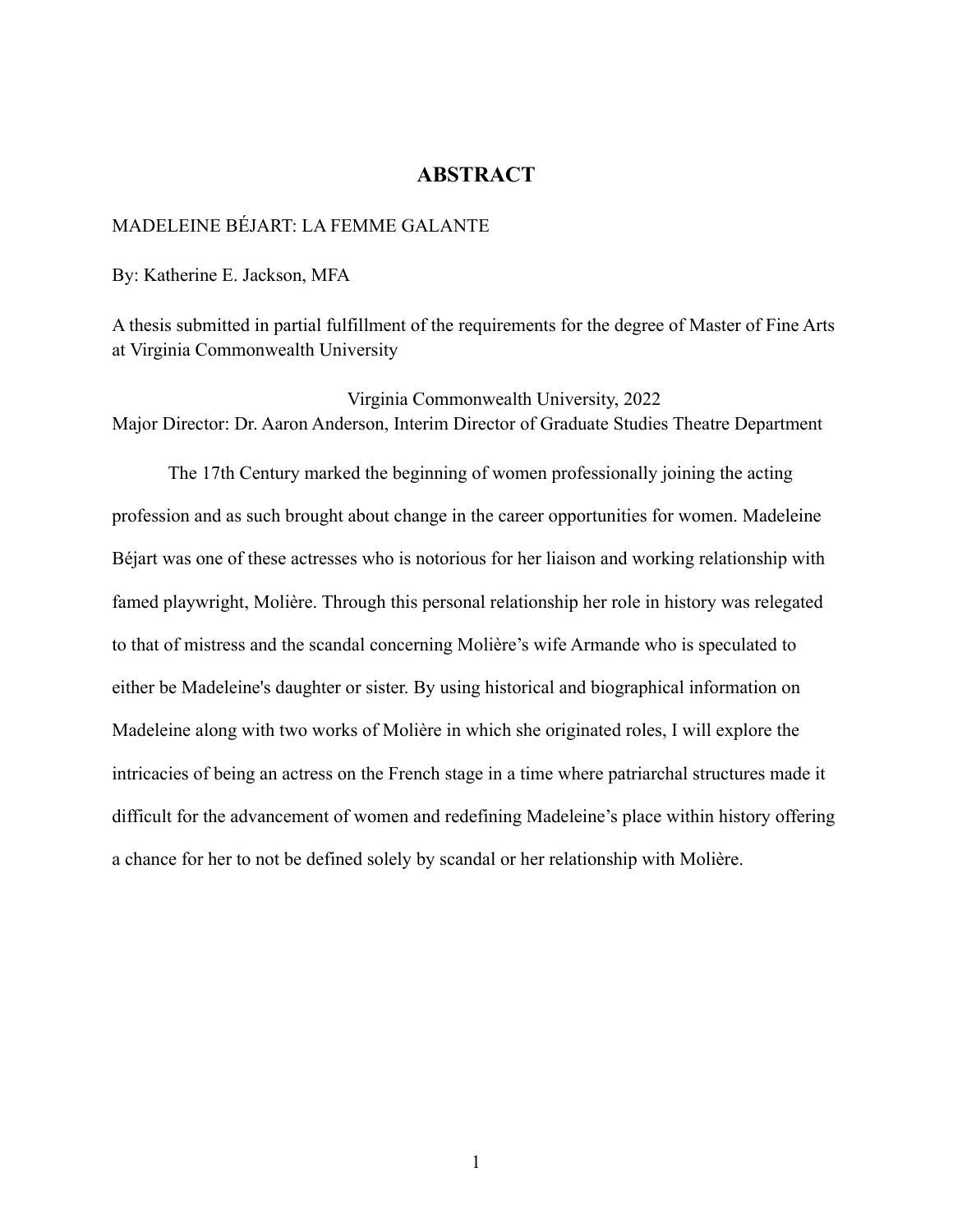# ABSTRACT

MADELEINE BÉJART: LA FEMME GALANTE

By: Katherine E. Jackson, MFA

A thesis submitted in partial fulfillment of the requirements for the degree of Master of Fine Arts at Virginia Commonwealth University

Virginia Commonwealth University, 2022

Major Director: Dr. Aaron Anderson, Interim Director of Graduate Studies Theatre Department

The 17th Century marked the beginning of women professionally joining the acting profession and as such brought about change in the career opportunities for women. Madeleine Béjart was one of these actresses who is notorious for her liaison and working relationship with famed playwright, Molière. Through this personal relationship her role in history was relegated to that of mistress and the scandal concerning Molière's wife Armande who is speculated to either be Madeleine's daughter or sister. By using historical and biographical information on Madeleine along with two works of Molière in which she originated roles, I will explore the intricacies of being an actress on the French stage in a time where patriarchal structures made it difficult for the advancement of women and redefining Madeleine's place within history offering a chance for her to not be defined solely by scandal or her relationship with Molière.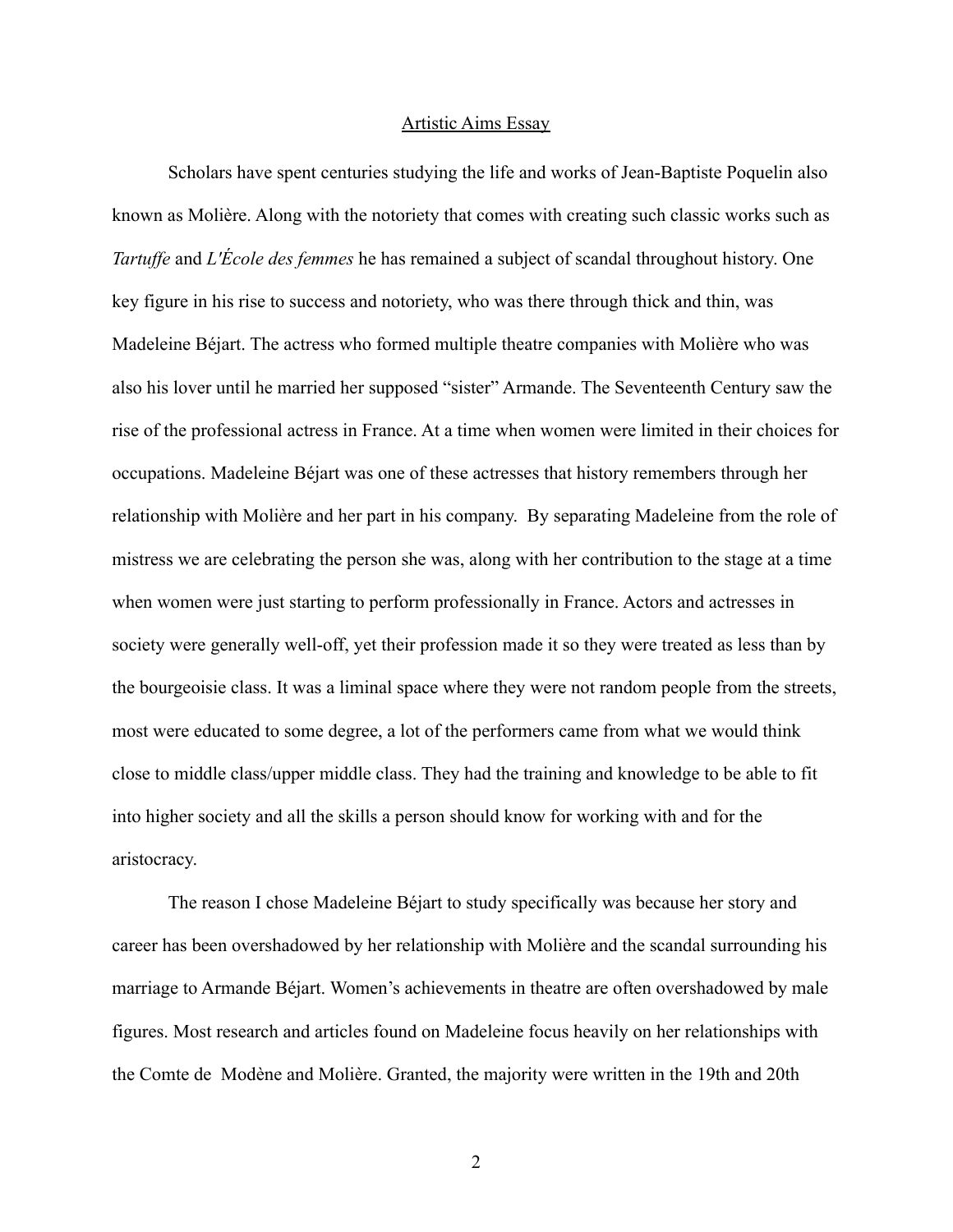## Artistic Aims Essay

Scholars have spent centuries studying the life and works of Jean-Baptiste Poquelin also known as Molière. Along with the notoriety that comes with creating such classic works such as *Tartuffe* and *L'École des femmes* he has remained a subject of scandal throughout history. One key figure in his rise to success and notoriety, who was there through thick and thin, was Madeleine Béjart. The actress who formed multiple theatre companies with Molière who was also his lover until he married her supposed "sister" Armande. The Seventeenth Century saw the rise of the professional actress in France. At a time when women were limited in their choices for occupations. Madeleine Béjart was one of these actresses that history remembers through her relationship with Molière and her part in his company. By separating Madeleine from the role of mistress we are celebrating the person she was, along with her contribution to the stage at a time when women were just starting to perform professionally in France. Actors and actresses in society were generally well-off, yet their profession made it so they were treated as less than by the bourgeoisie class. It was a liminal space where they were not random people from the streets, most were educated to some degree, a lot of the performers came from what we would think close to middle class/upper middle class. They had the training and knowledge to be able to fit into higher society and all the skills a person should know for working with and for the aristocracy.

The reason I chose Madeleine Béjart to study specifically was because her story and career has been overshadowed by her relationship with Molière and the scandal surrounding his marriage to Armande Béjart. Women's achievements in theatre are often overshadowed by male figures. Most research and articles found on Madeleine focus heavily on her relationships with the Comte de Modène and Molière. Granted, the majority were written in the 19th and 20th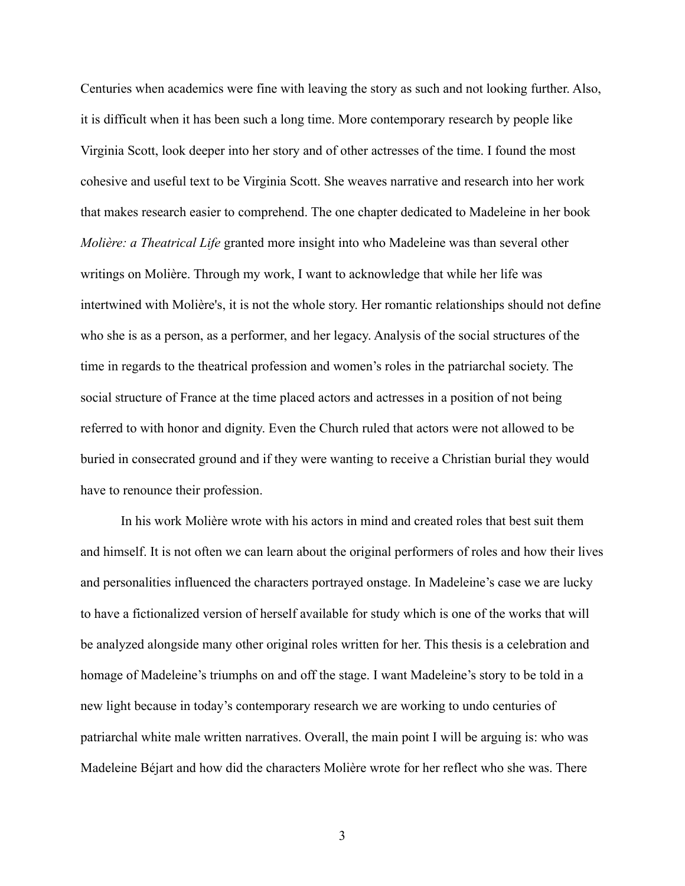Centuries when academics were fine with leaving the story as such and not looking further. Also, it is difficult when it has been such a long time. More contemporary research by people like Virginia Scott, look deeper into her story and of other actresses of the time. I found the most cohesive and useful text to be Virginia Scott. She weaves narrative and research into her work that makes research easier to comprehend. The one chapter dedicated to Madeleine in her book *Molière: a Theatrical Life* granted more insight into who Madeleine was than several other writings on Molière. Through my work, I want to acknowledge that while her life was intertwined with Molière's, it is not the whole story. Her romantic relationships should not define who she is as a person, as a performer, and her legacy. Analysis of the social structures of the time in regards to the theatrical profession and women's roles in the patriarchal society. The social structure of France at the time placed actors and actresses in a position of not being referred to with honor and dignity. Even the Church ruled that actors were not allowed to be buried in consecrated ground and if they were wanting to receive a Christian burial they would have to renounce their profession.

In his work Molière wrote with his actors in mind and created roles that best suit them and himself. It is not often we can learn about the original performers of roles and how their lives and personalities influenced the characters portrayed onstage. In Madeleine's case we are lucky to have a fictionalized version of herself available for study which is one of the works that will be analyzed alongside many other original roles written for her. This thesis is a celebration and homage of Madeleine's triumphs on and off the stage. I want Madeleine's story to be told in a new light because in today's contemporary research we are working to undo centuries of patriarchal white male written narratives. Overall, the main point I will be arguing is: who was Madeleine Béjart and how did the characters Molière wrote for her reflect who she was. There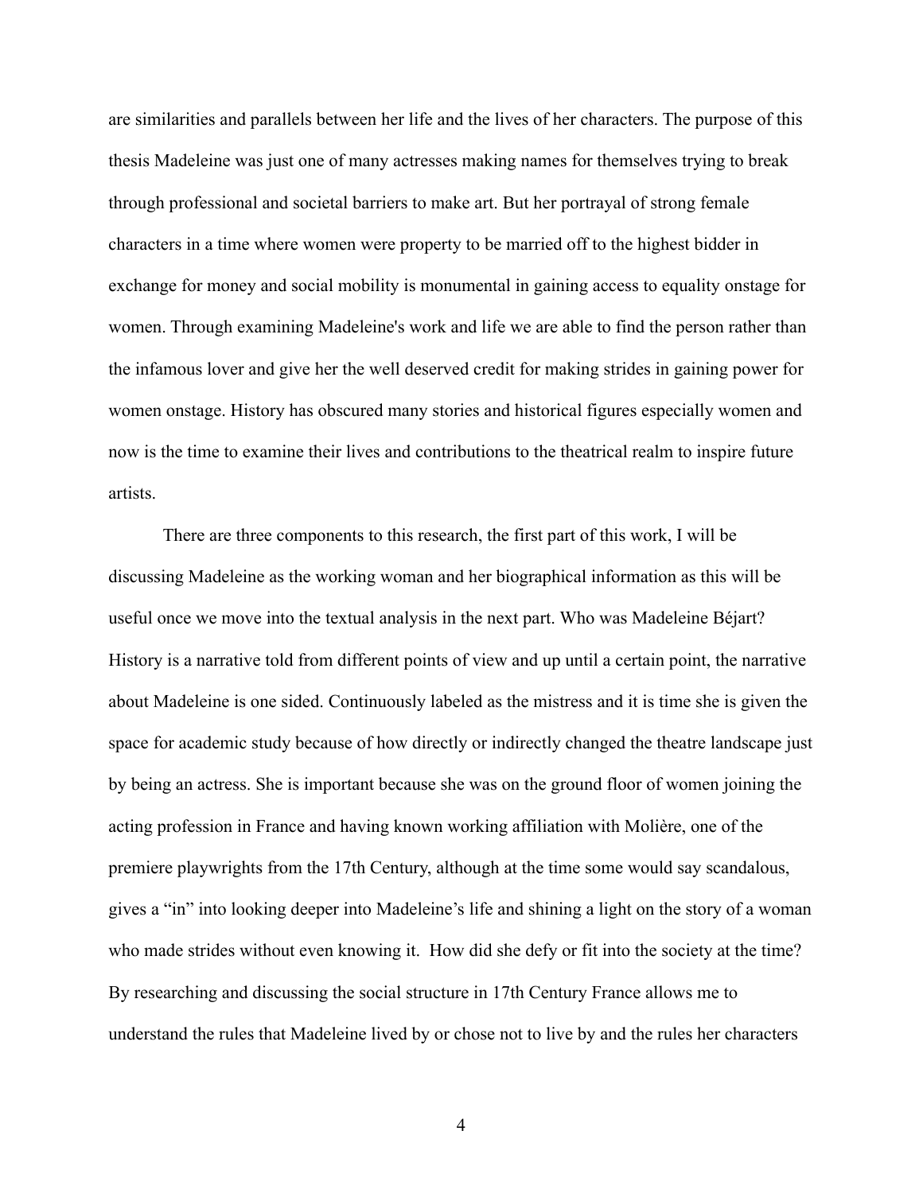are similarities and parallels between her life and the lives of her characters. The purpose of this thesis Madeleine was just one of many actresses making names for themselves trying to break through professional and societal barriers to make art. But her portrayal of strong female characters in a time where women were property to be married off to the highest bidder in exchange for money and social mobility is monumental in gaining access to equality onstage for women. Through examining Madeleine's work and life we are able to find the person rather than the infamous lover and give her the well deserved credit for making strides in gaining power for women onstage. History has obscured many stories and historical figures especially women and now is the time to examine their lives and contributions to the theatrical realm to inspire future artists.

There are three components to this research, the first part of this work, I will be discussing Madeleine as the working woman and her biographical information as this will be useful once we move into the textual analysis in the next part. Who was Madeleine Béjart? History is a narrative told from different points of view and up until a certain point, the narrative about Madeleine is one sided. Continuously labeled as the mistress and it is time she is given the space for academic study because of how directly or indirectly changed the theatre landscape just by being an actress. She is important because she was on the ground floor of women joining the acting profession in France and having known working affiliation with Molière, one of the premiere playwrights from the 17th Century, although at the time some would say scandalous, gives a "in" into looking deeper into Madeleine's life and shining a light on the story of a woman who made strides without even knowing it. How did she defy or fit into the society at the time? By researching and discussing the social structure in 17th Century France allows me to understand the rules that Madeleine lived by or chose not to live by and the rules her characters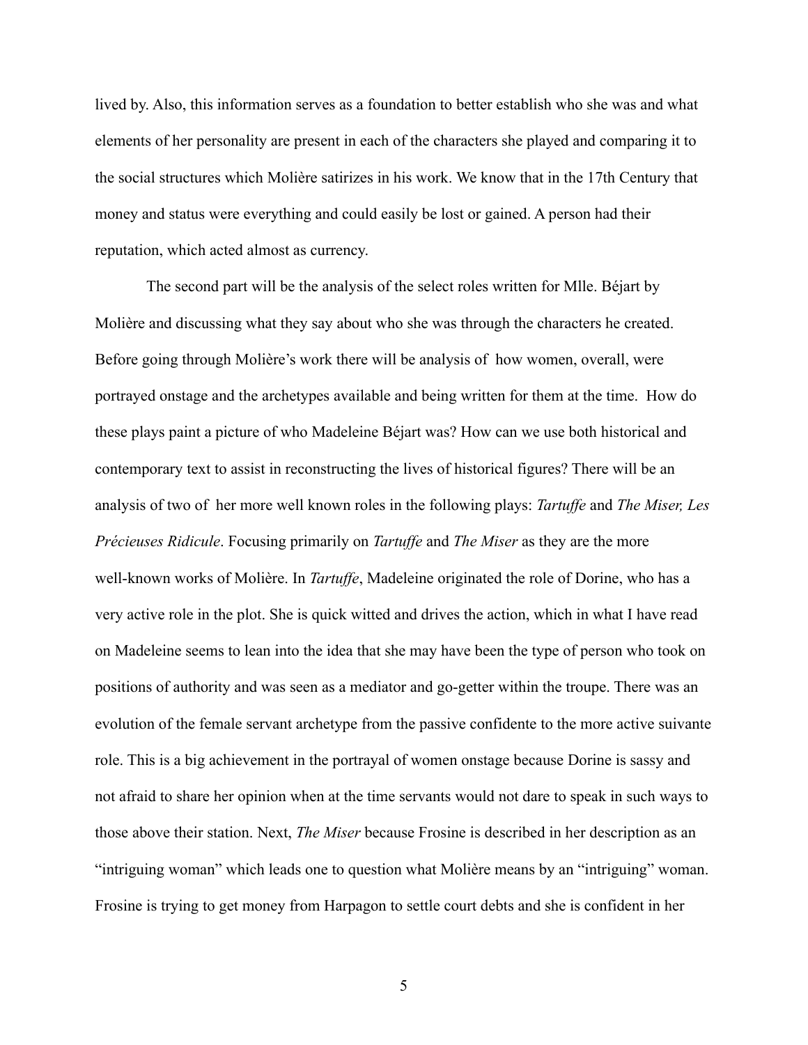lived by. Also, this information serves as a foundation to better establish who she was and what elements of her personality are present in each of the characters she played and comparing it to the social structures which Molière satirizes in his work. We know that in the 17th Century that money and status were everything and could easily be lost or gained. A person had their reputation, which acted almost as currency.

The second part will be the analysis of the select roles written for Mlle. Béjart by Molière and discussing what they say about who she was through the characters he created. Before going through Molière's work there will be analysis of how women, overall, were portrayed onstage and the archetypes available and being written for them at the time. How do these plays paint a picture of who Madeleine Béjart was? How can we use both historical and contemporary text to assist in reconstructing the lives of historical figures? There will be an analysis of two of her more well known roles in the following plays: *Tartuffe* and *The Miser, Les Précieuses Ridicule*. Focusing primarily on *Tartuffe* and *The Miser* as they are the more well-known works of Molière. In *Tartuffe*, Madeleine originated the role of Dorine, who has a very active role in the plot. She is quick witted and drives the action, which in what I have read on Madeleine seems to lean into the idea that she may have been the type of person who took on positions of authority and was seen as a mediator and go-getter within the troupe. There was an evolution of the female servant archetype from the passive confidente to the more active suivante role. This is a big achievement in the portrayal of women onstage because Dorine is sassy and not afraid to share her opinion when at the time servants would not dare to speak in such ways to those above their station. Next, *The Miser* because Frosine is described in her description as an "intriguing woman" which leads one to question what Molière means by an "intriguing" woman. Frosine is trying to get money from Harpagon to settle court debts and she is confident in her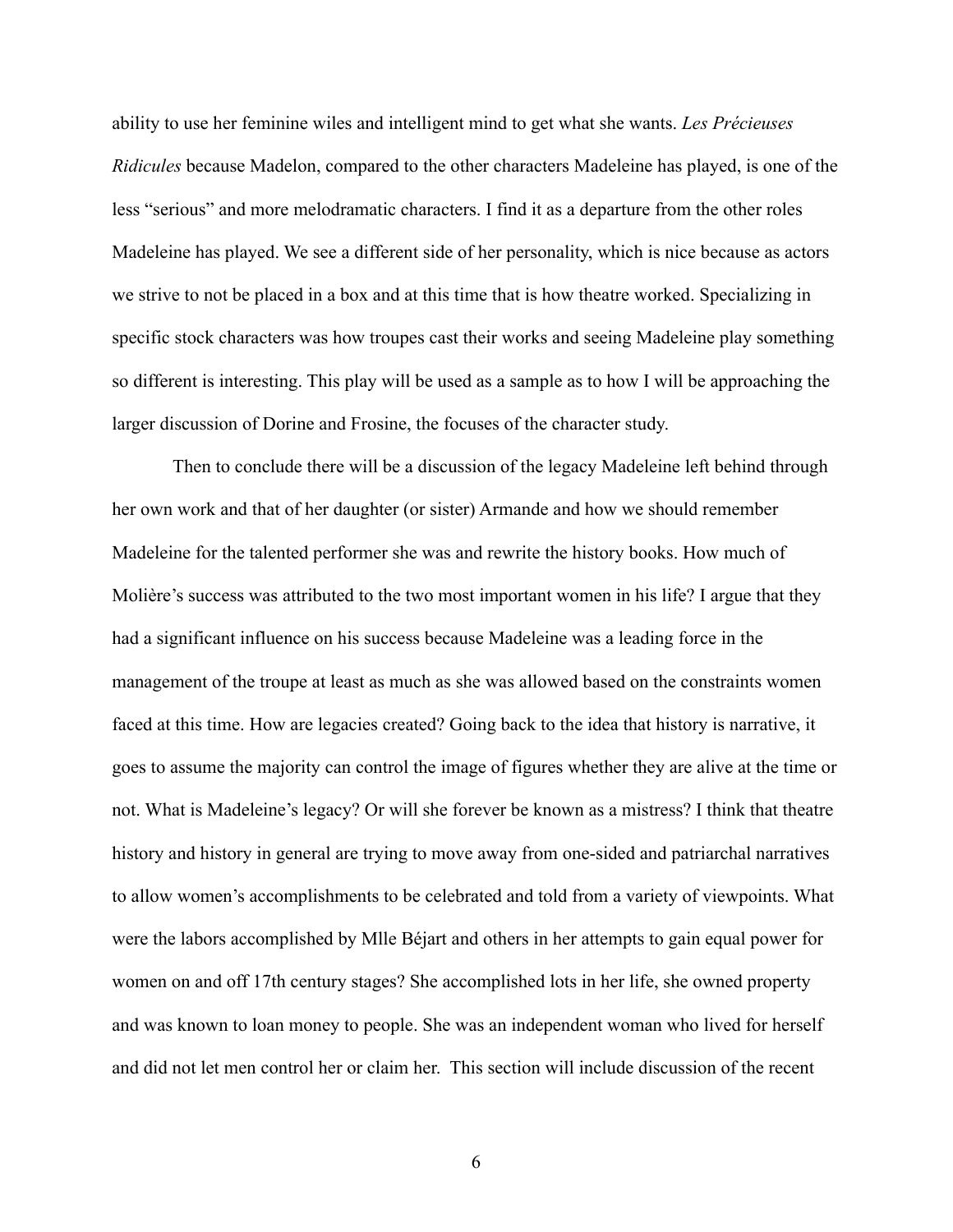ability to use her feminine wiles and intelligent mind to get what she wants. *Les Précieuses Ridicules* because Madelon, compared to the other characters Madeleine has played, is one of the less "serious" and more melodramatic characters. I find it as a departure from the other roles Madeleine has played. We see a different side of her personality, which is nice because as actors we strive to not be placed in a box and at this time that is how theatre worked. Specializing in specific stock characters was how troupes cast their works and seeing Madeleine play something so different is interesting. This play will be used as a sample as to how I will be approaching the larger discussion of Dorine and Frosine, the focuses of the character study.

Then to conclude there will be a discussion of the legacy Madeleine left behind through her own work and that of her daughter (or sister) Armande and how we should remember Madeleine for the talented performer she was and rewrite the history books. How much of Molière's success was attributed to the two most important women in his life? I argue that they had a significant influence on his success because Madeleine was a leading force in the management of the troupe at least as much as she was allowed based on the constraints women faced at this time. How are legacies created? Going back to the idea that history is narrative, it goes to assume the majority can control the image of figures whether they are alive at the time or not. What is Madeleine's legacy? Or will she forever be known as a mistress? I think that theatre history and history in general are trying to move away from one-sided and patriarchal narratives to allow women's accomplishments to be celebrated and told from a variety of viewpoints. What were the labors accomplished by Mlle Béjart and others in her attempts to gain equal power for women on and off 17th century stages? She accomplished lots in her life, she owned property and was known to loan money to people. She was an independent woman who lived for herself and did not let men control her or claim her. This section will include discussion of the recent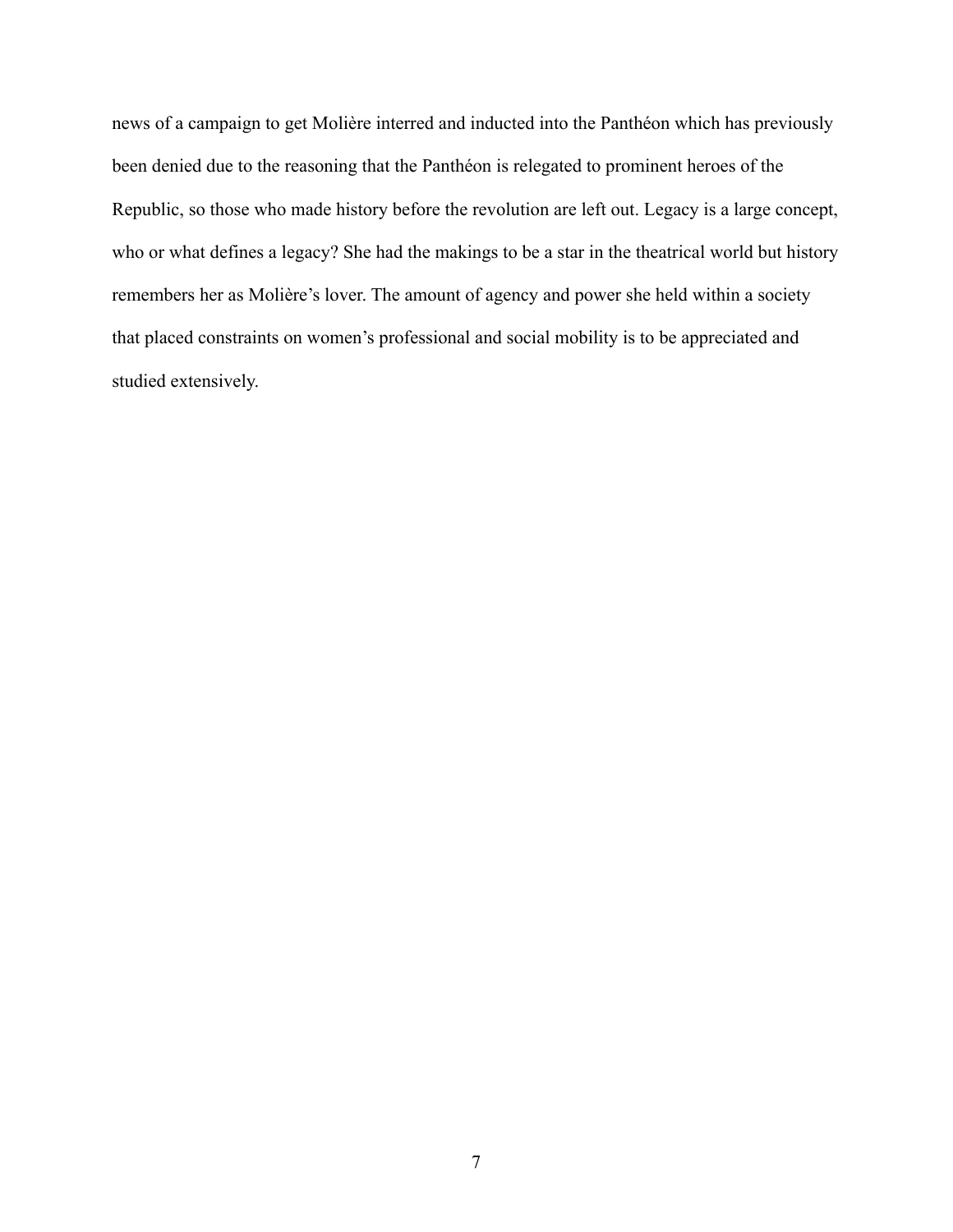news of a campaign to get Molière interred and inducted into the Panthéon which has previously been denied due to the reasoning that the Panthéon is relegated to prominent heroes of the Republic, so those who made history before the revolution are left out. Legacy is a large concept, who or what defines a legacy? She had the makings to be a star in the theatrical world but history remembers her as Molière's lover. The amount of agency and power she held within a society that placed constraints on women's professional and social mobility is to be appreciated and studied extensively.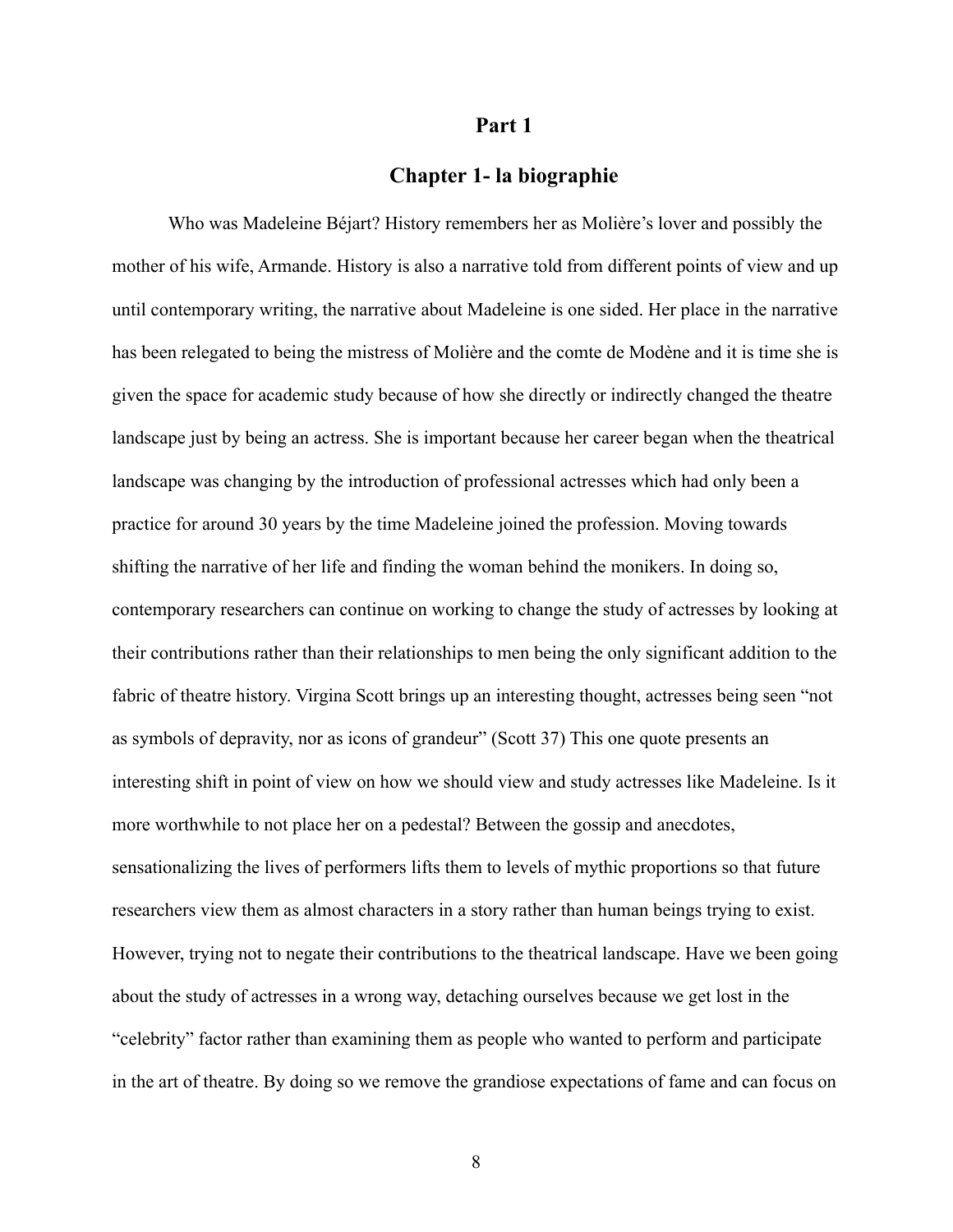# Part 1

## Chapter 1- la biographie

Who was Madeleine Béjart? History remembers her as Molière's lover and possibly the mother of his wife, Armande. History is also a narrative told from different points of view and up until contemporary writing, the narrative about Madeleine is one sided. Her place in the narrative has been relegated to being the mistress of Molière and the comte de Modène and it is time she is given the space for academic study because of how she directly or indirectly changed the theatre landscape just by being an actress. She is important because her career began when the theatrical landscape was changing by the introduction of professional actresses which had only been a practice for around 30 years by the time Madeleine joined the profession. Moving towards shifting the narrative of her life and finding the woman behind the monikers. In doing so, contemporary researchers can continue on working to change the study of actresses by looking at their contributions rather than their relationships to men being the only significant addition to the fabric of theatre history. Virgina Scott brings up an interesting thought, actresses being seen "not as symbols of depravity, nor as icons of grandeur" (Scott 37) This one quote presents an interesting shift in point of view on how we should view and study actresses like Madeleine. Is it more worthwhile to not place her on a pedestal? Between the gossip and anecdotes, sensationalizing the lives of performers lifts them to levels of mythic proportions so that future researchers view them as almost characters in a story rather than human beings trying to exist. However, trying not to negate their contributions to the theatrical landscape. Have we been going about the study of actresses in a wrong way, detaching ourselves because we get lost in the "celebrity" factor rather than examining them as people who wanted to perform and participate in the art of theatre. By doing so we remove the grandiose expectations of fame and can focus on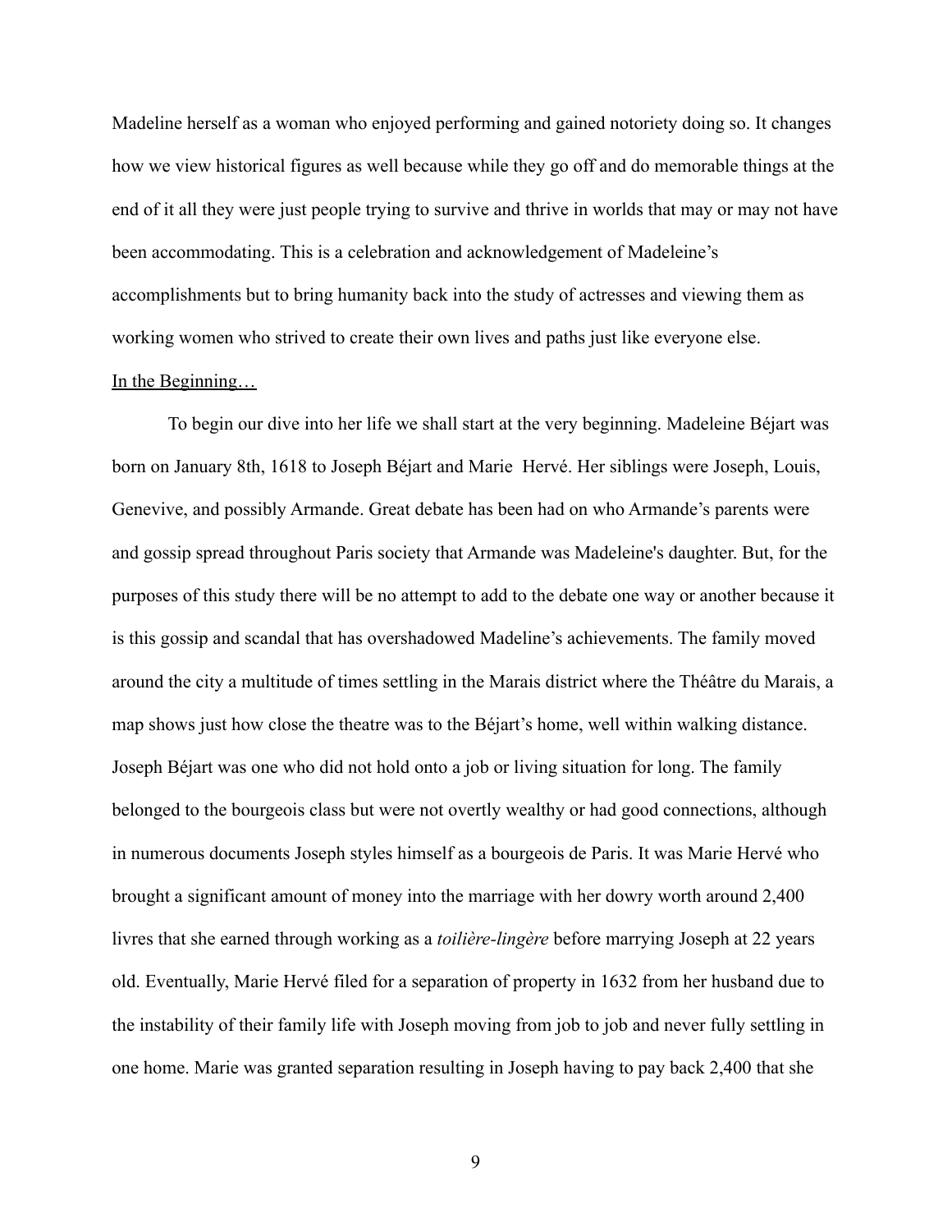Madeline herself as a woman who enjoyed performing and gained notoriety doing so. It changes how we view historical figures as well because while they go off and do memorable things at the end of it all they were just people trying to survive and thrive in worlds that may or may not have been accommodating. This is a celebration and acknowledgement of Madeleine's accomplishments but to bring humanity back into the study of actresses and viewing them as working women who strived to create their own lives and paths just like everyone else.

<u>In the Beginning…</u>

To begin our dive into her life we shall start at the very beginning. Madeleine Béjart was born on January 8th, 1618 to Joseph Béjart and Marie Hervé. Her siblings were Joseph, Louis, Genevive, and possibly Armande. Great debate has been had on who Armande's parents were and gossip spread throughout Paris society that Armande was Madeleine's daughter. But, for the purposes of this study there will be no attempt to add to the debate one way or another because it is this gossip and scandal that has overshadowed Madeline's achievements. The family moved around the city a multitude of times settling in the Marais district where the Théâtre du Marais, a map shows just how close the theatre was to the Béjart's home, well within walking distance. Joseph Béjart was one who did not hold onto a job or living situation for long. The family belonged to the bourgeois class but were not overtly wealthy or had good connections, although in numerous documents Joseph styles himself as a bourgeois de Paris. It was Marie Hervé who brought a significant amount of money into the marriage with her dowry worth around 2,400 livres that she earned through working as a *toilière-lingère* before marrying Joseph at 22 years old. Eventually, Marie Hervé filed for a separation of property in 1632 from her husband due to the instability of their family life with Joseph moving from job to job and never fully settling in one home. Marie was granted separation resulting in Joseph having to pay back 2,400 that she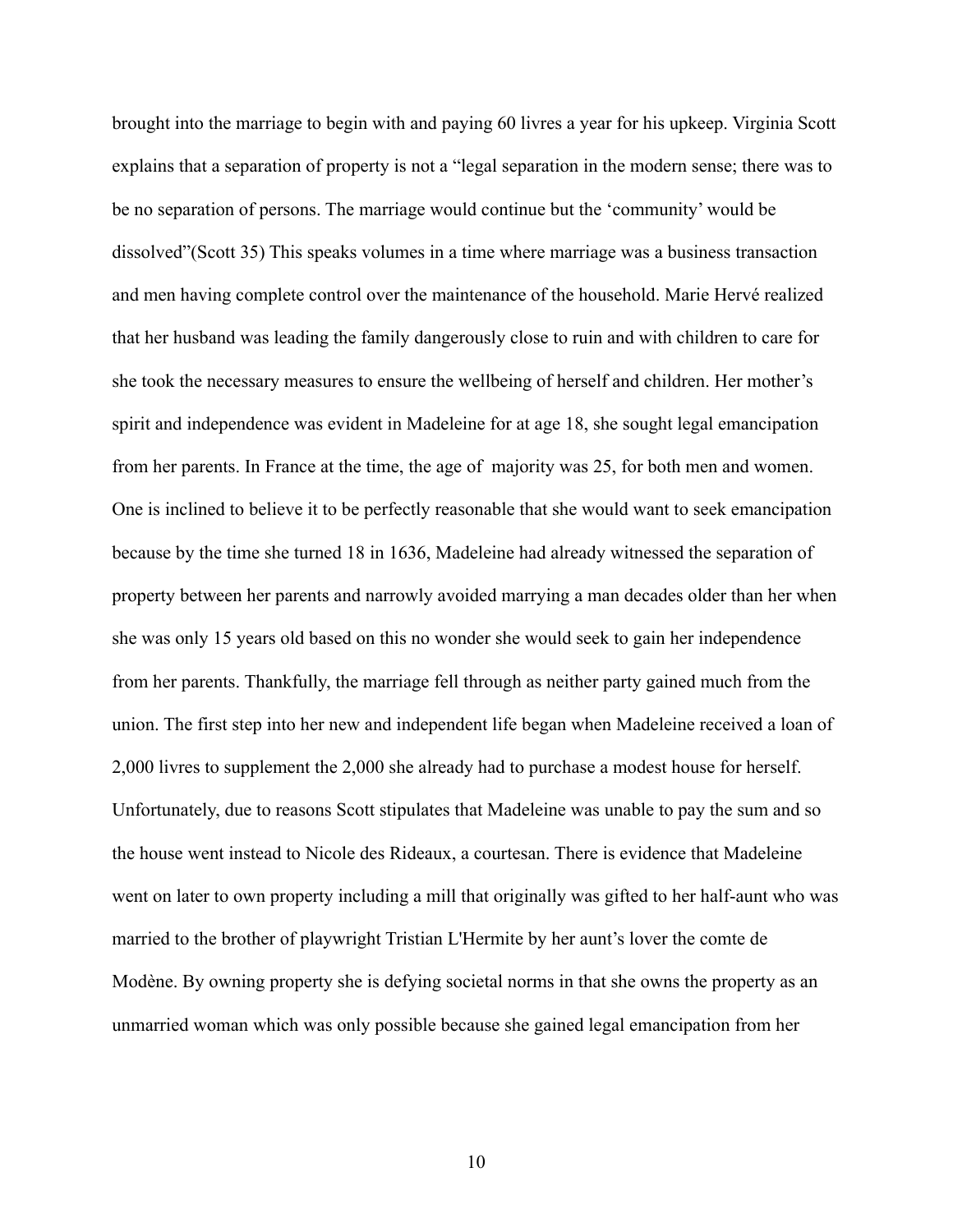brought into the marriage to begin with and paying 60 livres a year for his upkeep. Virginia Scott explains that a separation of property is not a "legal separation in the modern sense; there was to be no separation of persons. The marriage would continue but the 'community' would be dissolved"(Scott 35) This speaks volumes in a time where marriage was a business transaction and men having complete control over the maintenance of the household. Marie Hervé realized that her husband was leading the family dangerously close to ruin and with children to care for she took the necessary measures to ensure the wellbeing of herself and children. Her mother's spirit and independence was evident in Madeleine for at age 18, she sought legal emancipation from her parents. In France at the time, the age of  majority was 25, for both men and women. One is inclined to believe it to be perfectly reasonable that she would want to seek emancipation because by the time she turned 18 in 1636, Madeleine had already witnessed the separation of property between her parents and narrowly avoided marrying a man decades older than her when she was only 15 years old based on this no wonder she would seek to gain her independence from her parents. Thankfully, the marriage fell through as neither party gained much from the union. The first step into her new and independent life began when Madeleine received a loan of 2,000 livres to supplement the 2,000 she already had to purchase a modest house for herself. Unfortunately, due to reasons Scott stipulates that Madeleine was unable to pay the sum and so the house went instead to Nicole des Rideaux, a courtesan. There is evidence that Madeleine went on later to own property including a mill that originally was gifted to her half-aunt who was married to the brother of playwright Tristian L'Hermite by her aunt's lover the comte de Modène. By owning property she is defying societal norms in that she owns the property as an unmarried woman which was only possible because she gained legal emancipation from her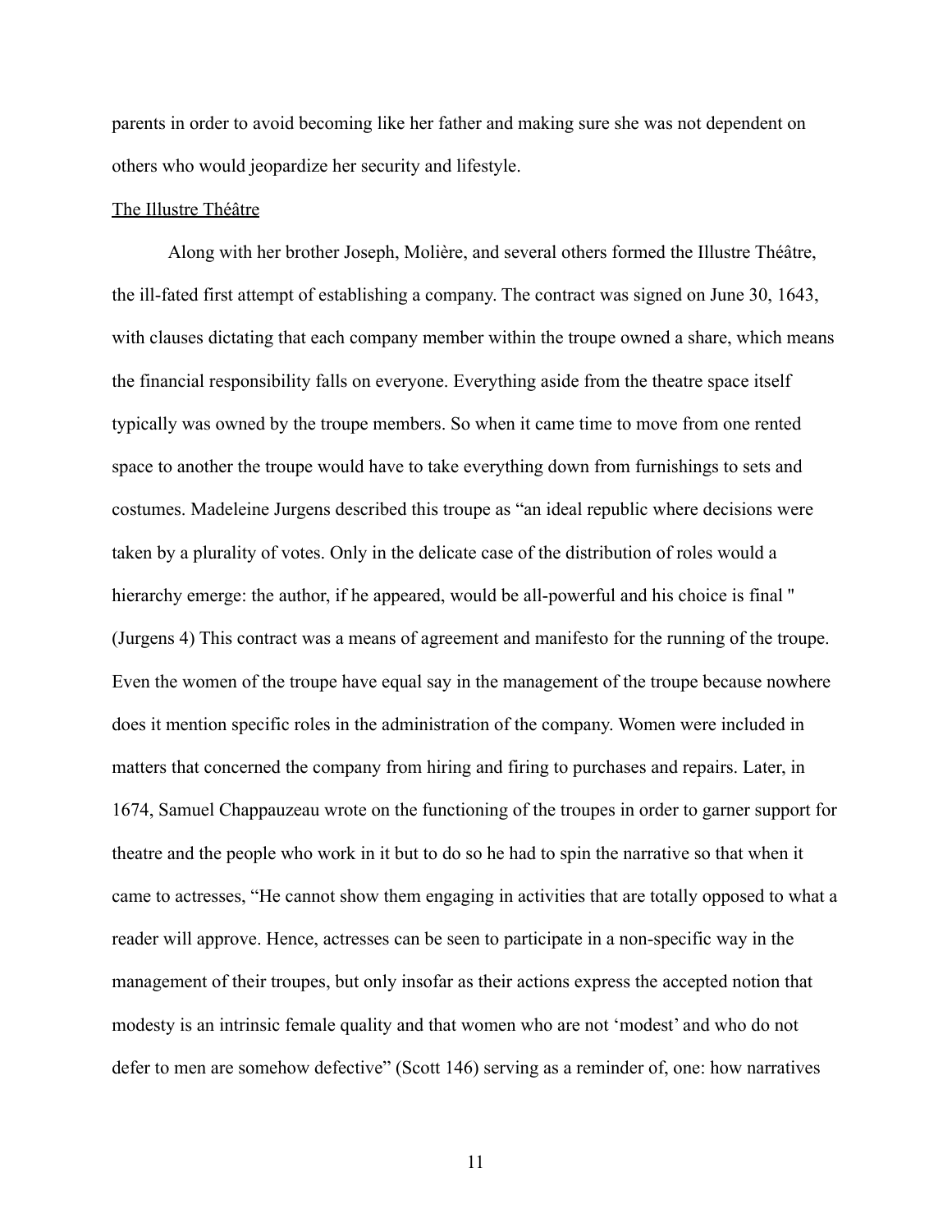parents in order to avoid becoming like her father and making sure she was not dependent on others who would jeopardize her security and lifestyle.

<u>The Illustre Théâtre</u>

Along with her brother Joseph, Molière, and several others formed the Illustre Théâtre, the ill-fated first attempt of establishing a company. The contract was signed on June 30, 1643, with clauses dictating that each company member within the troupe owned a share, which means the financial responsibility falls on everyone. Everything aside from the theatre space itself typically was owned by the troupe members. So when it came time to move from one rented space to another the troupe would have to take everything down from furnishings to sets and costumes. Madeleine Jurgens described this troupe as "an ideal republic where decisions were taken by a plurality of votes. Only in the delicate case of the distribution of roles would a hierarchy emerge: the author, if he appeared, would be all-powerful and his choice is final " (Jurgens 4) This contract was a means of agreement and manifesto for the running of the troupe. Even the women of the troupe have equal say in the management of the troupe because nowhere does it mention specific roles in the administration of the company. Women were included in matters that concerned the company from hiring and firing to purchases and repairs. Later, in 1674, Samuel Chappauzeau wrote on the functioning of the troupes in order to garner support for theatre and the people who work in it but to do so he had to spin the narrative so that when it came to actresses, "He cannot show them engaging in activities that are totally opposed to what a reader will approve. Hence, actresses can be seen to participate in a non-specific way in the management of their troupes, but only insofar as their actions express the accepted notion that modesty is an intrinsic female quality and that women who are not 'modest' and who do not defer to men are somehow defective" (Scott 146) serving as a reminder of, one: how narratives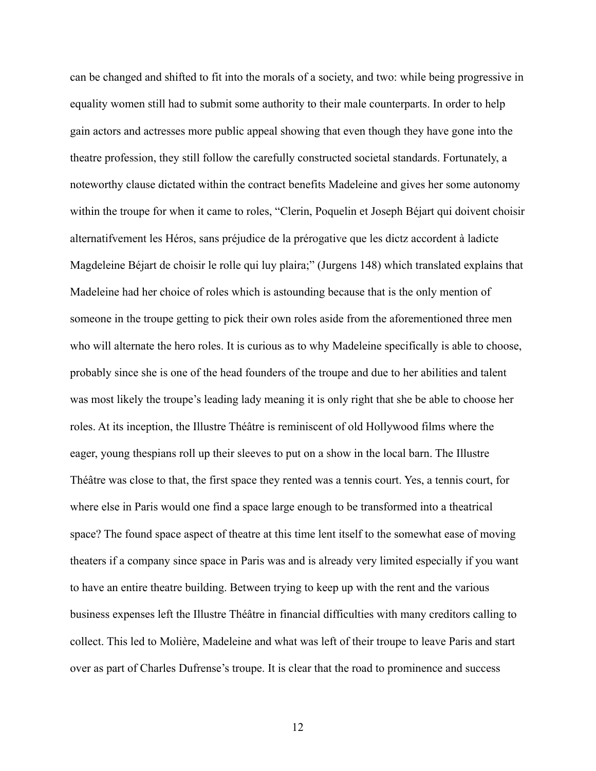can be changed and shifted to fit into the morals of a society, and two: while being progressive in equality women still had to submit some authority to their male counterparts. In order to help gain actors and actresses more public appeal showing that even though they have gone into the theatre profession, they still follow the carefully constructed societal standards. Fortunately, a noteworthy clause dictated within the contract benefits Madeleine and gives her some autonomy within the troupe for when it came to roles, "Clerin, Poquelin et Joseph Béjart qui doivent choisir alternatifvement les Héros, sans préjudice de la prérogative que les dictz accordent à ladicte Magdeleine Béjart de choisir le rolle qui luy plaira;" (Jurgens 148) which translated explains that Madeleine had her choice of roles which is astounding because that is the only mention of someone in the troupe getting to pick their own roles aside from the aforementioned three men who will alternate the hero roles. It is curious as to why Madeleine specifically is able to choose, probably since she is one of the head founders of the troupe and due to her abilities and talent was most likely the troupe's leading lady meaning it is only right that she be able to choose her roles. At its inception, the Illustre Théâtre is reminiscent of old Hollywood films where the eager, young thespians roll up their sleeves to put on a show in the local barn. The Illustre Théâtre was close to that, the first space they rented was a tennis court. Yes, a tennis court, for where else in Paris would one find a space large enough to be transformed into a theatrical space? The found space aspect of theatre at this time lent itself to the somewhat ease of moving theaters if a company since space in Paris was and is already very limited especially if you want to have an entire theatre building. Between trying to keep up with the rent and the various business expenses left the Illustre Théâtre in financial difficulties with many creditors calling to collect. This led to Molière, Madeleine and what was left of their troupe to leave Paris and start over as part of Charles Dufrense's troupe. It is clear that the road to prominence and success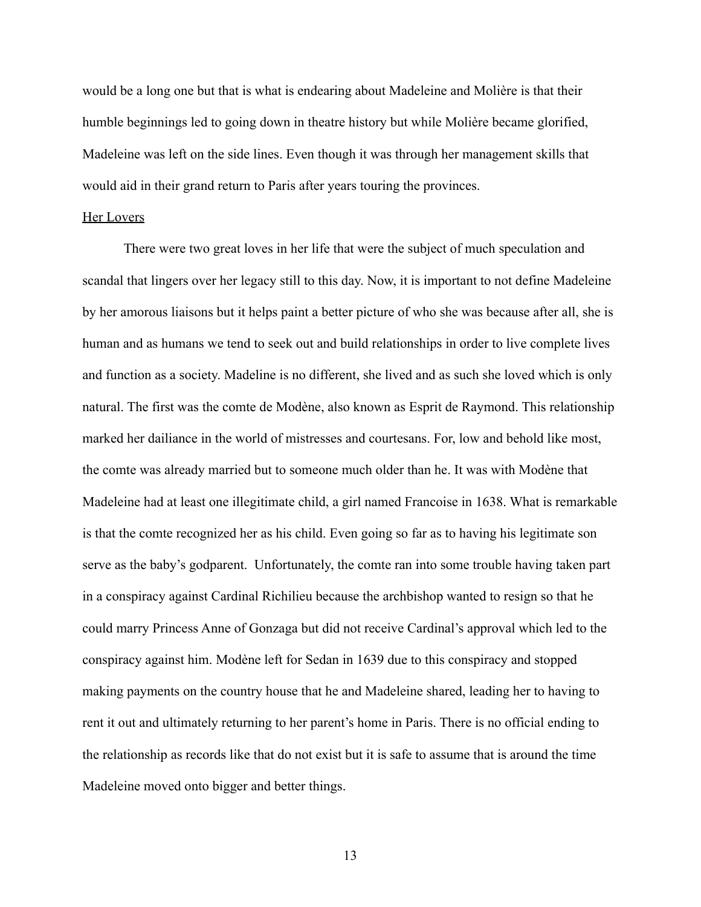would be a long one but that is what is endearing about Madeleine and Molière is that their humble beginnings led to going down in theatre history but while Molière became glorified, Madeleine was left on the side lines. Even though it was through her management skills that would aid in their grand return to Paris after years touring the provinces.

<u>Her Lovers</u>

There were two great loves in her life that were the subject of much speculation and scandal that lingers over her legacy still to this day. Now, it is important to not define Madeleine by her amorous liaisons but it helps paint a better picture of who she was because after all, she is human and as humans we tend to seek out and build relationships in order to live complete lives and function as a society. Madeline is no different, she lived and as such she loved which is only natural. The first was the comte de Modène, also known as Esprit de Raymond. This relationship marked her dailiance in the world of mistresses and courtesans. For, low and behold like most, the comte was already married but to someone much older than he. It was with Modène that Madeleine had at least one illegitimate child, a girl named Francoise in 1638. What is remarkable is that the comte recognized her as his child. Even going so far as to having his legitimate son serve as the baby's godparent. Unfortunately, the comte ran into some trouble having taken part in a conspiracy against Cardinal Richilieu because the archbishop wanted to resign so that he could marry Princess Anne of Gonzaga but did not receive Cardinal's approval which led to the conspiracy against him. Modène left for Sedan in 1639 due to this conspiracy and stopped making payments on the country house that he and Madeleine shared, leading her to having to rent it out and ultimately returning to her parent's home in Paris. There is no official ending to the relationship as records like that do not exist but it is safe to assume that is around the time Madeleine moved onto bigger and better things.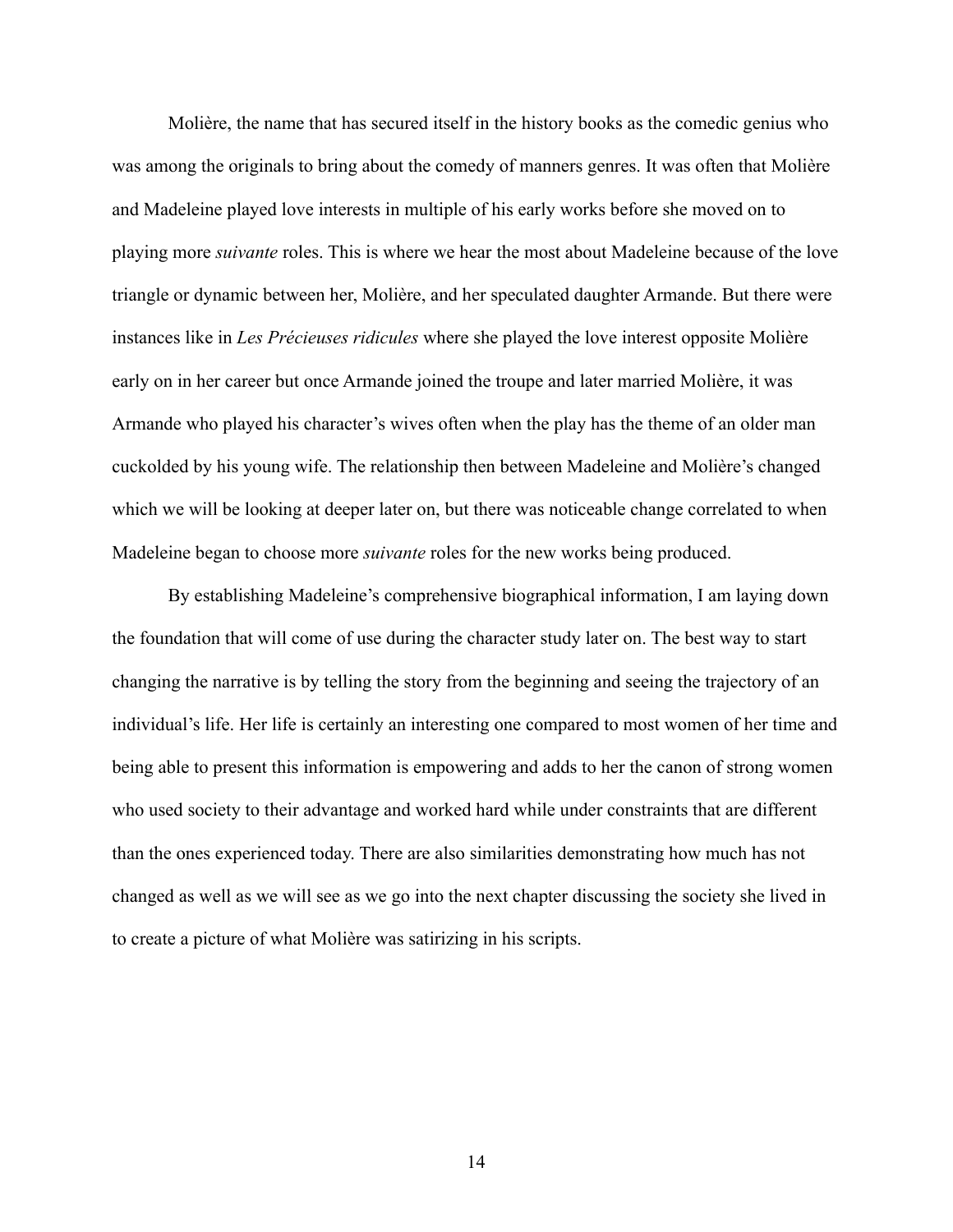Molière, the name that has secured itself in the history books as the comedic genius who was among the originals to bring about the comedy of manners genres. It was often that Molière and Madeleine played love interests in multiple of his early works before she moved on to playing more *suivante* roles. This is where we hear the most about Madeleine because of the love triangle or dynamic between her, Molière, and her speculated daughter Armande. But there were instances like in *Les Précieuses ridicules* where she played the love interest opposite Molière early on in her career but once Armande joined the troupe and later married Molière, it was Armande who played his character's wives often when the play has the theme of an older man cuckolded by his young wife. The relationship then between Madeleine and Molière's changed which we will be looking at deeper later on, but there was noticeable change correlated to when Madeleine began to choose more *suivante* roles for the new works being produced.

By establishing Madeleine's comprehensive biographical information, I am laying down the foundation that will come of use during the character study later on. The best way to start changing the narrative is by telling the story from the beginning and seeing the trajectory of an individual's life. Her life is certainly an interesting one compared to most women of her time and being able to present this information is empowering and adds to her the canon of strong women who used society to their advantage and worked hard while under constraints that are different than the ones experienced today. There are also similarities demonstrating how much has not changed as well as we will see as we go into the next chapter discussing the society she lived in to create a picture of what Molière was satirizing in his scripts.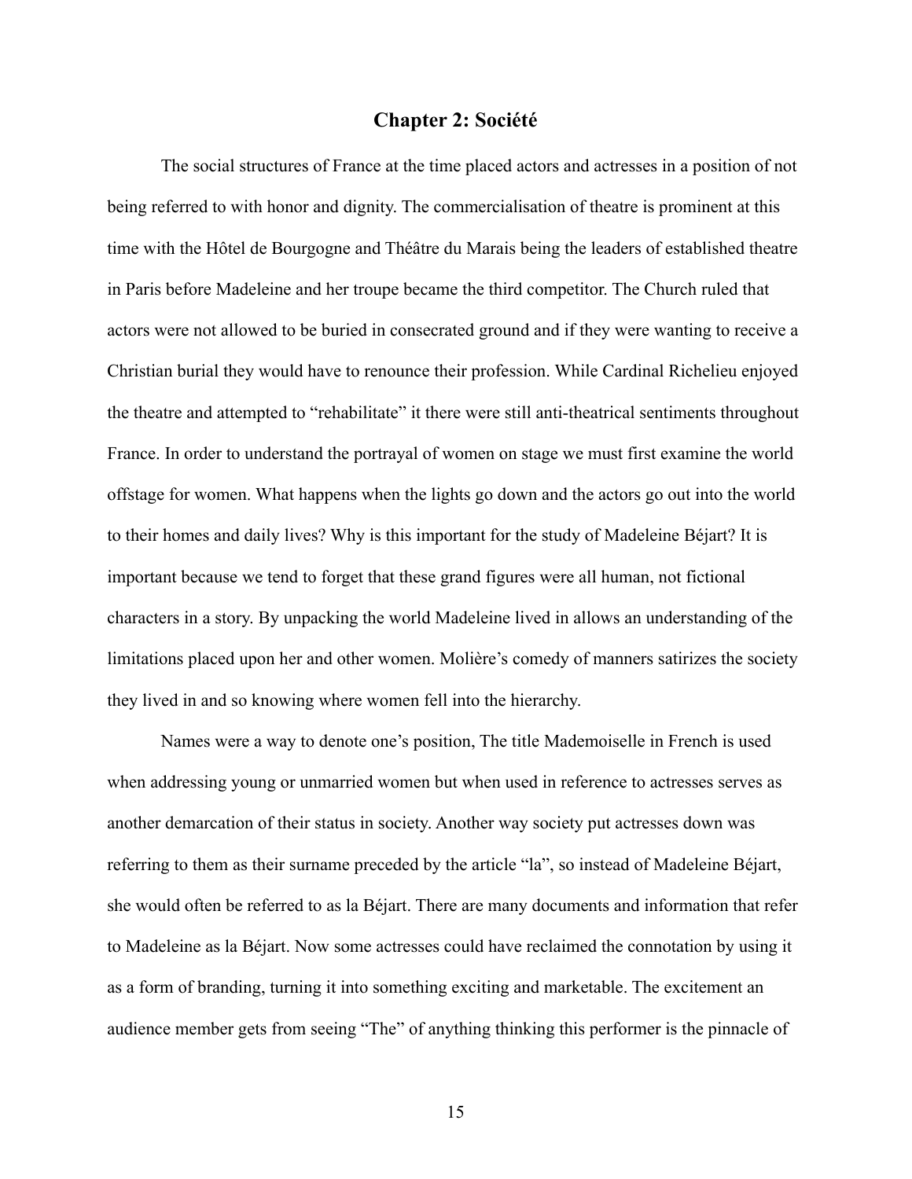## Chapter 2: Société

The social structures of France at the time placed actors and actresses in a position of not being referred to with honor and dignity. The commercialisation of theatre is prominent at this time with the Hôtel de Bourgogne and Théâtre du Marais being the leaders of established theatre in Paris before Madeleine and her troupe became the third competitor. The Church ruled that actors were not allowed to be buried in consecrated ground and if they were wanting to receive a Christian burial they would have to renounce their profession. While Cardinal Richelieu enjoyed the theatre and attempted to "rehabilitate" it there were still anti-theatrical sentiments throughout France. In order to understand the portrayal of women on stage we must first examine the world offstage for women. What happens when the lights go down and the actors go out into the world to their homes and daily lives? Why is this important for the study of Madeleine Béjart? It is important because we tend to forget that these grand figures were all human, not fictional characters in a story. By unpacking the world Madeleine lived in allows an understanding of the limitations placed upon her and other women. Molière's comedy of manners satirizes the society they lived in and so knowing where women fell into the hierarchy.

Names were a way to denote one's position, The title Mademoiselle in French is used when addressing young or unmarried women but when used in reference to actresses serves as another demarcation of their status in society. Another way society put actresses down was referring to them as their surname preceded by the article "la", so instead of Madeleine Béjart, she would often be referred to as la Béjart. There are many documents and information that refer to Madeleine as la Béjart. Now some actresses could have reclaimed the connotation by using it as a form of branding, turning it into something exciting and marketable. The excitement an audience member gets from seeing "The" of anything thinking this performer is the pinnacle of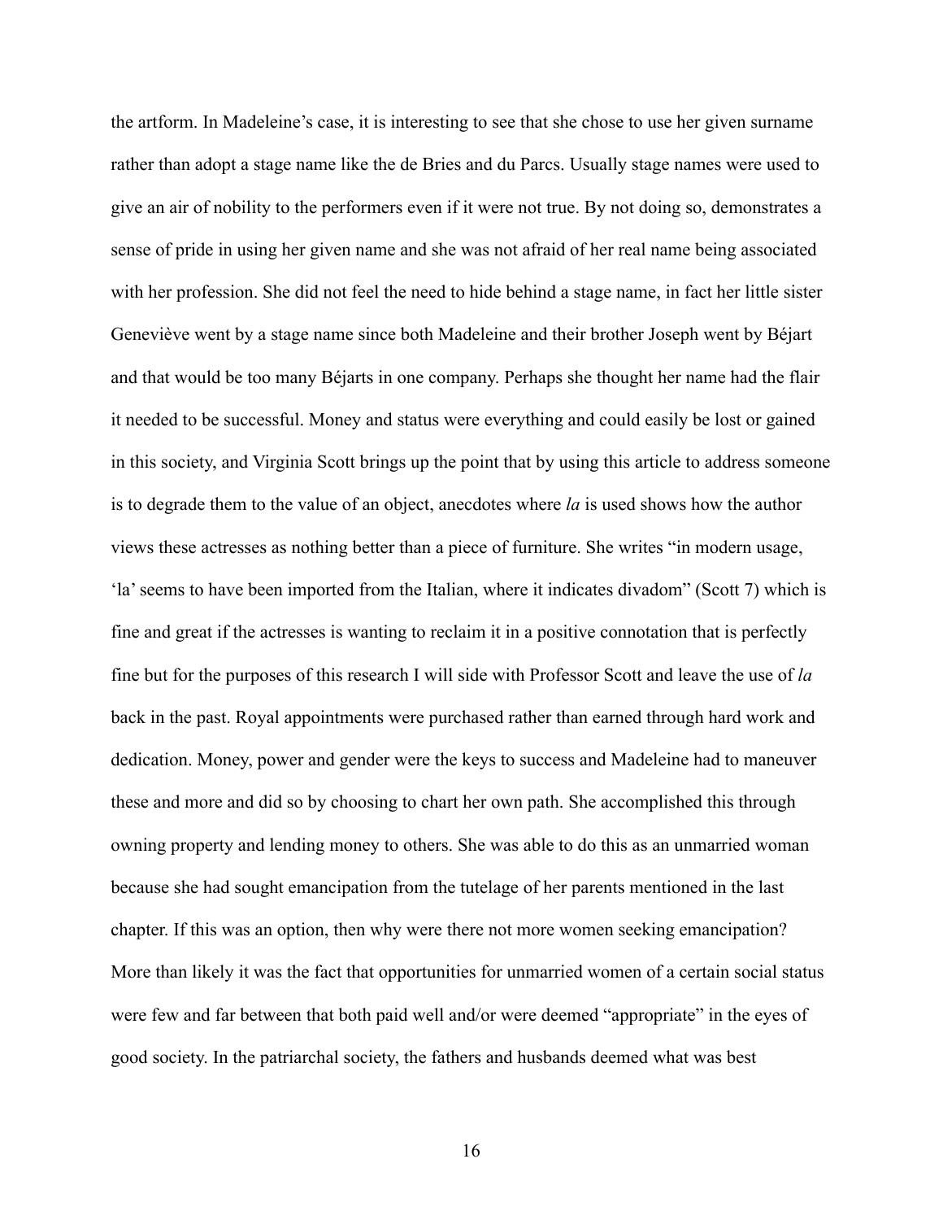the artform. In Madeleine's case, it is interesting to see that she chose to use her given surname rather than adopt a stage name like the de Bries and du Parcs. Usually stage names were used to give an air of nobility to the performers even if it were not true. By not doing so, demonstrates a sense of pride in using her given name and she was not afraid of her real name being associated with her profession. She did not feel the need to hide behind a stage name, in fact her little sister Geneviève went by a stage name since both Madeleine and their brother Joseph went by Béjart and that would be too many Béjarts in one company. Perhaps she thought her name had the flair it needed to be successful. Money and status were everything and could easily be lost or gained in this society, and Virginia Scott brings up the point that by using this article to address someone is to degrade them to the value of an object, anecdotes where *la* is used shows how the author views these actresses as nothing better than a piece of furniture. She writes "in modern usage, 'la' seems to have been imported from the Italian, where it indicates divadom" (Scott 7) which is fine and great if the actresses is wanting to reclaim it in a positive connotation that is perfectly fine but for the purposes of this research I will side with Professor Scott and leave the use of *la* back in the past. Royal appointments were purchased rather than earned through hard work and dedication. Money, power and gender were the keys to success and Madeleine had to maneuver these and more and did so by choosing to chart her own path. She accomplished this through owning property and lending money to others. She was able to do this as an unmarried woman because she had sought emancipation from the tutelage of her parents mentioned in the last chapter. If this was an option, then why were there not more women seeking emancipation? More than likely it was the fact that opportunities for unmarried women of a certain social status were few and far between that both paid well and/or were deemed "appropriate" in the eyes of good society. In the patriarchal society, the fathers and husbands deemed what was best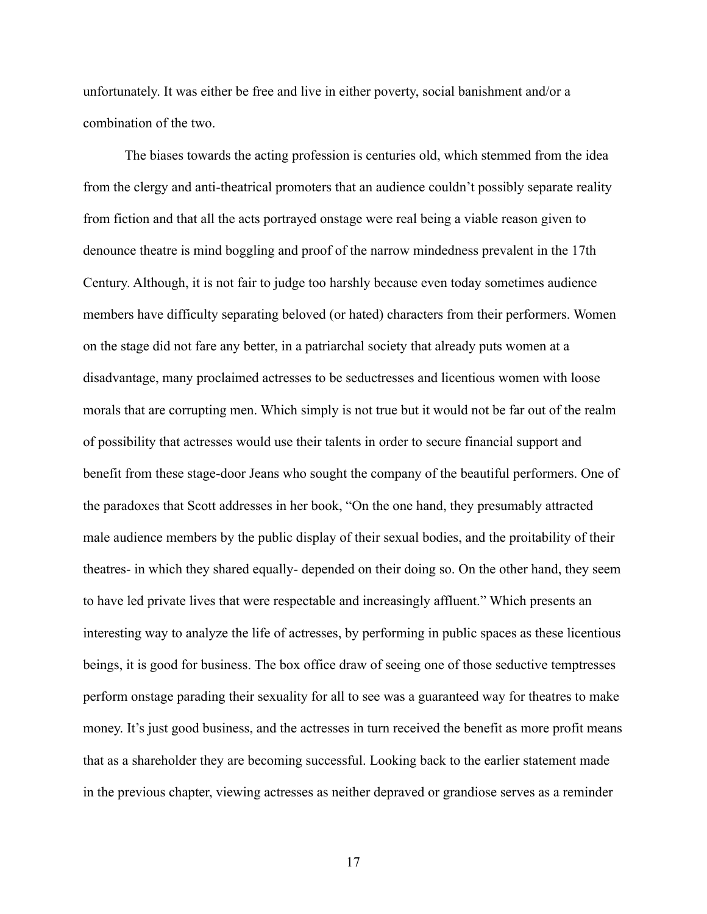unfortunately. It was either be free and live in either poverty, social banishment and/or a combination of the two.

The biases towards the acting profession is centuries old, which stemmed from the idea from the clergy and anti-theatrical promoters that an audience couldn't possibly separate reality from fiction and that all the acts portrayed onstage were real being a viable reason given to denounce theatre is mind boggling and proof of the narrow mindedness prevalent in the 17th Century. Although, it is not fair to judge too harshly because even today sometimes audience members have difficulty separating beloved (or hated) characters from their performers. Women on the stage did not fare any better, in a patriarchal society that already puts women at a disadvantage, many proclaimed actresses to be seductresses and licentious women with loose morals that are corrupting men. Which simply is not true but it would not be far out of the realm of possibility that actresses would use their talents in order to secure financial support and benefit from these stage-door Jeans who sought the company of the beautiful performers. One of the paradoxes that Scott addresses in her book, "On the one hand, they presumably attracted male audience members by the public display of their sexual bodies, and the proitability of their theatres- in which they shared equally- depended on their doing so. On the other hand, they seem to have led private lives that were respectable and increasingly affluent." Which presents an interesting way to analyze the life of actresses, by performing in public spaces as these licentious beings, it is good for business. The box office draw of seeing one of those seductive temptresses perform onstage parading their sexuality for all to see was a guaranteed way for theatres to make money. It's just good business, and the actresses in turn received the benefit as more profit means that as a shareholder they are becoming successful. Looking back to the earlier statement made in the previous chapter, viewing actresses as neither depraved or grandiose serves as a reminder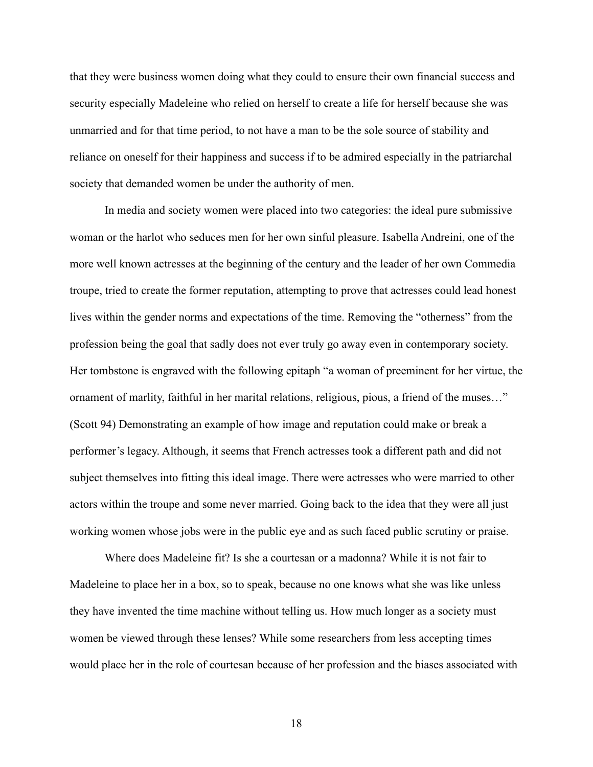that they were business women doing what they could to ensure their own financial success and security especially Madeleine who relied on herself to create a life for herself because she was unmarried and for that time period, to not have a man to be the sole source of stability and reliance on oneself for their happiness and success if to be admired especially in the patriarchal society that demanded women be under the authority of men.

In media and society women were placed into two categories: the ideal pure submissive woman or the harlot who seduces men for her own sinful pleasure. Isabella Andreini, one of the more well known actresses at the beginning of the century and the leader of her own Commedia troupe, tried to create the former reputation, attempting to prove that actresses could lead honest lives within the gender norms and expectations of the time. Removing the "otherness" from the profession being the goal that sadly does not ever truly go away even in contemporary society. Her tombstone is engraved with the following epitaph "a woman of preeminent for her virtue, the ornament of marlity, faithful in her marital relations, religious, pious, a friend of the muses…" (Scott 94) Demonstrating an example of how image and reputation could make or break a performer's legacy. Although, it seems that French actresses took a different path and did not subject themselves into fitting this ideal image. There were actresses who were married to other actors within the troupe and some never married. Going back to the idea that they were all just working women whose jobs were in the public eye and as such faced public scrutiny or praise.

Where does Madeleine fit? Is she a courtesan or a madonna? While it is not fair to Madeleine to place her in a box, so to speak, because no one knows what she was like unless they have invented the time machine without telling us. How much longer as a society must women be viewed through these lenses? While some researchers from less accepting times would place her in the role of courtesan because of her profession and the biases associated with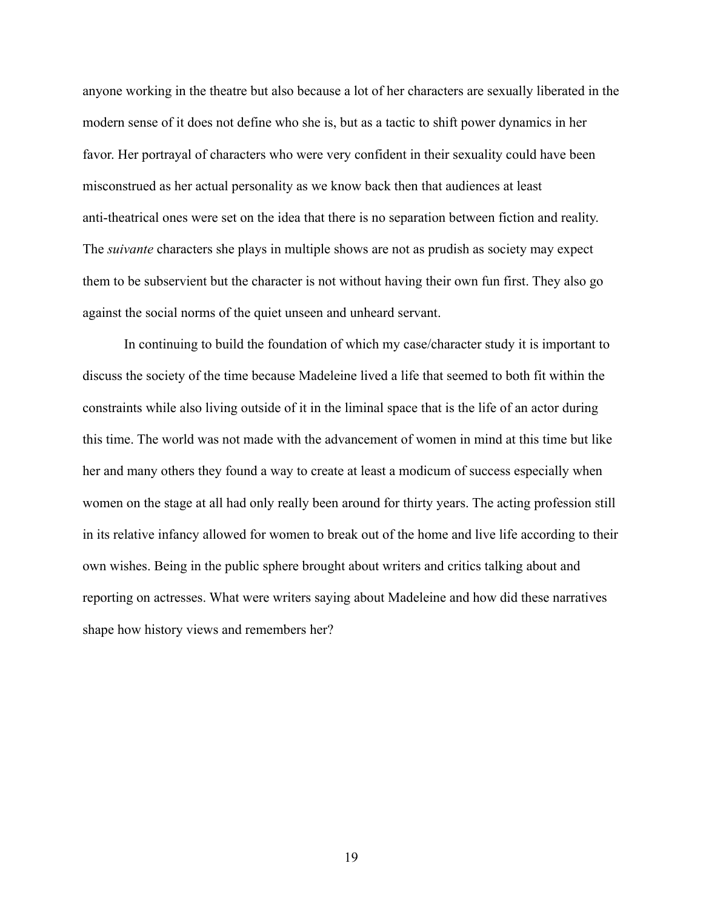anyone working in the theatre but also because a lot of her characters are sexually liberated in the modern sense of it does not define who she is, but as a tactic to shift power dynamics in her favor. Her portrayal of characters who were very confident in their sexuality could have been misconstrued as her actual personality as we know back then that audiences at least anti-theatrical ones were set on the idea that there is no separation between fiction and reality. The *suivante* characters she plays in multiple shows are not as prudish as society may expect them to be subservient but the character is not without having their own fun first. They also go against the social norms of the quiet unseen and unheard servant.

In continuing to build the foundation of which my case/character study it is important to discuss the society of the time because Madeleine lived a life that seemed to both fit within the constraints while also living outside of it in the liminal space that is the life of an actor during this time. The world was not made with the advancement of women in mind at this time but like her and many others they found a way to create at least a modicum of success especially when women on the stage at all had only really been around for thirty years. The acting profession still in its relative infancy allowed for women to break out of the home and live life according to their own wishes. Being in the public sphere brought about writers and critics talking about and reporting on actresses. What were writers saying about Madeleine and how did these narratives shape how history views and remembers her?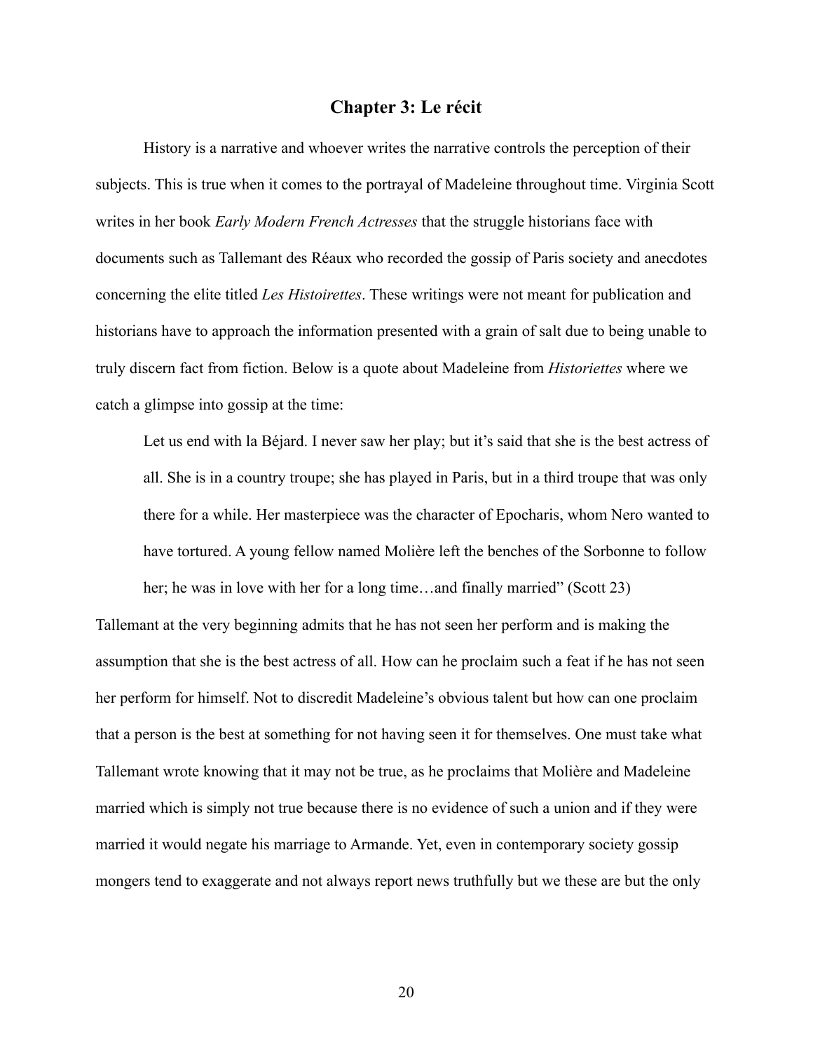# Chapter 3: Le récit

History is a narrative and whoever writes the narrative controls the perception of their subjects. This is true when it comes to the portrayal of Madeleine throughout time. Virginia Scott writes in her book *Early Modern French Actresses* that the struggle historians face with documents such as Tallemant des Réaux who recorded the gossip of Paris society and anecdotes concerning the elite titled *Les Histoirettes*. These writings were not meant for publication and historians have to approach the information presented with a grain of salt due to being unable to truly discern fact from fiction. Below is a quote about Madeleine from *Historiettes* where we catch a glimpse into gossip at the time:

> Let us end with la Béjard. I never saw her play; but it's said that she is the best actress of all. She is in a country troupe; she has played in Paris, but in a third troupe that was only there for a while. Her masterpiece was the character of Epocharis, whom Nero wanted to have tortured. A young fellow named Molière left the benches of the Sorbonne to follow her; he was in love with her for a long time…and finally married" (Scott 23)

Tallemant at the very beginning admits that he has not seen her perform and is making the assumption that she is the best actress of all. How can he proclaim such a feat if he has not seen her perform for himself. Not to discredit Madeleine's obvious talent but how can one proclaim that a person is the best at something for not having seen it for themselves. One must take what Tallemant wrote knowing that it may not be true, as he proclaims that Molière and Madeleine married which is simply not true because there is no evidence of such a union and if they were married it would negate his marriage to Armande. Yet, even in contemporary society gossip mongers tend to exaggerate and not always report news truthfully but we these are but the only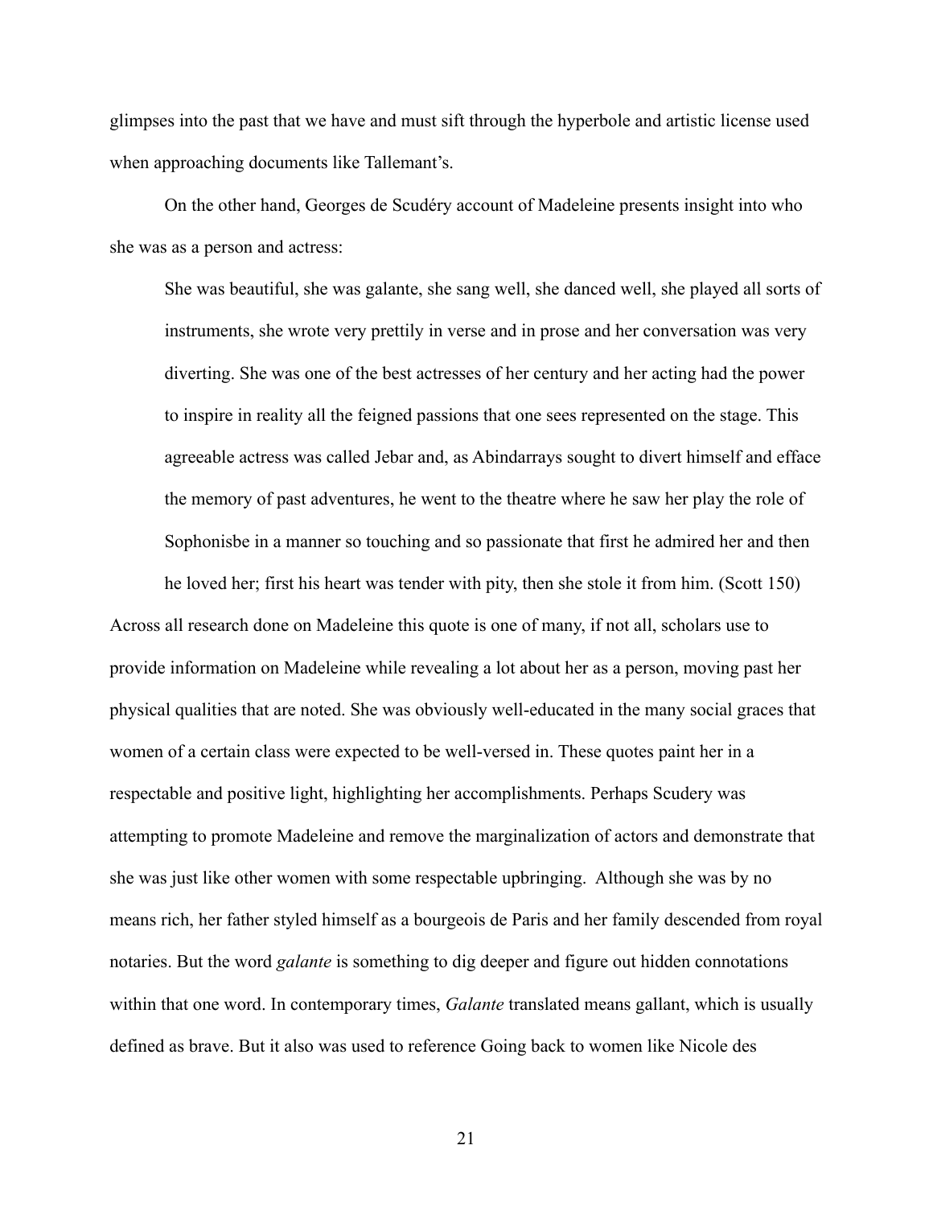glimpses into the past that we have and must sift through the hyperbole and artistic license used when approaching documents like Tallemant's.

On the other hand, Georges de Scudéry account of Madeleine presents insight into who she was as a person and actress:

> She was beautiful, she was galante, she sang well, she danced well, she played all sorts of instruments, she wrote very prettily in verse and in prose and her conversation was very diverting. She was one of the best actresses of her century and her acting had the power to inspire in reality all the feigned passions that one sees represented on the stage. This agreeable actress was called Jebar and, as Abindarrays sought to divert himself and efface the memory of past adventures, he went to the theatre where he saw her play the role of Sophonisbe in a manner so touching and so passionate that first he admired her and then he loved her; first his heart was tender with pity, then she stole it from him. (Scott 150)

Across all research done on Madeleine this quote is one of many, if not all, scholars use to provide information on Madeleine while revealing a lot about her as a person, moving past her physical qualities that are noted. She was obviously well-educated in the many social graces that women of a certain class were expected to be well-versed in. These quotes paint her in a respectable and positive light, highlighting her accomplishments. Perhaps Scudery was attempting to promote Madeleine and remove the marginalization of actors and demonstrate that she was just like other women with some respectable upbringing.  Although she was by no means rich, her father styled himself as a bourgeois de Paris and her family descended from royal notaries. But the word *galante* is something to dig deeper and figure out hidden connotations within that one word. In contemporary times, *Galante* translated means gallant, which is usually defined as brave. But it also was used to reference Going back to women like Nicole des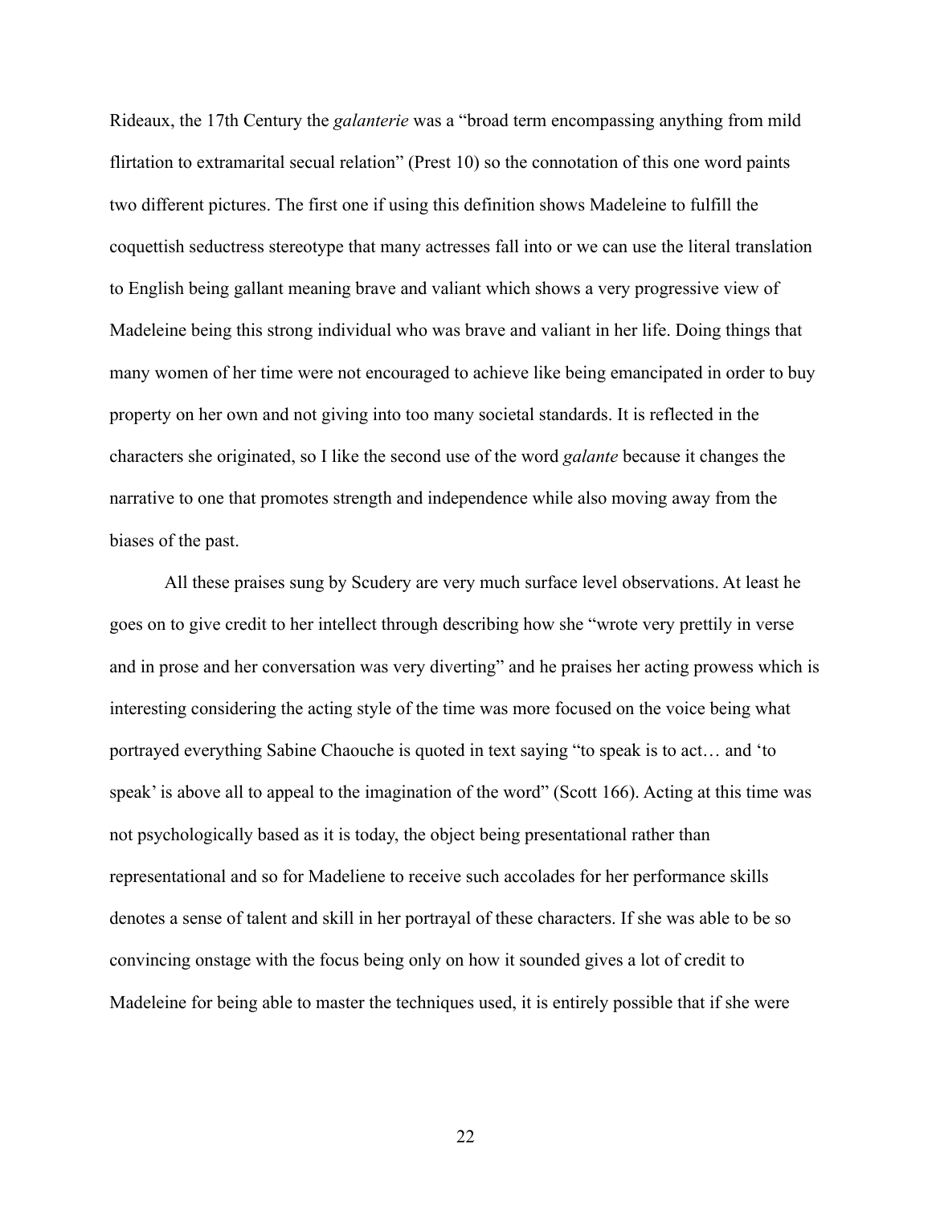Rideaux, the 17th Century the *galanterie* was a "broad term encompassing anything from mild flirtation to extramarital secual relation" (Prest 10) so the connotation of this one word paints two different pictures. The first one if using this definition shows Madeleine to fulfill the coquettish seductress stereotype that many actresses fall into or we can use the literal translation to English being gallant meaning brave and valiant which shows a very progressive view of Madeleine being this strong individual who was brave and valiant in her life. Doing things that many women of her time were not encouraged to achieve like being emancipated in order to buy property on her own and not giving into too many societal standards. It is reflected in the characters she originated, so I like the second use of the word *galante* because it changes the narrative to one that promotes strength and independence while also moving away from the biases of the past.

All these praises sung by Scudery are very much surface level observations. At least he goes on to give credit to her intellect through describing how she "wrote very prettily in verse and in prose and her conversation was very diverting" and he praises her acting prowess which is interesting considering the acting style of the time was more focused on the voice being what portrayed everything Sabine Chaouche is quoted in text saying "to speak is to act… and 'to speak' is above all to appeal to the imagination of the word" (Scott 166). Acting at this time was not psychologically based as it is today, the object being presentational rather than representational and so for Madeliene to receive such accolades for her performance skills denotes a sense of talent and skill in her portrayal of these characters. If she was able to be so convincing onstage with the focus being only on how it sounded gives a lot of credit to Madeleine for being able to master the techniques used, it is entirely possible that if she were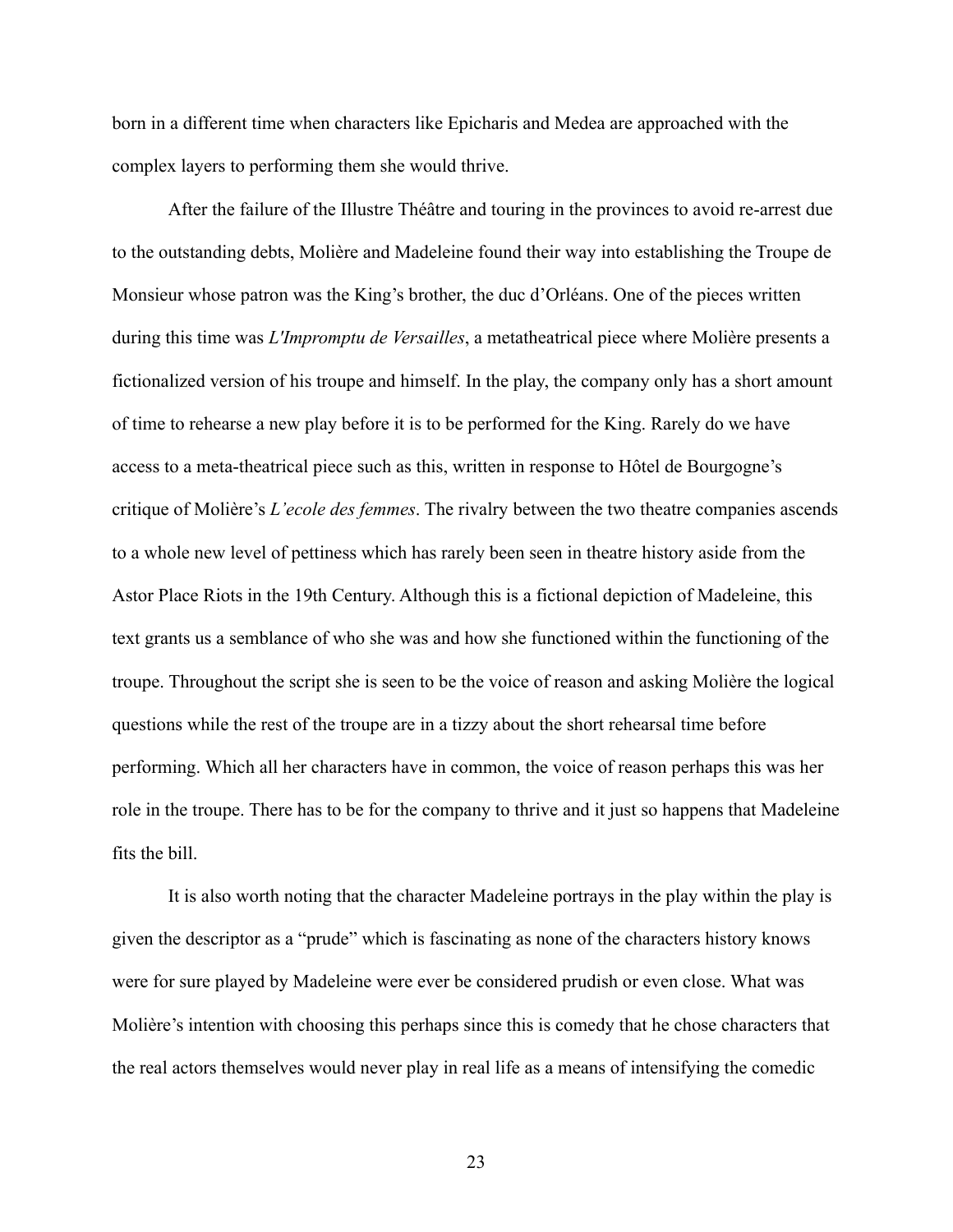born in a different time when characters like Epicharis and Medea are approached with the complex layers to performing them she would thrive.

After the failure of the Illustre Théâtre and touring in the provinces to avoid re-arrest due to the outstanding debts, Molière and Madeleine found their way into establishing the Troupe de Monsieur whose patron was the King's brother, the duc d'Orléans. One of the pieces written during this time was *L'Impromptu de Versailles*, a metatheatrical piece where Molière presents a fictionalized version of his troupe and himself. In the play, the company only has a short amount of time to rehearse a new play before it is to be performed for the King. Rarely do we have access to a meta-theatrical piece such as this, written in response to Hôtel de Bourgogne's critique of Molière's *L'ecole des femmes*. The rivalry between the two theatre companies ascends to a whole new level of pettiness which has rarely been seen in theatre history aside from the Astor Place Riots in the 19th Century. Although this is a fictional depiction of Madeleine, this text grants us a semblance of who she was and how she functioned within the functioning of the troupe. Throughout the script she is seen to be the voice of reason and asking Molière the logical questions while the rest of the troupe are in a tizzy about the short rehearsal time before performing. Which all her characters have in common, the voice of reason perhaps this was her role in the troupe. There has to be for the company to thrive and it just so happens that Madeleine fits the bill.

It is also worth noting that the character Madeleine portrays in the play within the play is given the descriptor as a "prude" which is fascinating as none of the characters history knows were for sure played by Madeleine were ever be considered prudish or even close. What was Molière's intention with choosing this perhaps since this is comedy that he chose characters that the real actors themselves would never play in real life as a means of intensifying the comedic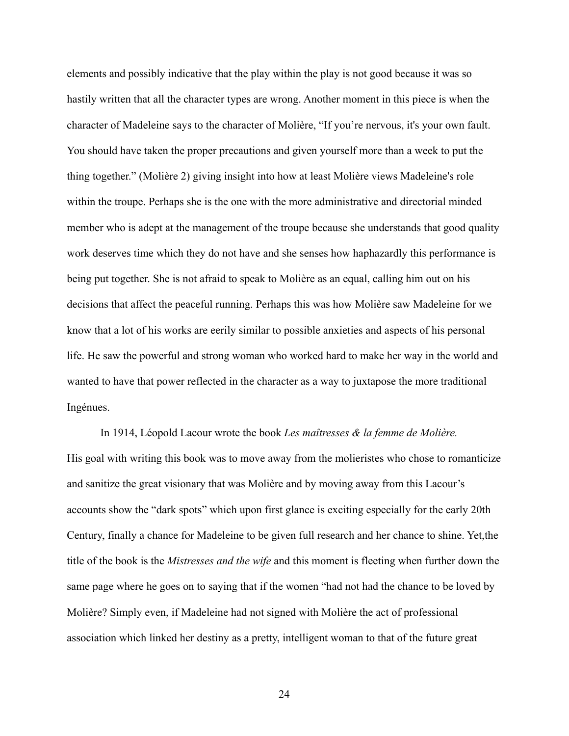elements and possibly indicative that the play within the play is not good because it was so hastily written that all the character types are wrong. Another moment in this piece is when the character of Madeleine says to the character of Molière, “If you’re nervous, it's your own fault. You should have taken the proper precautions and given yourself more than a week to put the thing together.” (Molière 2) giving insight into how at least Molière views Madeleine's role within the troupe. Perhaps she is the one with the more administrative and directorial minded member who is adept at the management of the troupe because she understands that good quality work deserves time which they do not have and she senses how haphazardly this performance is being put together. She is not afraid to speak to Molière as an equal, calling him out on his decisions that affect the peaceful running. Perhaps this was how Molière saw Madeleine for we know that a lot of his works are eerily similar to possible anxieties and aspects of his personal life. He saw the powerful and strong woman who worked hard to make her way in the world and wanted to have that power reflected in the character as a way to juxtapose the more traditional Ingénues.

In 1914, Léopold Lacour wrote the book *Les maîtresses & la femme de Molière.* His goal with writing this book was to move away from the molieristes who chose to romanticize and sanitize the great visionary that was Molière and by moving away from this Lacour’s accounts show the “dark spots” which upon first glance is exciting especially for the early 20th Century, finally a chance for Madeleine to be given full research and her chance to shine. Yet,the title of the book is the *Mistresses and the wife* and this moment is fleeting when further down the same page where he goes on to saying that if the women “had not had the chance to be loved by Molière? Simply even, if Madeleine had not signed with Molière the act of professional association which linked her destiny as a pretty, intelligent woman to that of the future great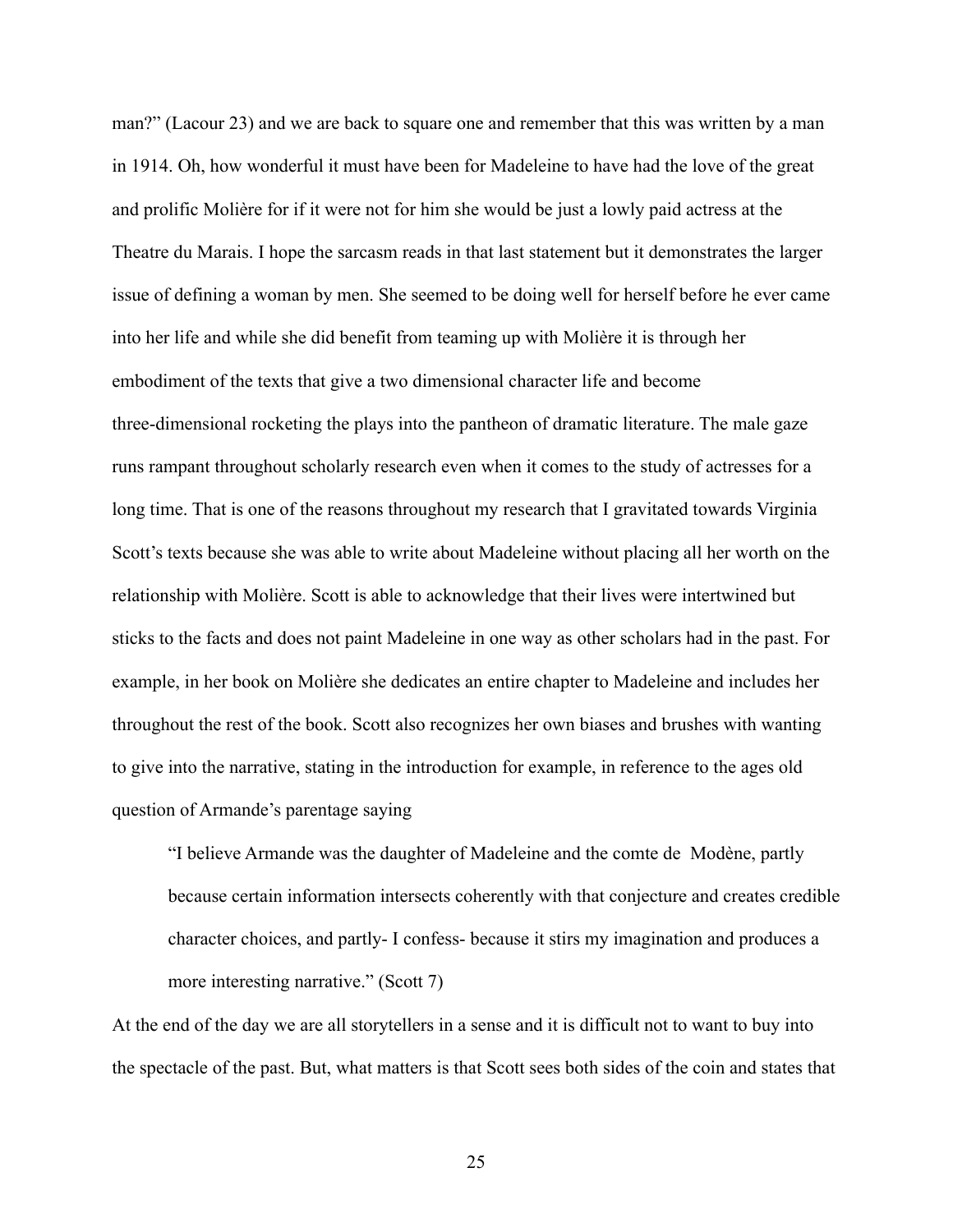man?" (Lacour 23) and we are back to square one and remember that this was written by a man in 1914. Oh, how wonderful it must have been for Madeleine to have had the love of the great and prolific Molière for if it were not for him she would be just a lowly paid actress at the Theatre du Marais. I hope the sarcasm reads in that last statement but it demonstrates the larger issue of defining a woman by men. She seemed to be doing well for herself before he ever came into her life and while she did benefit from teaming up with Molière it is through her embodiment of the texts that give a two dimensional character life and become three-dimensional rocketing the plays into the pantheon of dramatic literature. The male gaze runs rampant throughout scholarly research even when it comes to the study of actresses for a long time. That is one of the reasons throughout my research that I gravitated towards Virginia Scott's texts because she was able to write about Madeleine without placing all her worth on the relationship with Molière. Scott is able to acknowledge that their lives were intertwined but sticks to the facts and does not paint Madeleine in one way as other scholars had in the past. For example, in her book on Molière she dedicates an entire chapter to Madeleine and includes her throughout the rest of the book. Scott also recognizes her own biases and brushes with wanting to give into the narrative, stating in the introduction for example, in reference to the ages old question of Armande's parentage saying

> "I believe Armande was the daughter of Madeleine and the comte de Modène, partly because certain information intersects coherently with that conjecture and creates credible character choices, and partly- I confess- because it stirs my imagination and produces a more interesting narrative." (Scott 7)

At the end of the day we are all storytellers in a sense and it is difficult not to want to buy into the spectacle of the past. But, what matters is that Scott sees both sides of the coin and states that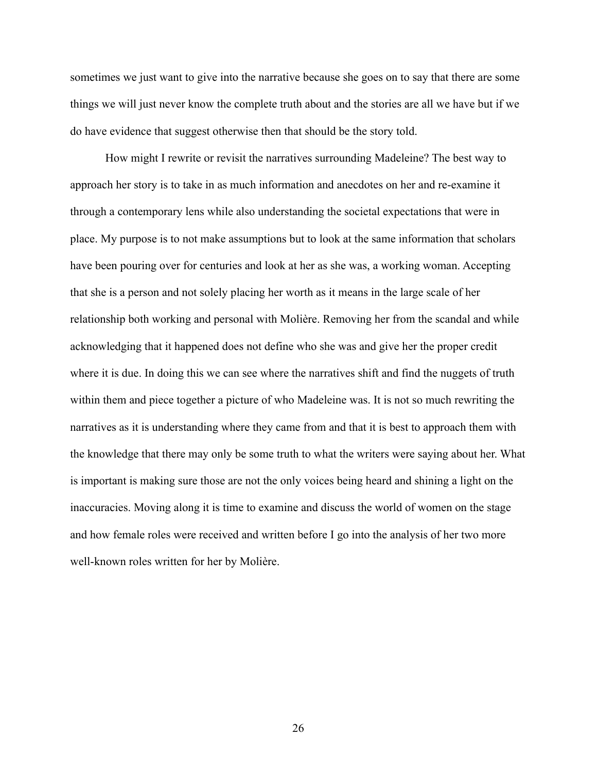sometimes we just want to give into the narrative because she goes on to say that there are some things we will just never know the complete truth about and the stories are all we have but if we do have evidence that suggest otherwise then that should be the story told.

How might I rewrite or revisit the narratives surrounding Madeleine? The best way to approach her story is to take in as much information and anecdotes on her and re-examine it through a contemporary lens while also understanding the societal expectations that were in place. My purpose is to not make assumptions but to look at the same information that scholars have been pouring over for centuries and look at her as she was, a working woman. Accepting that she is a person and not solely placing her worth as it means in the large scale of her relationship both working and personal with Molière. Removing her from the scandal and while acknowledging that it happened does not define who she was and give her the proper credit where it is due. In doing this we can see where the narratives shift and find the nuggets of truth within them and piece together a picture of who Madeleine was. It is not so much rewriting the narratives as it is understanding where they came from and that it is best to approach them with the knowledge that there may only be some truth to what the writers were saying about her. What is important is making sure those are not the only voices being heard and shining a light on the inaccuracies. Moving along it is time to examine and discuss the world of women on the stage and how female roles were received and written before I go into the analysis of her two more well-known roles written for her by Molière.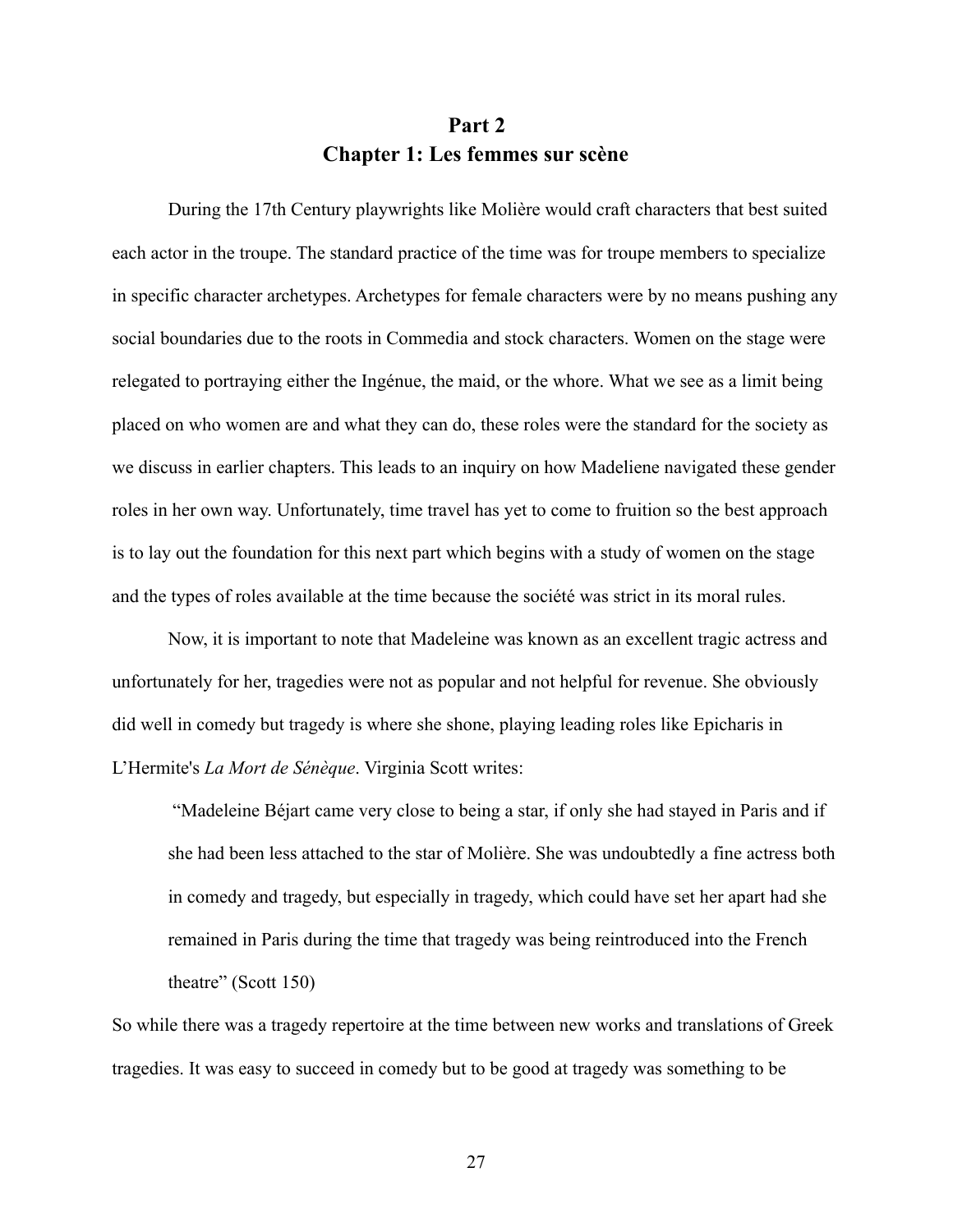# Part 2
# Chapter 1: Les femmes sur scène

During the 17th Century playwrights like Molière would craft characters that best suited each actor in the troupe. The standard practice of the time was for troupe members to specialize in specific character archetypes. Archetypes for female characters were by no means pushing any social boundaries due to the roots in Commedia and stock characters. Women on the stage were relegated to portraying either the Ingénue, the maid, or the whore. What we see as a limit being placed on who women are and what they can do, these roles were the standard for the society as we discuss in earlier chapters. This leads to an inquiry on how Madeliene navigated these gender roles in her own way. Unfortunately, time travel has yet to come to fruition so the best approach is to lay out the foundation for this next part which begins with a study of women on the stage and the types of roles available at the time because the société was strict in its moral rules.

Now, it is important to note that Madeleine was known as an excellent tragic actress and unfortunately for her, tragedies were not as popular and not helpful for revenue. She obviously did well in comedy but tragedy is where she shone, playing leading roles like Epicharis in L'Hermite's *La Mort de Sénèque*. Virginia Scott writes:

> "Madeleine Béjart came very close to being a star, if only she had stayed in Paris and if she had been less attached to the star of Molière. She was undoubtedly a fine actress both in comedy and tragedy, but especially in tragedy, which could have set her apart had she remained in Paris during the time that tragedy was being reintroduced into the French theatre" (Scott 150)

So while there was a tragedy repertoire at the time between new works and translations of Greek tragedies. It was easy to succeed in comedy but to be good at tragedy was something to be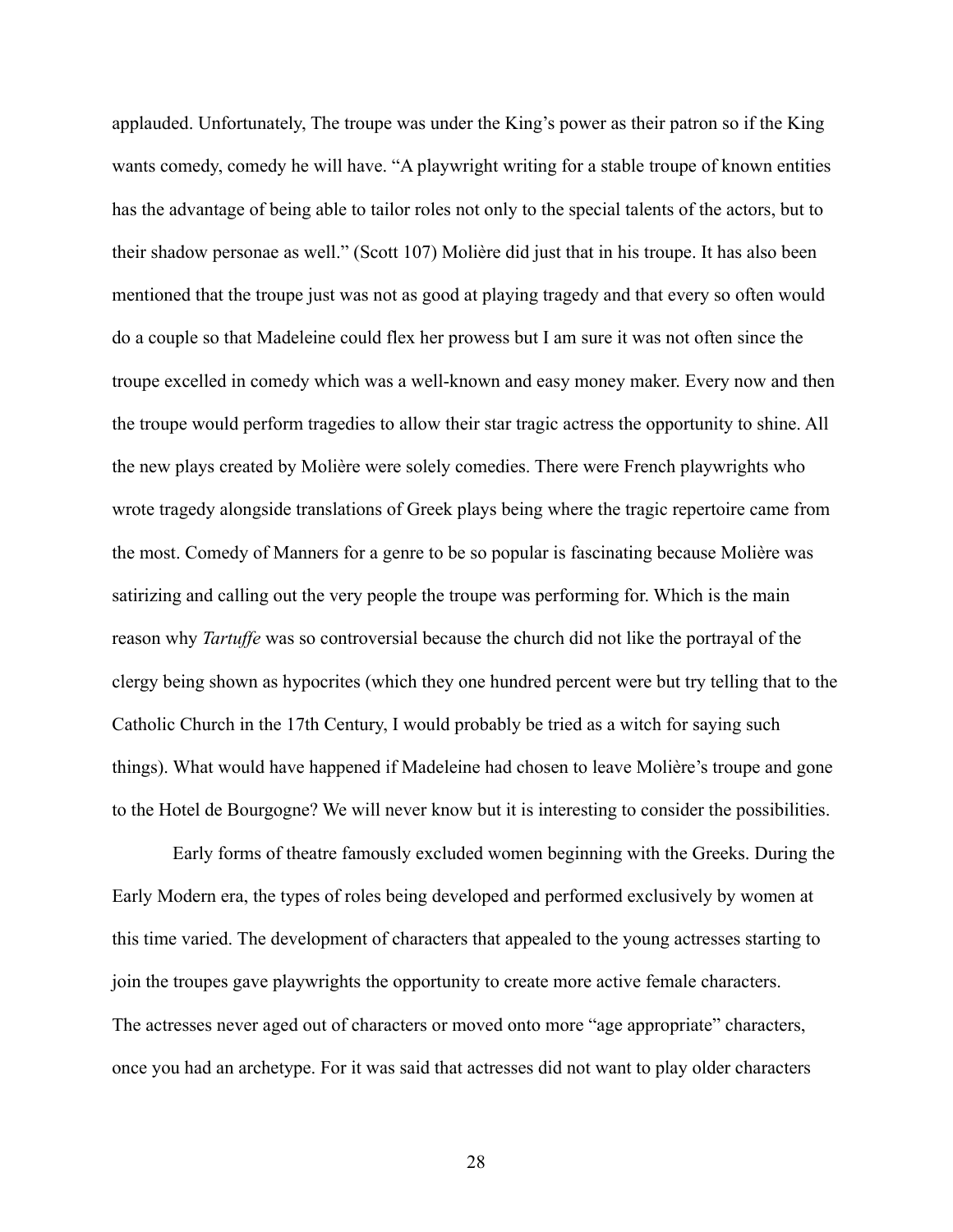applauded. Unfortunately, The troupe was under the King's power as their patron so if the King wants comedy, comedy he will have. "A playwright writing for a stable troupe of known entities has the advantage of being able to tailor roles not only to the special talents of the actors, but to their shadow personae as well." (Scott 107) Molière did just that in his troupe. It has also been mentioned that the troupe just was not as good at playing tragedy and that every so often would do a couple so that Madeleine could flex her prowess but I am sure it was not often since the troupe excelled in comedy which was a well-known and easy money maker. Every now and then the troupe would perform tragedies to allow their star tragic actress the opportunity to shine. All the new plays created by Molière were solely comedies. There were French playwrights who wrote tragedy alongside translations of Greek plays being where the tragic repertoire came from the most. Comedy of Manners for a genre to be so popular is fascinating because Molière was satirizing and calling out the very people the troupe was performing for. Which is the main reason why *Tartuffe* was so controversial because the church did not like the portrayal of the clergy being shown as hypocrites (which they one hundred percent were but try telling that to the Catholic Church in the 17th Century, I would probably be tried as a witch for saying such things). What would have happened if Madeleine had chosen to leave Molière's troupe and gone to the Hotel de Bourgogne? We will never know but it is interesting to consider the possibilities.

Early forms of theatre famously excluded women beginning with the Greeks. During the Early Modern era, the types of roles being developed and performed exclusively by women at this time varied. The development of characters that appealed to the young actresses starting to join the troupes gave playwrights the opportunity to create more active female characters. The actresses never aged out of characters or moved onto more "age appropriate" characters, once you had an archetype. For it was said that actresses did not want to play older characters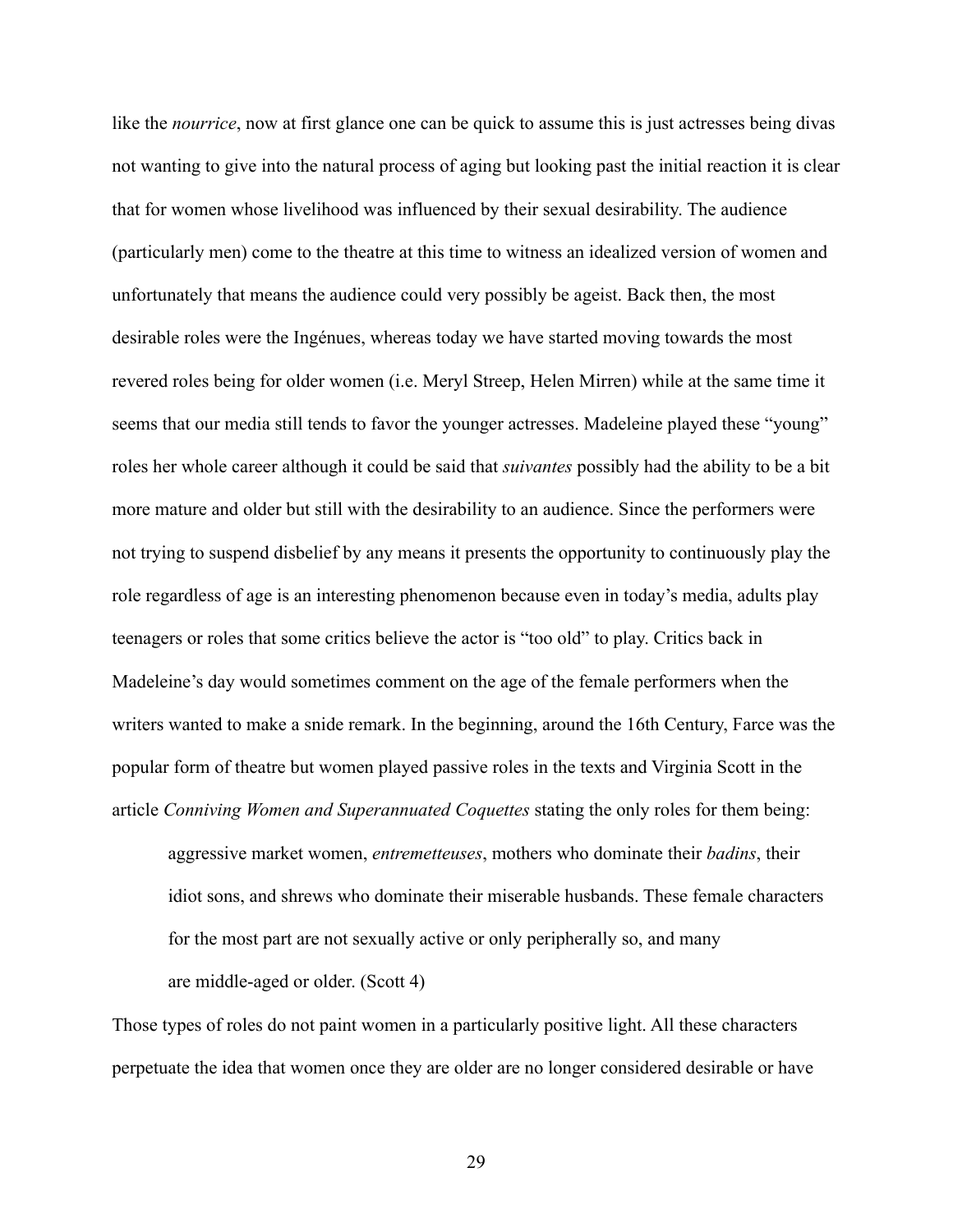like the *nourrice*, now at first glance one can be quick to assume this is just actresses being divas not wanting to give into the natural process of aging but looking past the initial reaction it is clear that for women whose livelihood was influenced by their sexual desirability. The audience (particularly men) come to the theatre at this time to witness an idealized version of women and unfortunately that means the audience could very possibly be ageist. Back then, the most desirable roles were the Ingénues, whereas today we have started moving towards the most revered roles being for older women (i.e. Meryl Streep, Helen Mirren) while at the same time it seems that our media still tends to favor the younger actresses. Madeleine played these "young" roles her whole career although it could be said that *suivantes* possibly had the ability to be a bit more mature and older but still with the desirability to an audience. Since the performers were not trying to suspend disbelief by any means it presents the opportunity to continuously play the role regardless of age is an interesting phenomenon because even in today's media, adults play teenagers or roles that some critics believe the actor is "too old" to play. Critics back in Madeleine's day would sometimes comment on the age of the female performers when the writers wanted to make a snide remark. In the beginning, around the 16th Century, Farce was the popular form of theatre but women played passive roles in the texts and Virginia Scott in the article *Conniving Women and Superannuated Coquettes* stating the only roles for them being:

> aggressive market women, *entremetteuses*, mothers who dominate their *badins*, their idiot sons, and shrews who dominate their miserable husbands. These female characters for the most part are not sexually active or only peripherally so, and many are middle-aged or older. (Scott 4)

Those types of roles do not paint women in a particularly positive light. All these characters perpetuate the idea that women once they are older are no longer considered desirable or have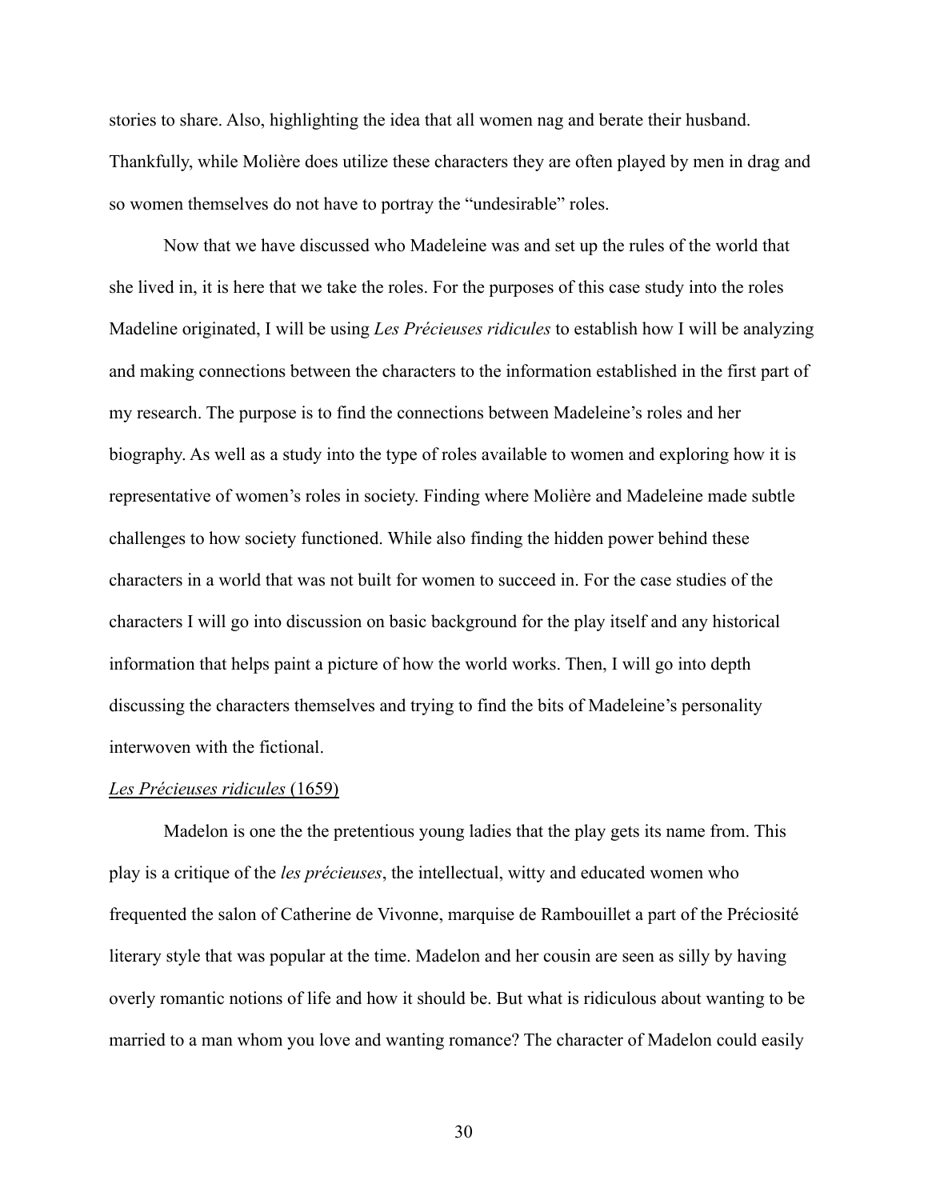stories to share. Also, highlighting the idea that all women nag and berate their husband. Thankfully, while Molière does utilize these characters they are often played by men in drag and so women themselves do not have to portray the "undesirable" roles.

Now that we have discussed who Madeleine was and set up the rules of the world that she lived in, it is here that we take the roles. For the purposes of this case study into the roles Madeline originated, I will be using *Les Précieuses ridicules* to establish how I will be analyzing and making connections between the characters to the information established in the first part of my research. The purpose is to find the connections between Madeleine's roles and her biography. As well as a study into the type of roles available to women and exploring how it is representative of women's roles in society. Finding where Molière and Madeleine made subtle challenges to how society functioned. While also finding the hidden power behind these characters in a world that was not built for women to succeed in. For the case studies of the characters I will go into discussion on basic background for the play itself and any historical information that helps paint a picture of how the world works. Then, I will go into depth discussing the characters themselves and trying to find the bits of Madeleine's personality interwoven with the fictional.

<u>*Les Précieuses ridicules* (1659)</u>

Madelon is one the the pretentious young ladies that the play gets its name from. This play is a critique of the *les précieuses*, the intellectual, witty and educated women who frequented the salon of Catherine de Vivonne, marquise de Rambouillet a part of the Préciosité literary style that was popular at the time. Madelon and her cousin are seen as silly by having overly romantic notions of life and how it should be. But what is ridiculous about wanting to be married to a man whom you love and wanting romance? The character of Madelon could easily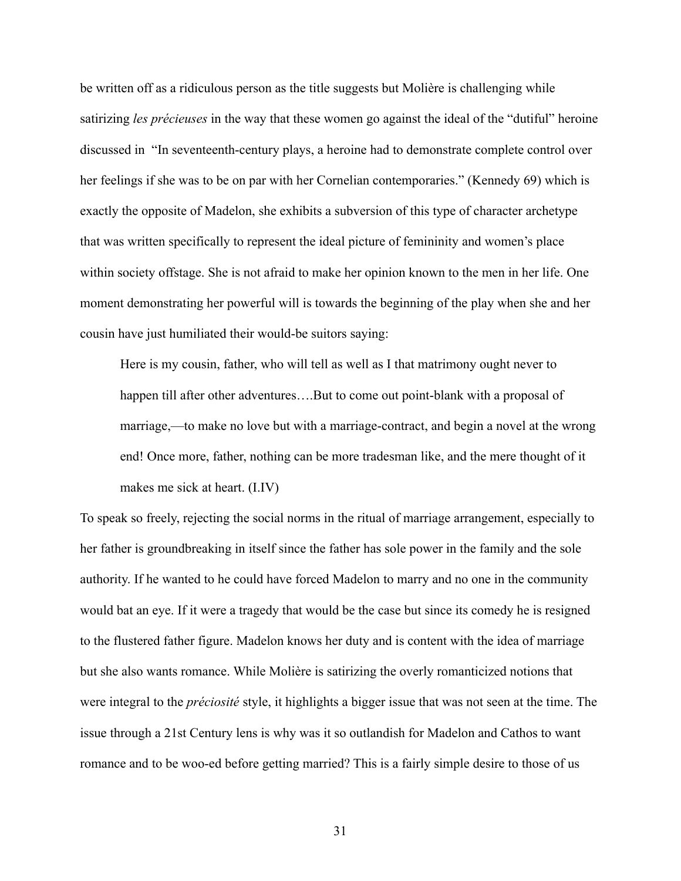be written off as a ridiculous person as the title suggests but Molière is challenging while satirizing *les précieuses* in the way that these women go against the ideal of the "dutiful" heroine discussed in "In seventeenth-century plays, a heroine had to demonstrate complete control over her feelings if she was to be on par with her Cornelian contemporaries." (Kennedy 69) which is exactly the opposite of Madelon, she exhibits a subversion of this type of character archetype that was written specifically to represent the ideal picture of femininity and women's place within society offstage. She is not afraid to make her opinion known to the men in her life. One moment demonstrating her powerful will is towards the beginning of the play when she and her cousin have just humiliated their would-be suitors saying:

> Here is my cousin, father, who will tell as well as I that matrimony ought never to happen till after other adventures….But to come out point-blank with a proposal of marriage,—to make no love but with a marriage-contract, and begin a novel at the wrong end! Once more, father, nothing can be more tradesman like, and the mere thought of it makes me sick at heart. (I.IV)

To speak so freely, rejecting the social norms in the ritual of marriage arrangement, especially to her father is groundbreaking in itself since the father has sole power in the family and the sole authority. If he wanted to he could have forced Madelon to marry and no one in the community would bat an eye. If it were a tragedy that would be the case but since its comedy he is resigned to the flustered father figure. Madelon knows her duty and is content with the idea of marriage but she also wants romance. While Molière is satirizing the overly romanticized notions that were integral to the *préciosité* style, it highlights a bigger issue that was not seen at the time. The issue through a 21st Century lens is why was it so outlandish for Madelon and Cathos to want romance and to be woo-ed before getting married? This is a fairly simple desire to those of us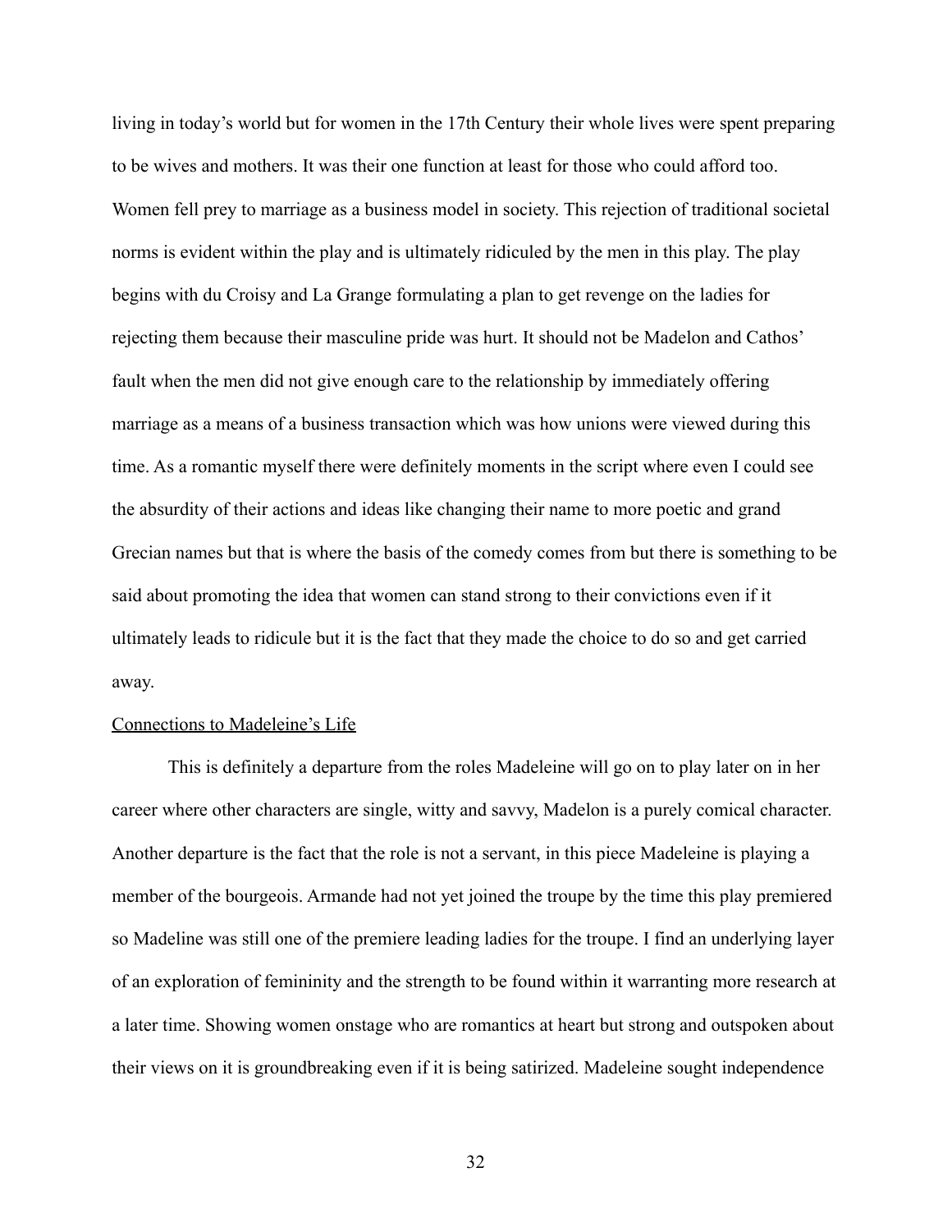living in today's world but for women in the 17th Century their whole lives were spent preparing to be wives and mothers. It was their one function at least for those who could afford too. Women fell prey to marriage as a business model in society. This rejection of traditional societal norms is evident within the play and is ultimately ridiculed by the men in this play. The play begins with du Croisy and La Grange formulating a plan to get revenge on the ladies for rejecting them because their masculine pride was hurt. It should not be Madelon and Cathos' fault when the men did not give enough care to the relationship by immediately offering marriage as a means of a business transaction which was how unions were viewed during this time. As a romantic myself there were definitely moments in the script where even I could see the absurdity of their actions and ideas like changing their name to more poetic and grand Grecian names but that is where the basis of the comedy comes from but there is something to be said about promoting the idea that women can stand strong to their convictions even if it ultimately leads to ridicule but it is the fact that they made the choice to do so and get carried away.

Connections to Madeleine's Life

This is definitely a departure from the roles Madeleine will go on to play later on in her career where other characters are single, witty and savvy, Madelon is a purely comical character. Another departure is the fact that the role is not a servant, in this piece Madeleine is playing a member of the bourgeois. Armande had not yet joined the troupe by the time this play premiered so Madeline was still one of the premiere leading ladies for the troupe. I find an underlying layer of an exploration of femininity and the strength to be found within it warranting more research at a later time. Showing women onstage who are romantics at heart but strong and outspoken about their views on it is groundbreaking even if it is being satirized. Madeleine sought independence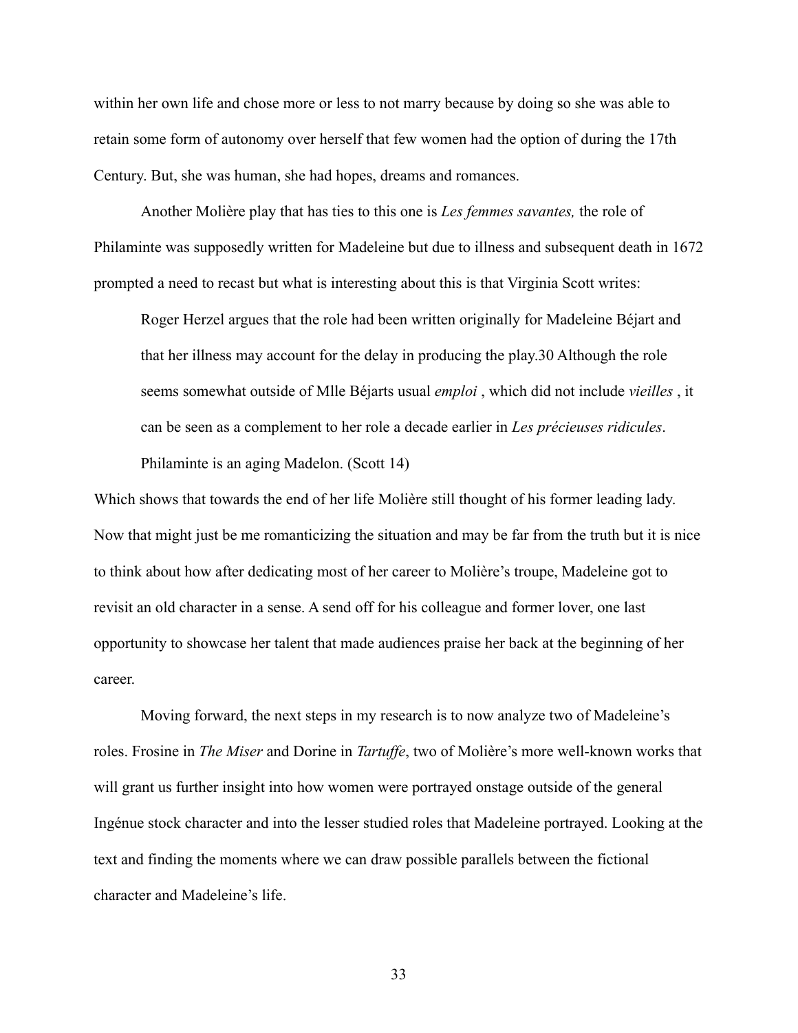within her own life and chose more or less to not marry because by doing so she was able to retain some form of autonomy over herself that few women had the option of during the 17th Century. But, she was human, she had hopes, dreams and romances.

Another Molière play that has ties to this one is *Les femmes savantes,* the role of Philaminte was supposedly written for Madeleine but due to illness and subsequent death in 1672 prompted a need to recast but what is interesting about this is that Virginia Scott writes:

> Roger Herzel argues that the role had been written originally for Madeleine Béjart and that her illness may account for the delay in producing the play.30 Although the role seems somewhat outside of Mlle Béjarts usual *emploi* , which did not include *vieilles* , it can be seen as a complement to her role a decade earlier in *Les précieuses ridicules*. Philaminte is an aging Madelon. (Scott 14)

Which shows that towards the end of her life Molière still thought of his former leading lady. Now that might just be me romanticizing the situation and may be far from the truth but it is nice to think about how after dedicating most of her career to Molière's troupe, Madeleine got to revisit an old character in a sense. A send off for his colleague and former lover, one last opportunity to showcase her talent that made audiences praise her back at the beginning of her career.

Moving forward, the next steps in my research is to now analyze two of Madeleine's roles. Frosine in *The Miser* and Dorine in *Tartuffe*, two of Molière's more well-known works that will grant us further insight into how women were portrayed onstage outside of the general Ingénue stock character and into the lesser studied roles that Madeleine portrayed. Looking at the text and finding the moments where we can draw possible parallels between the fictional character and Madeleine's life.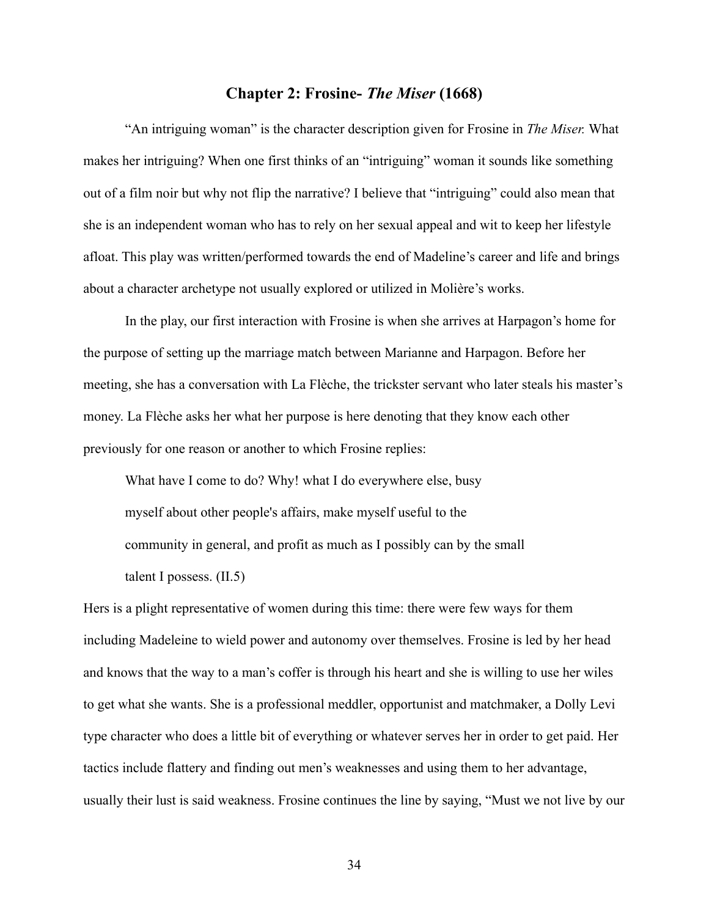## Chapter 2: Frosine- *The Miser* (1668)

"An intriguing woman" is the character description given for Frosine in *The Miser.* What makes her intriguing? When one first thinks of an "intriguing" woman it sounds like something out of a film noir but why not flip the narrative? I believe that "intriguing" could also mean that she is an independent woman who has to rely on her sexual appeal and wit to keep her lifestyle afloat. This play was written/performed towards the end of Madeline's career and life and brings about a character archetype not usually explored or utilized in Molière's works.

In the play, our first interaction with Frosine is when she arrives at Harpagon's home for the purpose of setting up the marriage match between Marianne and Harpagon. Before her meeting, she has a conversation with La Flèche, the trickster servant who later steals his master's money. La Flèche asks her what her purpose is here denoting that they know each other previously for one reason or another to which Frosine replies:

> What have I come to do? Why! what I do everywhere else, busy
> myself about other people's affairs, make myself useful to the
> community in general, and profit as much as I possibly can by the small
> talent I possess. (II.5)

Hers is a plight representative of women during this time: there were few ways for them including Madeleine to wield power and autonomy over themselves. Frosine is led by her head and knows that the way to a man's coffer is through his heart and she is willing to use her wiles to get what she wants. She is a professional meddler, opportunist and matchmaker, a Dolly Levi type character who does a little bit of everything or whatever serves her in order to get paid. Her tactics include flattery and finding out men's weaknesses and using them to her advantage, usually their lust is said weakness. Frosine continues the line by saying, "Must we not live by our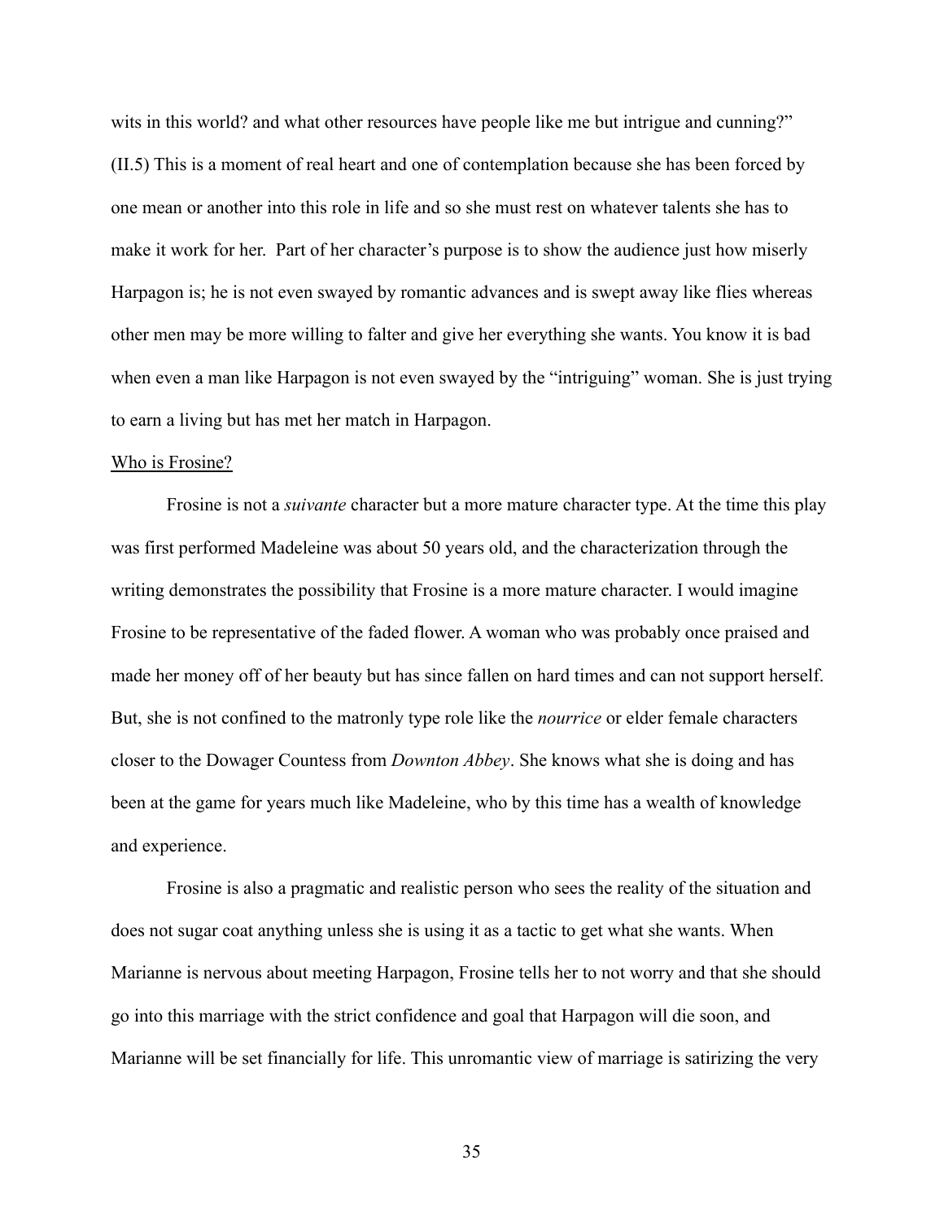wits in this world? and what other resources have people like me but intrigue and cunning?" (II.5) This is a moment of real heart and one of contemplation because she has been forced by one mean or another into this role in life and so she must rest on whatever talents she has to make it work for her. Part of her character's purpose is to show the audience just how miserly Harpagon is; he is not even swayed by romantic advances and is swept away like flies whereas other men may be more willing to falter and give her everything she wants. You know it is bad when even a man like Harpagon is not even swayed by the "intriguing" woman. She is just trying to earn a living but has met her match in Harpagon.

<u>Who is Frosine?</u>

Frosine is not a *suivante* character but a more mature character type. At the time this play was first performed Madeleine was about 50 years old, and the characterization through the writing demonstrates the possibility that Frosine is a more mature character. I would imagine Frosine to be representative of the faded flower. A woman who was probably once praised and made her money off of her beauty but has since fallen on hard times and can not support herself. But, she is not confined to the matronly type role like the *nourrice* or elder female characters closer to the Dowager Countess from *Downton Abbey*. She knows what she is doing and has been at the game for years much like Madeleine, who by this time has a wealth of knowledge and experience.

Frosine is also a pragmatic and realistic person who sees the reality of the situation and does not sugar coat anything unless she is using it as a tactic to get what she wants. When Marianne is nervous about meeting Harpagon, Frosine tells her to not worry and that she should go into this marriage with the strict confidence and goal that Harpagon will die soon, and Marianne will be set financially for life. This unromantic view of marriage is satirizing the very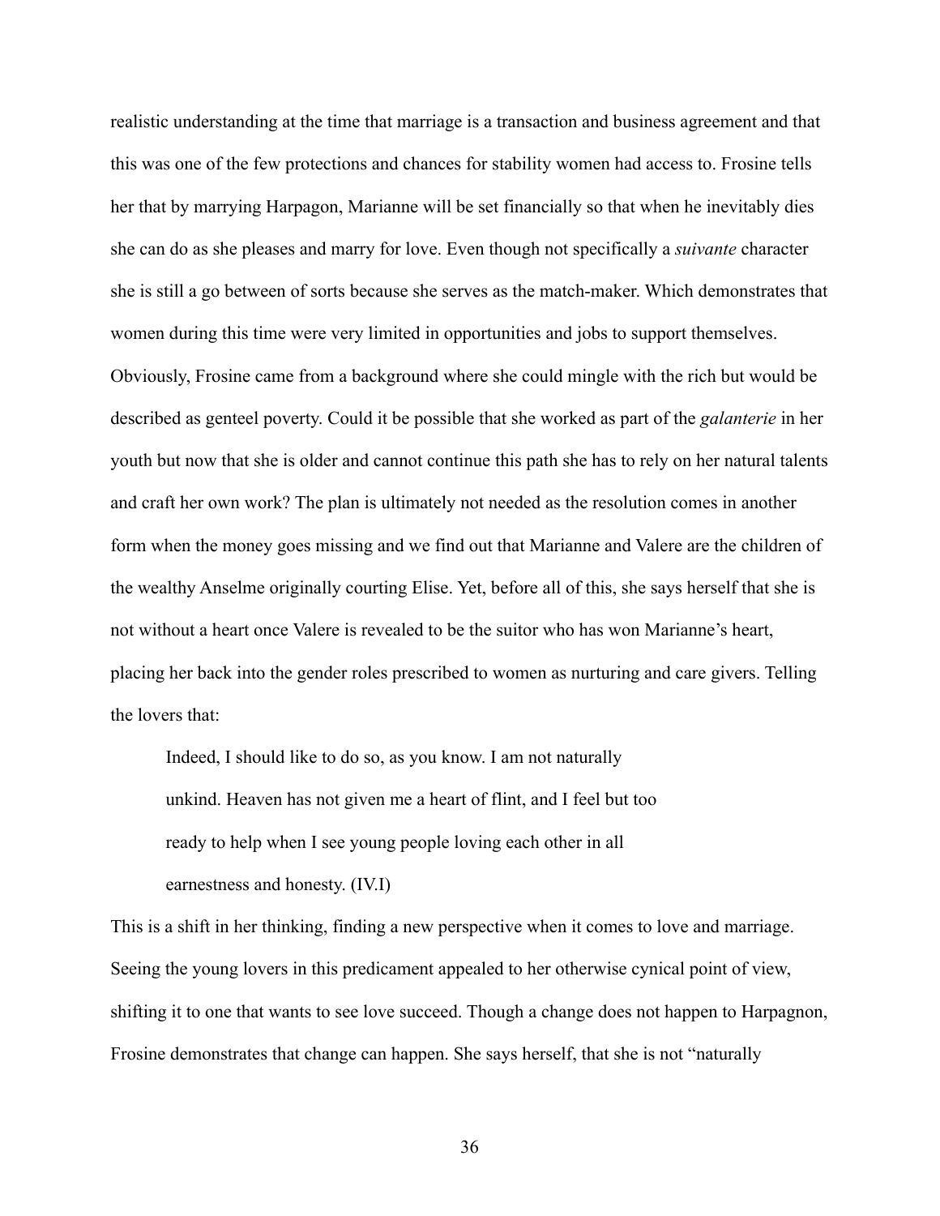realistic understanding at the time that marriage is a transaction and business agreement and that this was one of the few protections and chances for stability women had access to. Frosine tells her that by marrying Harpagon, Marianne will be set financially so that when he inevitably dies she can do as she pleases and marry for love. Even though not specifically a *suivante* character she is still a go between of sorts because she serves as the match-maker. Which demonstrates that women during this time were very limited in opportunities and jobs to support themselves. Obviously, Frosine came from a background where she could mingle with the rich but would be described as genteel poverty. Could it be possible that she worked as part of the *galanterie* in her youth but now that she is older and cannot continue this path she has to rely on her natural talents and craft her own work? The plan is ultimately not needed as the resolution comes in another form when the money goes missing and we find out that Marianne and Valere are the children of the wealthy Anselme originally courting Elise. Yet, before all of this, she says herself that she is not without a heart once Valere is revealed to be the suitor who has won Marianne's heart, placing her back into the gender roles prescribed to women as nurturing and care givers. Telling the lovers that:

> Indeed, I should like to do so, as you know. I am not naturally unkind. Heaven has not given me a heart of flint, and I feel but too ready to help when I see young people loving each other in all earnestness and honesty. (IV.I)

This is a shift in her thinking, finding a new perspective when it comes to love and marriage. Seeing the young lovers in this predicament appealed to her otherwise cynical point of view, shifting it to one that wants to see love succeed. Though a change does not happen to Harpagnon, Frosine demonstrates that change can happen. She says herself, that she is not "naturally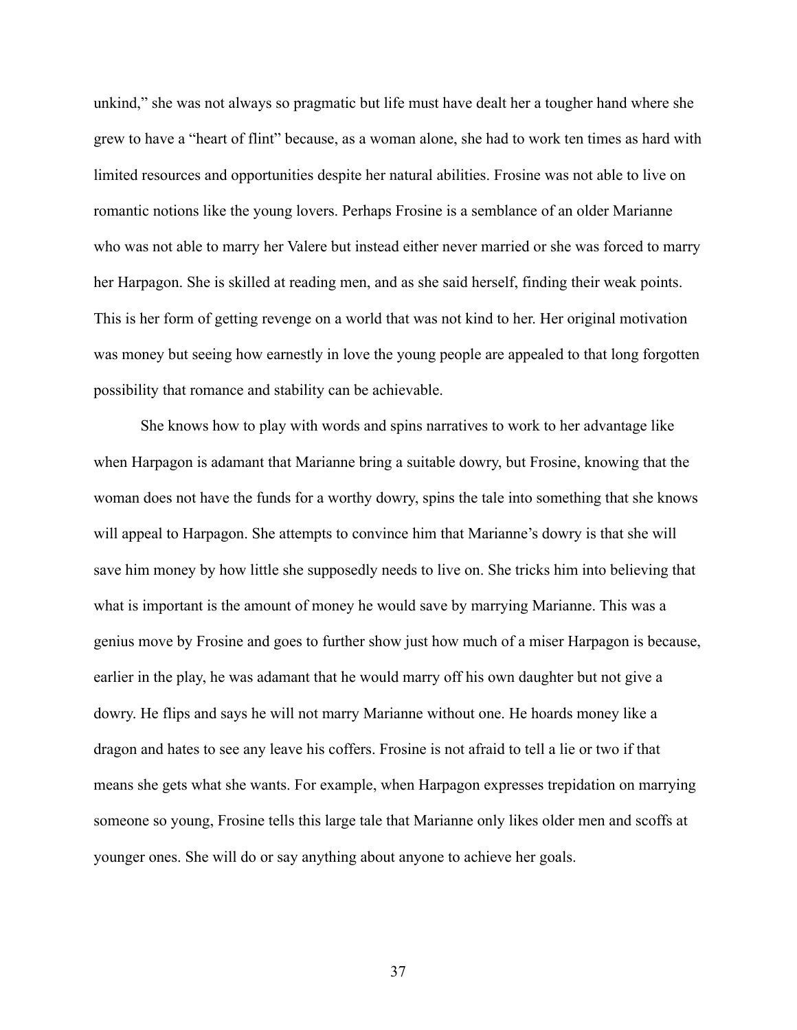unkind," she was not always so pragmatic but life must have dealt her a tougher hand where she grew to have a "heart of flint" because, as a woman alone, she had to work ten times as hard with limited resources and opportunities despite her natural abilities. Frosine was not able to live on romantic notions like the young lovers. Perhaps Frosine is a semblance of an older Marianne who was not able to marry her Valere but instead either never married or she was forced to marry her Harpagon. She is skilled at reading men, and as she said herself, finding their weak points. This is her form of getting revenge on a world that was not kind to her. Her original motivation was money but seeing how earnestly in love the young people are appealed to that long forgotten possibility that romance and stability can be achievable.

She knows how to play with words and spins narratives to work to her advantage like when Harpagon is adamant that Marianne bring a suitable dowry, but Frosine, knowing that the woman does not have the funds for a worthy dowry, spins the tale into something that she knows will appeal to Harpagon. She attempts to convince him that Marianne's dowry is that she will save him money by how little she supposedly needs to live on. She tricks him into believing that what is important is the amount of money he would save by marrying Marianne. This was a genius move by Frosine and goes to further show just how much of a miser Harpagon is because, earlier in the play, he was adamant that he would marry off his own daughter but not give a dowry. He flips and says he will not marry Marianne without one. He hoards money like a dragon and hates to see any leave his coffers. Frosine is not afraid to tell a lie or two if that means she gets what she wants. For example, when Harpagon expresses trepidation on marrying someone so young, Frosine tells this large tale that Marianne only likes older men and scoffs at younger ones. She will do or say anything about anyone to achieve her goals.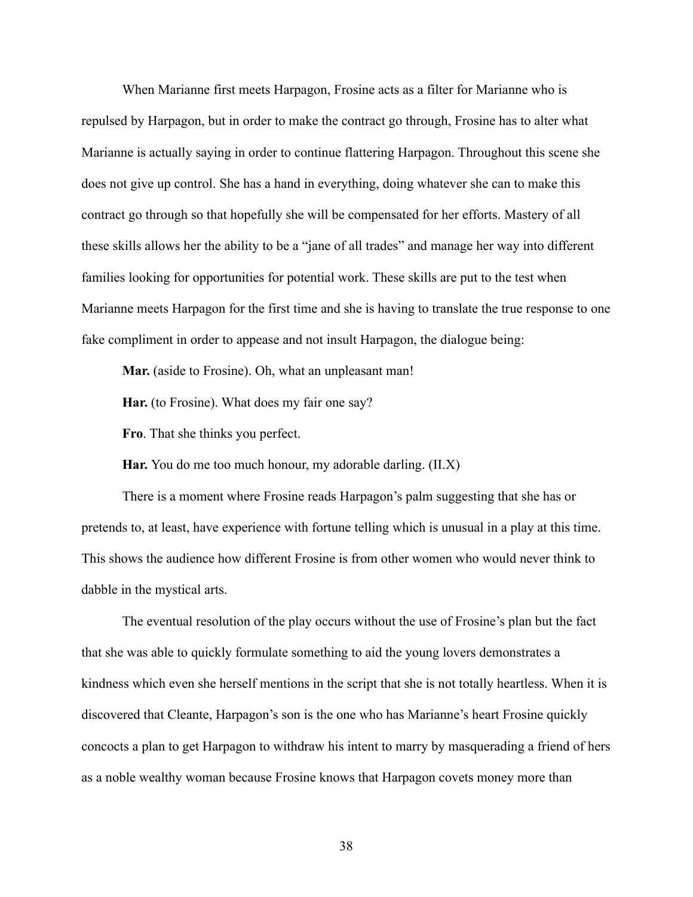When Marianne first meets Harpagon, Frosine acts as a filter for Marianne who is repulsed by Harpagon, but in order to make the contract go through, Frosine has to alter what Marianne is actually saying in order to continue flattering Harpagon. Throughout this scene she does not give up control. She has a hand in everything, doing whatever she can to make this contract go through so that hopefully she will be compensated for her efforts. Mastery of all these skills allows her the ability to be a "jane of all trades" and manage her way into different families looking for opportunities for potential work. These skills are put to the test when Marianne meets Harpagon for the first time and she is having to translate the true response to one fake compliment in order to appease and not insult Harpagon, the dialogue being:

**Mar.** (aside to Frosine). Oh, what an unpleasant man!

**Har.** (to Frosine). What does my fair one say?

**Fro**. That she thinks you perfect.

**Har.** You do me too much honour, my adorable darling. (II.X)

There is a moment where Frosine reads Harpagon's palm suggesting that she has or pretends to, at least, have experience with fortune telling which is unusual in a play at this time. This shows the audience how different Frosine is from other women who would never think to dabble in the mystical arts.

The eventual resolution of the play occurs without the use of Frosine's plan but the fact that she was able to quickly formulate something to aid the young lovers demonstrates a kindness which even she herself mentions in the script that she is not totally heartless. When it is discovered that Cleante, Harpagon's son is the one who has Marianne's heart Frosine quickly concocts a plan to get Harpagon to withdraw his intent to marry by masquerading a friend of hers as a noble wealthy woman because Frosine knows that Harpagon covets money more than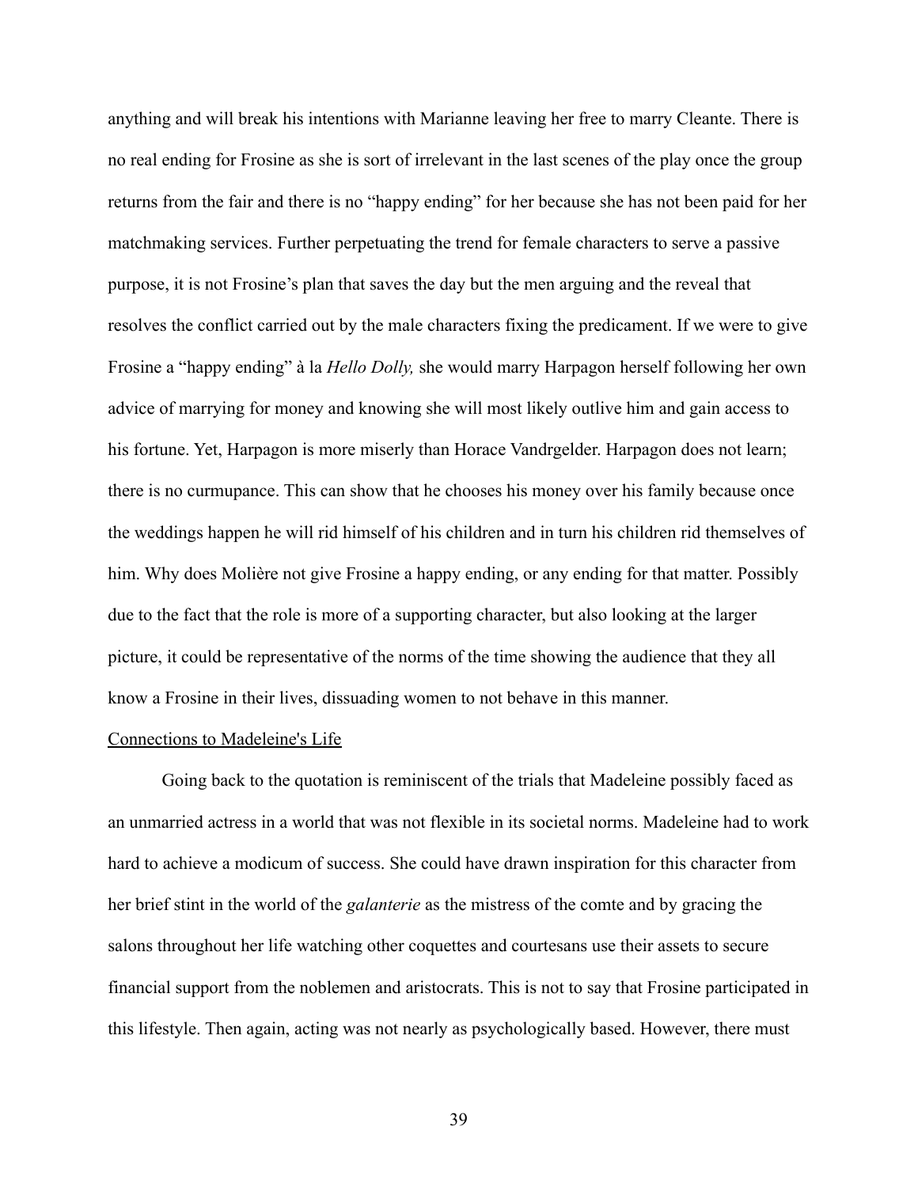anything and will break his intentions with Marianne leaving her free to marry Cleante. There is no real ending for Frosine as she is sort of irrelevant in the last scenes of the play once the group returns from the fair and there is no "happy ending" for her because she has not been paid for her matchmaking services. Further perpetuating the trend for female characters to serve a passive purpose, it is not Frosine's plan that saves the day but the men arguing and the reveal that resolves the conflict carried out by the male characters fixing the predicament. If we were to give Frosine a "happy ending" à la *Hello Dolly,* she would marry Harpagon herself following her own advice of marrying for money and knowing she will most likely outlive him and gain access to his fortune. Yet, Harpagon is more miserly than Horace Vandrgelder. Harpagon does not learn; there is no curmupance. This can show that he chooses his money over his family because once the weddings happen he will rid himself of his children and in turn his children rid themselves of him. Why does Molière not give Frosine a happy ending, or any ending for that matter. Possibly due to the fact that the role is more of a supporting character, but also looking at the larger picture, it could be representative of the norms of the time showing the audience that they all know a Frosine in their lives, dissuading women to not behave in this manner.

<u>Connections to Madeleine's Life</u>

Going back to the quotation is reminiscent of the trials that Madeleine possibly faced as an unmarried actress in a world that was not flexible in its societal norms. Madeleine had to work hard to achieve a modicum of success. She could have drawn inspiration for this character from her brief stint in the world of the *galanterie* as the mistress of the comte and by gracing the salons throughout her life watching other coquettes and courtesans use their assets to secure financial support from the noblemen and aristocrats. This is not to say that Frosine participated in this lifestyle. Then again, acting was not nearly as psychologically based. However, there must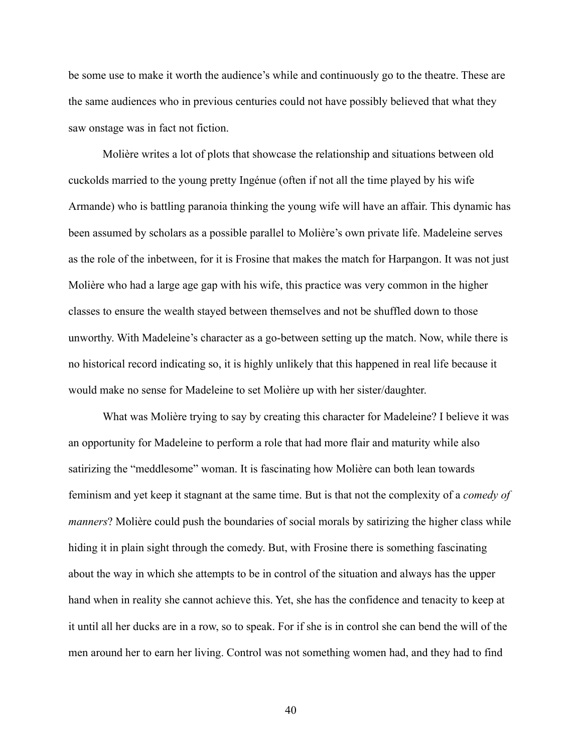be some use to make it worth the audience's while and continuously go to the theatre. These are the same audiences who in previous centuries could not have possibly believed that what they saw onstage was in fact not fiction.

Molière writes a lot of plots that showcase the relationship and situations between old cuckolds married to the young pretty Ingénue (often if not all the time played by his wife Armande) who is battling paranoia thinking the young wife will have an affair. This dynamic has been assumed by scholars as a possible parallel to Molière's own private life. Madeleine serves as the role of the inbetween, for it is Frosine that makes the match for Harpangon. It was not just Molière who had a large age gap with his wife, this practice was very common in the higher classes to ensure the wealth stayed between themselves and not be shuffled down to those unworthy. With Madeleine's character as a go-between setting up the match. Now, while there is no historical record indicating so, it is highly unlikely that this happened in real life because it would make no sense for Madeleine to set Molière up with her sister/daughter.

What was Molière trying to say by creating this character for Madeleine? I believe it was an opportunity for Madeleine to perform a role that had more flair and maturity while also satirizing the "meddlesome" woman. It is fascinating how Molière can both lean towards feminism and yet keep it stagnant at the same time. But is that not the complexity of a *comedy of manners*? Molière could push the boundaries of social morals by satirizing the higher class while hiding it in plain sight through the comedy. But, with Frosine there is something fascinating about the way in which she attempts to be in control of the situation and always has the upper hand when in reality she cannot achieve this. Yet, she has the confidence and tenacity to keep at it until all her ducks are in a row, so to speak. For if she is in control she can bend the will of the men around her to earn her living. Control was not something women had, and they had to find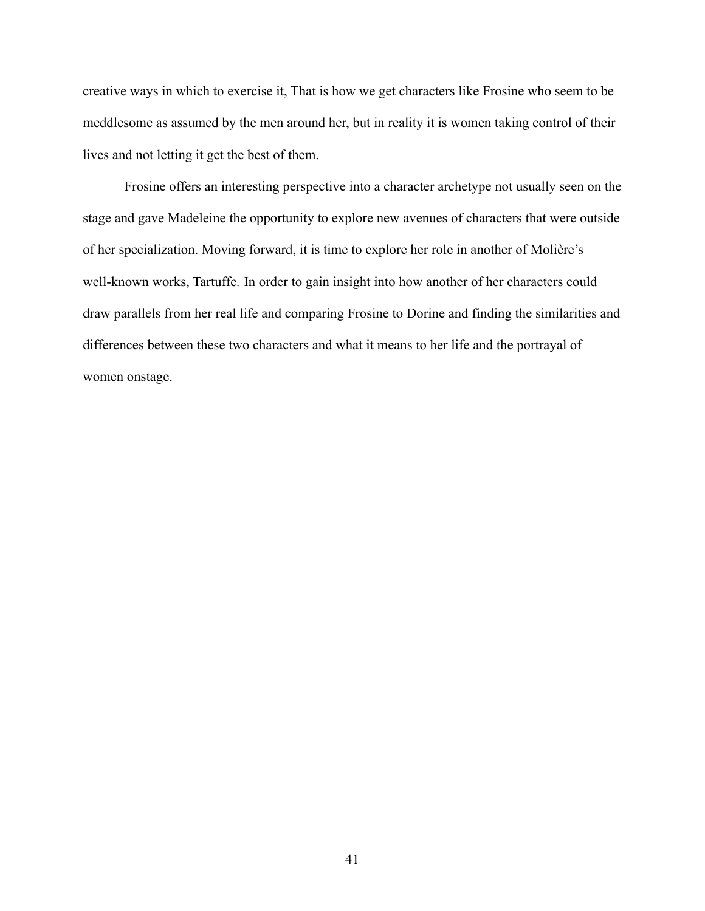creative ways in which to exercise it, That is how we get characters like Frosine who seem to be meddlesome as assumed by the men around her, but in reality it is women taking control of their lives and not letting it get the best of them.

Frosine offers an interesting perspective into a character archetype not usually seen on the stage and gave Madeleine the opportunity to explore new avenues of characters that were outside of her specialization. Moving forward, it is time to explore her role in another of Molière's well-known works, Tartuffe. In order to gain insight into how another of her characters could draw parallels from her real life and comparing Frosine to Dorine and finding the similarities and differences between these two characters and what it means to her life and the portrayal of women onstage.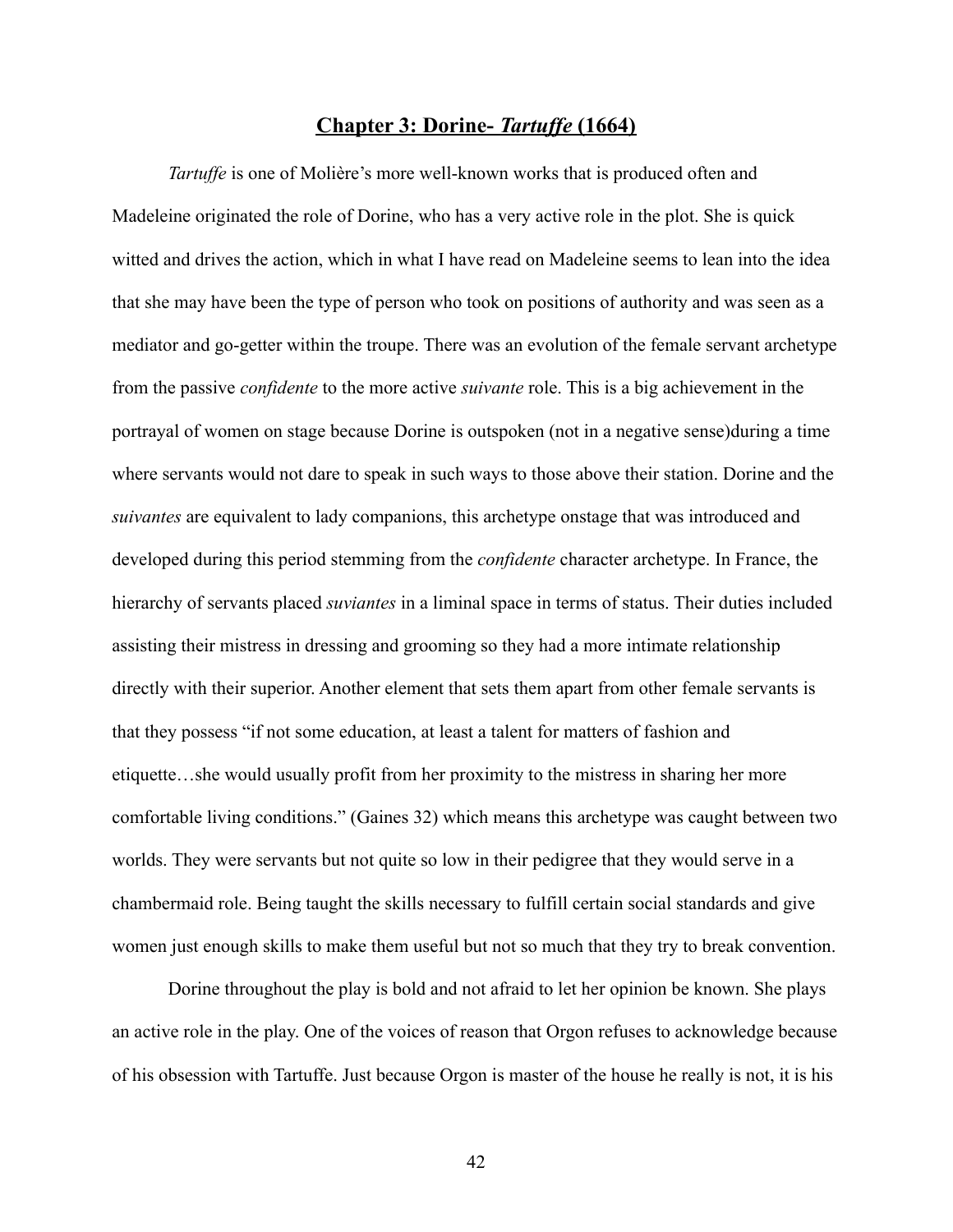# **Chapter 3: Dorine- *Tartuffe* (1664)**

*Tartuffe* is one of Molière's more well-known works that is produced often and Madeleine originated the role of Dorine, who has a very active role in the plot. She is quick witted and drives the action, which in what I have read on Madeleine seems to lean into the idea that she may have been the type of person who took on positions of authority and was seen as a mediator and go-getter within the troupe. There was an evolution of the female servant archetype from the passive *confidente* to the more active *suivante* role. This is a big achievement in the portrayal of women on stage because Dorine is outspoken (not in a negative sense)during a time where servants would not dare to speak in such ways to those above their station. Dorine and the *suivantes* are equivalent to lady companions, this archetype onstage that was introduced and developed during this period stemming from the *confidente* character archetype. In France, the hierarchy of servants placed *suviantes* in a liminal space in terms of status. Their duties included assisting their mistress in dressing and grooming so they had a more intimate relationship directly with their superior. Another element that sets them apart from other female servants is that they possess "if not some education, at least a talent for matters of fashion and etiquette…she would usually profit from her proximity to the mistress in sharing her more comfortable living conditions." (Gaines 32) which means this archetype was caught between two worlds. They were servants but not quite so low in their pedigree that they would serve in a chambermaid role. Being taught the skills necessary to fulfill certain social standards and give women just enough skills to make them useful but not so much that they try to break convention.

Dorine throughout the play is bold and not afraid to let her opinion be known. She plays an active role in the play. One of the voices of reason that Orgon refuses to acknowledge because of his obsession with Tartuffe. Just because Orgon is master of the house he really is not, it is his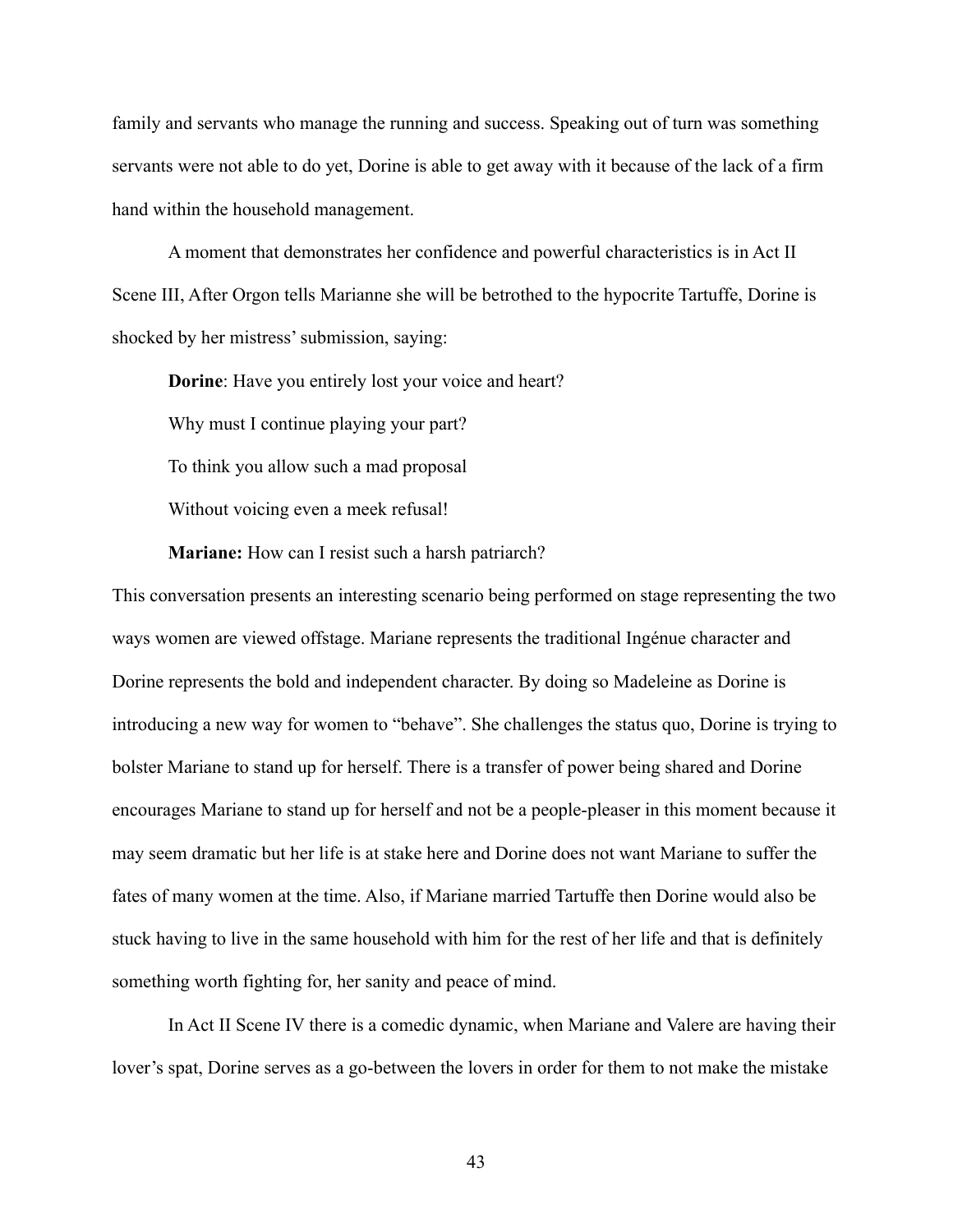family and servants who manage the running and success. Speaking out of turn was something servants were not able to do yet, Dorine is able to get away with it because of the lack of a firm hand within the household management.

A moment that demonstrates her confidence and powerful characteristics is in Act II Scene III, After Orgon tells Marianne she will be betrothed to the hypocrite Tartuffe, Dorine is shocked by her mistress' submission, saying:

> **Dorine**: Have you entirely lost your voice and heart?
>
> Why must I continue playing your part?
>
> To think you allow such a mad proposal
>
> Without voicing even a meek refusal!
>
> **Mariane:** How can I resist such a harsh patriarch?

This conversation presents an interesting scenario being performed on stage representing the two ways women are viewed offstage. Mariane represents the traditional Ingénue character and Dorine represents the bold and independent character. By doing so Madeleine as Dorine is introducing a new way for women to "behave". She challenges the status quo, Dorine is trying to bolster Mariane to stand up for herself. There is a transfer of power being shared and Dorine encourages Mariane to stand up for herself and not be a people-pleaser in this moment because it may seem dramatic but her life is at stake here and Dorine does not want Mariane to suffer the fates of many women at the time. Also, if Mariane married Tartuffe then Dorine would also be stuck having to live in the same household with him for the rest of her life and that is definitely something worth fighting for, her sanity and peace of mind.

In Act II Scene IV there is a comedic dynamic, when Mariane and Valere are having their lover's spat, Dorine serves as a go-between the lovers in order for them to not make the mistake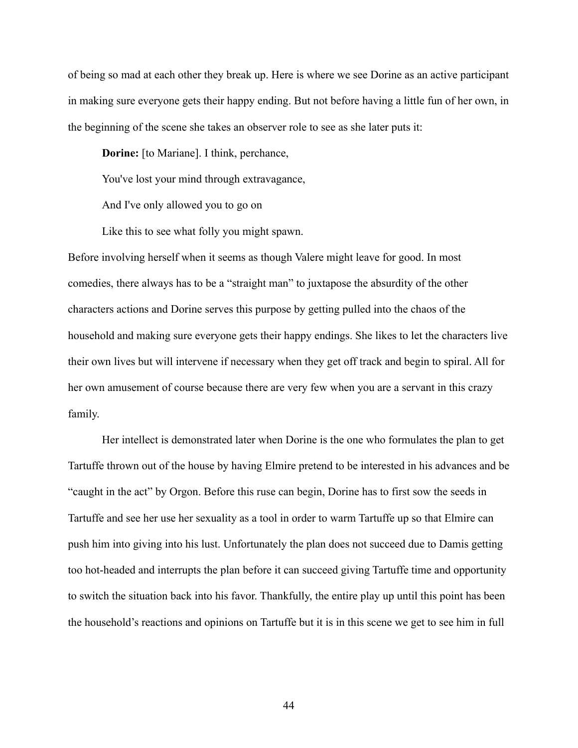of being so mad at each other they break up. Here is where we see Dorine as an active participant in making sure everyone gets their happy ending. But not before having a little fun of her own, in the beginning of the scene she takes an observer role to see as she later puts it:

> **Dorine:** [to Mariane]. I think, perchance,
>
> You've lost your mind through extravagance,
>
> And I've only allowed you to go on
>
> Like this to see what folly you might spawn.

Before involving herself when it seems as though Valere might leave for good. In most comedies, there always has to be a "straight man" to juxtapose the absurdity of the other characters actions and Dorine serves this purpose by getting pulled into the chaos of the household and making sure everyone gets their happy endings. She likes to let the characters live their own lives but will intervene if necessary when they get off track and begin to spiral. All for her own amusement of course because there are very few when you are a servant in this crazy family.

Her intellect is demonstrated later when Dorine is the one who formulates the plan to get Tartuffe thrown out of the house by having Elmire pretend to be interested in his advances and be "caught in the act" by Orgon. Before this ruse can begin, Dorine has to first sow the seeds in Tartuffe and see her use her sexuality as a tool in order to warm Tartuffe up so that Elmire can push him into giving into his lust. Unfortunately the plan does not succeed due to Damis getting too hot-headed and interrupts the plan before it can succeed giving Tartuffe time and opportunity to switch the situation back into his favor. Thankfully, the entire play up until this point has been the household's reactions and opinions on Tartuffe but it is in this scene we get to see him in full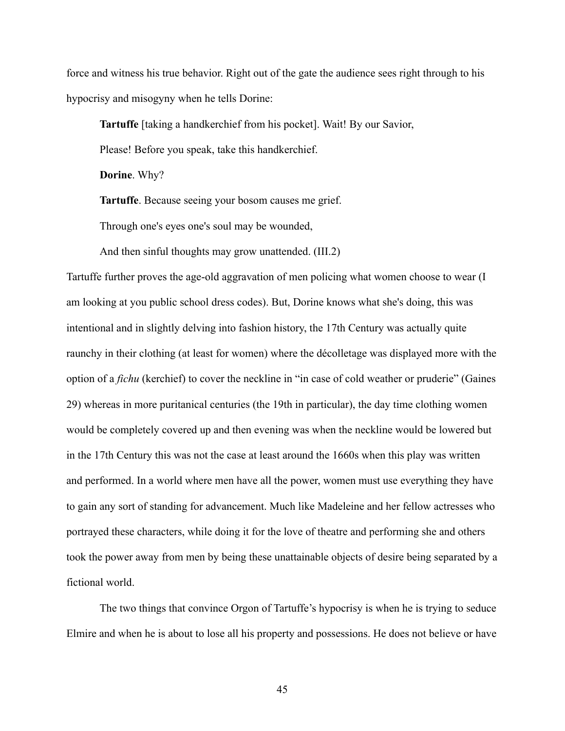force and witness his true behavior. Right out of the gate the audience sees right through to his hypocrisy and misogyny when he tells Dorine:

> **Tartuffe** [taking a handkerchief from his pocket]. Wait! By our Savior,
>
> Please! Before you speak, take this handkerchief.
>
> **Dorine**. Why?
>
> **Tartuffe**. Because seeing your bosom causes me grief.
>
> Through one's eyes one's soul may be wounded,
>
> And then sinful thoughts may grow unattended. (III.2)

Tartuffe further proves the age-old aggravation of men policing what women choose to wear (I am looking at you public school dress codes). But, Dorine knows what she's doing, this was intentional and in slightly delving into fashion history, the 17th Century was actually quite raunchy in their clothing (at least for women) where the décolletage was displayed more with the option of a *fichu* (kerchief) to cover the neckline in "in case of cold weather or pruderie" (Gaines 29) whereas in more puritanical centuries (the 19th in particular), the day time clothing women would be completely covered up and then evening was when the neckline would be lowered but in the 17th Century this was not the case at least around the 1660s when this play was written and performed. In a world where men have all the power, women must use everything they have to gain any sort of standing for advancement. Much like Madeleine and her fellow actresses who portrayed these characters, while doing it for the love of theatre and performing she and others took the power away from men by being these unattainable objects of desire being separated by a fictional world.

The two things that convince Orgon of Tartuffe's hypocrisy is when he is trying to seduce Elmire and when he is about to lose all his property and possessions. He does not believe or have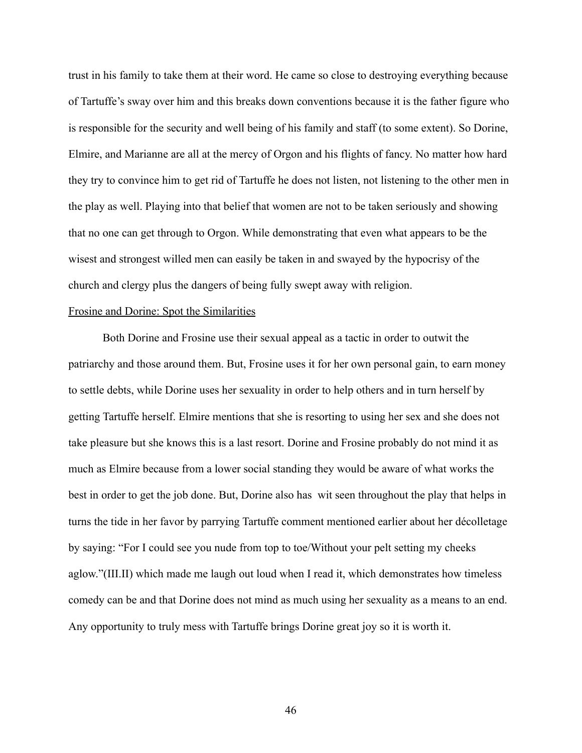trust in his family to take them at their word. He came so close to destroying everything because of Tartuffe's sway over him and this breaks down conventions because it is the father figure who is responsible for the security and well being of his family and staff (to some extent). So Dorine, Elmire, and Marianne are all at the mercy of Orgon and his flights of fancy. No matter how hard they try to convince him to get rid of Tartuffe he does not listen, not listening to the other men in the play as well. Playing into that belief that women are not to be taken seriously and showing that no one can get through to Orgon. While demonstrating that even what appears to be the wisest and strongest willed men can easily be taken in and swayed by the hypocrisy of the church and clergy plus the dangers of being fully swept away with religion.

<u>Frosine and Dorine: Spot the Similarities</u>

Both Dorine and Frosine use their sexual appeal as a tactic in order to outwit the patriarchy and those around them. But, Frosine uses it for her own personal gain, to earn money to settle debts, while Dorine uses her sexuality in order to help others and in turn herself by getting Tartuffe herself. Elmire mentions that she is resorting to using her sex and she does not take pleasure but she knows this is a last resort. Dorine and Frosine probably do not mind it as much as Elmire because from a lower social standing they would be aware of what works the best in order to get the job done. But, Dorine also has wit seen throughout the play that helps in turns the tide in her favor by parrying Tartuffe comment mentioned earlier about her décolletage by saying: "For I could see you nude from top to toe/Without your pelt setting my cheeks aglow."(III.II) which made me laugh out loud when I read it, which demonstrates how timeless comedy can be and that Dorine does not mind as much using her sexuality as a means to an end. Any opportunity to truly mess with Tartuffe brings Dorine great joy so it is worth it.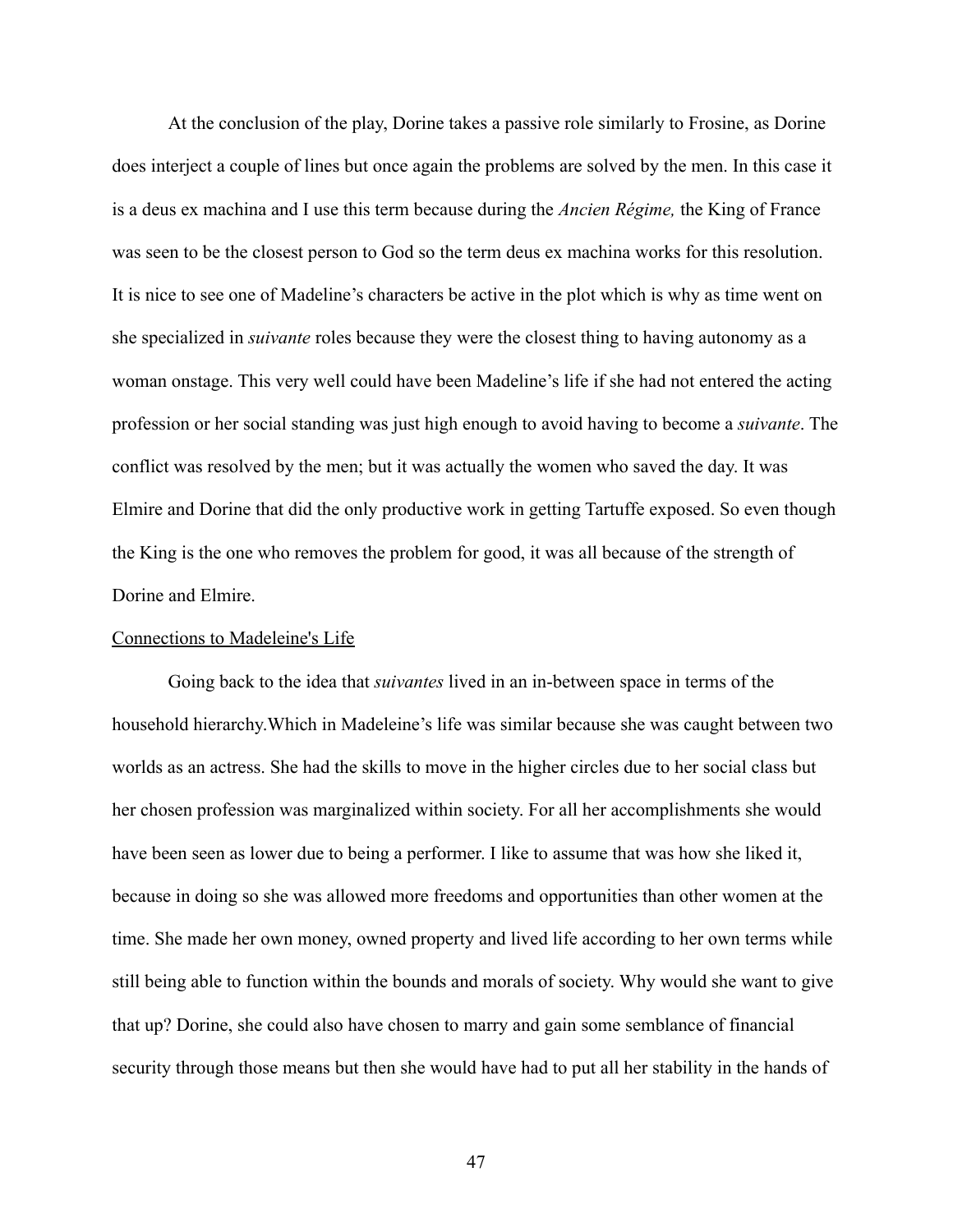At the conclusion of the play, Dorine takes a passive role similarly to Frosine, as Dorine does interject a couple of lines but once again the problems are solved by the men. In this case it is a deus ex machina and I use this term because during the *Ancien Régime,* the King of France was seen to be the closest person to God so the term deus ex machina works for this resolution. It is nice to see one of Madeline's characters be active in the plot which is why as time went on she specialized in *suivante* roles because they were the closest thing to having autonomy as a woman onstage. This very well could have been Madeline's life if she had not entered the acting profession or her social standing was just high enough to avoid having to become a *suivante*. The conflict was resolved by the men; but it was actually the women who saved the day. It was Elmire and Dorine that did the only productive work in getting Tartuffe exposed. So even though the King is the one who removes the problem for good, it was all because of the strength of Dorine and Elmire.

## Connections to Madeleine's Life

Going back to the idea that *suivantes* lived in an in-between space in terms of the household hierarchy.Which in Madeleine's life was similar because she was caught between two worlds as an actress. She had the skills to move in the higher circles due to her social class but her chosen profession was marginalized within society. For all her accomplishments she would have been seen as lower due to being a performer. I like to assume that was how she liked it, because in doing so she was allowed more freedoms and opportunities than other women at the time. She made her own money, owned property and lived life according to her own terms while still being able to function within the bounds and morals of society. Why would she want to give that up? Dorine, she could also have chosen to marry and gain some semblance of financial security through those means but then she would have had to put all her stability in the hands of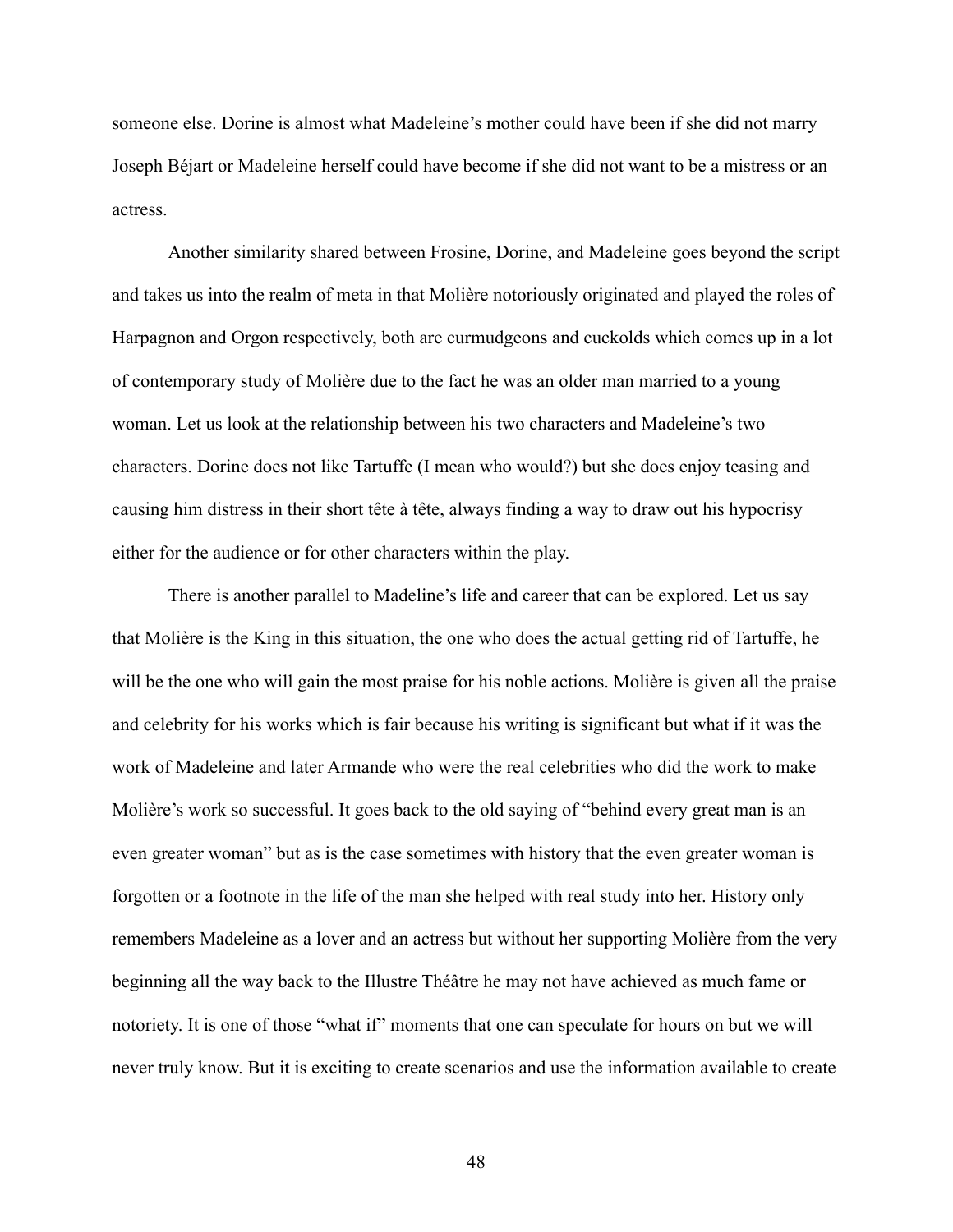someone else. Dorine is almost what Madeleine's mother could have been if she did not marry Joseph Béjart or Madeleine herself could have become if she did not want to be a mistress or an actress.

Another similarity shared between Frosine, Dorine, and Madeleine goes beyond the script and takes us into the realm of meta in that Molière notoriously originated and played the roles of Harpagnon and Orgon respectively, both are curmudgeons and cuckolds which comes up in a lot of contemporary study of Molière due to the fact he was an older man married to a young woman. Let us look at the relationship between his two characters and Madeleine's two characters. Dorine does not like Tartuffe (I mean who would?) but she does enjoy teasing and causing him distress in their short tête à tête, always finding a way to draw out his hypocrisy either for the audience or for other characters within the play.

There is another parallel to Madeline's life and career that can be explored. Let us say that Molière is the King in this situation, the one who does the actual getting rid of Tartuffe, he will be the one who will gain the most praise for his noble actions. Molière is given all the praise and celebrity for his works which is fair because his writing is significant but what if it was the work of Madeleine and later Armande who were the real celebrities who did the work to make Molière's work so successful. It goes back to the old saying of "behind every great man is an even greater woman" but as is the case sometimes with history that the even greater woman is forgotten or a footnote in the life of the man she helped with real study into her. History only remembers Madeleine as a lover and an actress but without her supporting Molière from the very beginning all the way back to the Illustre Théâtre he may not have achieved as much fame or notoriety. It is one of those "what if" moments that one can speculate for hours on but we will never truly know. But it is exciting to create scenarios and use the information available to create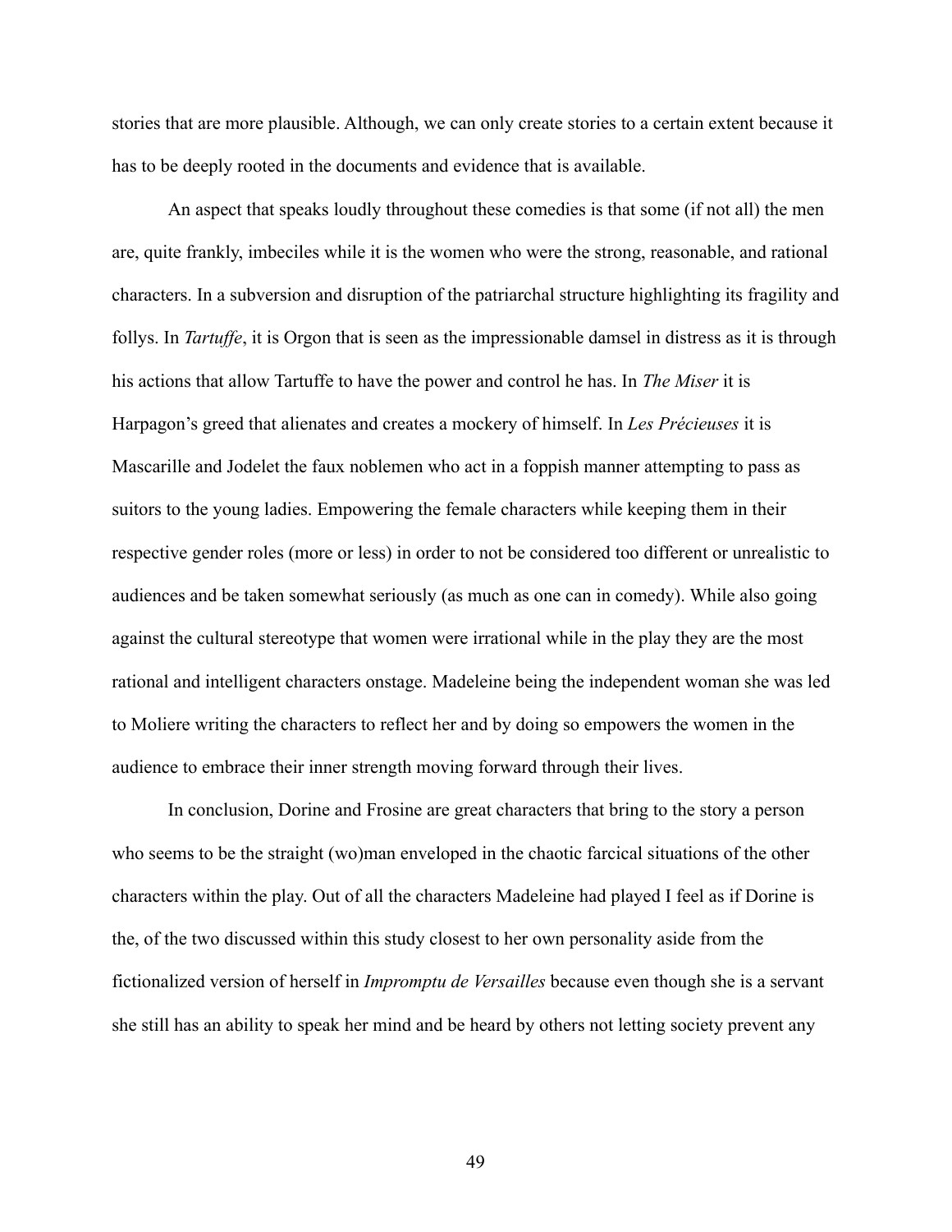stories that are more plausible. Although, we can only create stories to a certain extent because it has to be deeply rooted in the documents and evidence that is available.

An aspect that speaks loudly throughout these comedies is that some (if not all) the men are, quite frankly, imbeciles while it is the women who were the strong, reasonable, and rational characters. In a subversion and disruption of the patriarchal structure highlighting its fragility and follys. In *Tartuffe*, it is Orgon that is seen as the impressionable damsel in distress as it is through his actions that allow Tartuffe to have the power and control he has. In *The Miser* it is Harpagon's greed that alienates and creates a mockery of himself. In *Les Précieuses* it is Mascarille and Jodelet the faux noblemen who act in a foppish manner attempting to pass as suitors to the young ladies. Empowering the female characters while keeping them in their respective gender roles (more or less) in order to not be considered too different or unrealistic to audiences and be taken somewhat seriously (as much as one can in comedy). While also going against the cultural stereotype that women were irrational while in the play they are the most rational and intelligent characters onstage. Madeleine being the independent woman she was led to Moliere writing the characters to reflect her and by doing so empowers the women in the audience to embrace their inner strength moving forward through their lives.

In conclusion, Dorine and Frosine are great characters that bring to the story a person who seems to be the straight (wo)man enveloped in the chaotic farcical situations of the other characters within the play. Out of all the characters Madeleine had played I feel as if Dorine is the, of the two discussed within this study closest to her own personality aside from the fictionalized version of herself in *Impromptu de Versailles* because even though she is a servant she still has an ability to speak her mind and be heard by others not letting society prevent any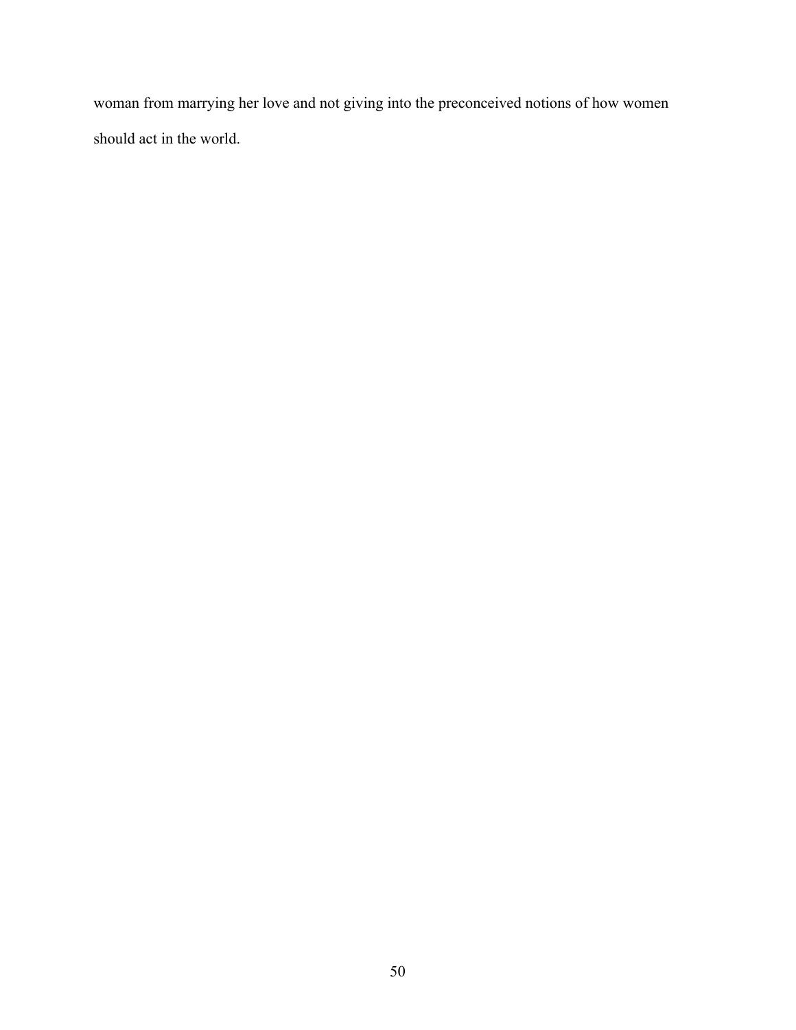woman from marrying her love and not giving into the preconceived notions of how women should act in the world.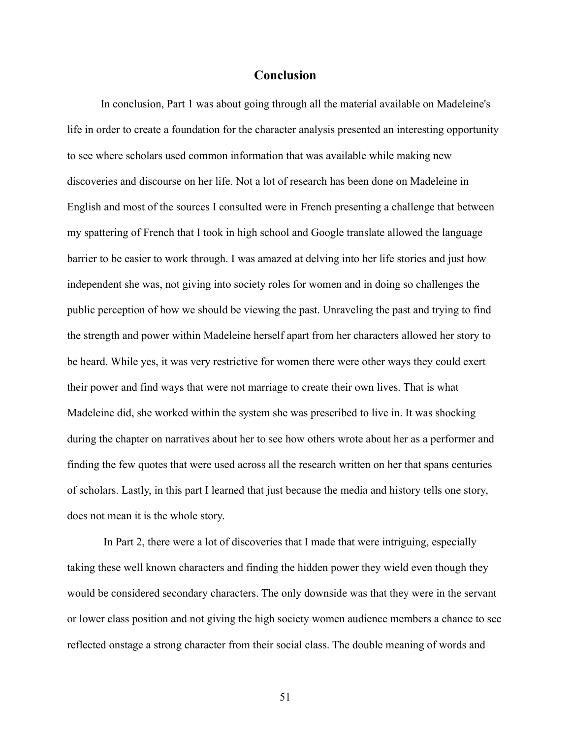# Conclusion

In conclusion, Part 1 was about going through all the material available on Madeleine's life in order to create a foundation for the character analysis presented an interesting opportunity to see where scholars used common information that was available while making new discoveries and discourse on her life. Not a lot of research has been done on Madeleine in English and most of the sources I consulted were in French presenting a challenge that between my spattering of French that I took in high school and Google translate allowed the language barrier to be easier to work through. I was amazed at delving into her life stories and just how independent she was, not giving into society roles for women and in doing so challenges the public perception of how we should be viewing the past. Unraveling the past and trying to find the strength and power within Madeleine herself apart from her characters allowed her story to be heard. While yes, it was very restrictive for women there were other ways they could exert their power and find ways that were not marriage to create their own lives. That is what Madeleine did, she worked within the system she was prescribed to live in. It was shocking during the chapter on narratives about her to see how others wrote about her as a performer and finding the few quotes that were used across all the research written on her that spans centuries of scholars. Lastly, in this part I learned that just because the media and history tells one story, does not mean it is the whole story.

In Part 2, there were a lot of discoveries that I made that were intriguing, especially taking these well known characters and finding the hidden power they wield even though they would be considered secondary characters. The only downside was that they were in the servant or lower class position and not giving the high society women audience members a chance to see reflected onstage a strong character from their social class. The double meaning of words and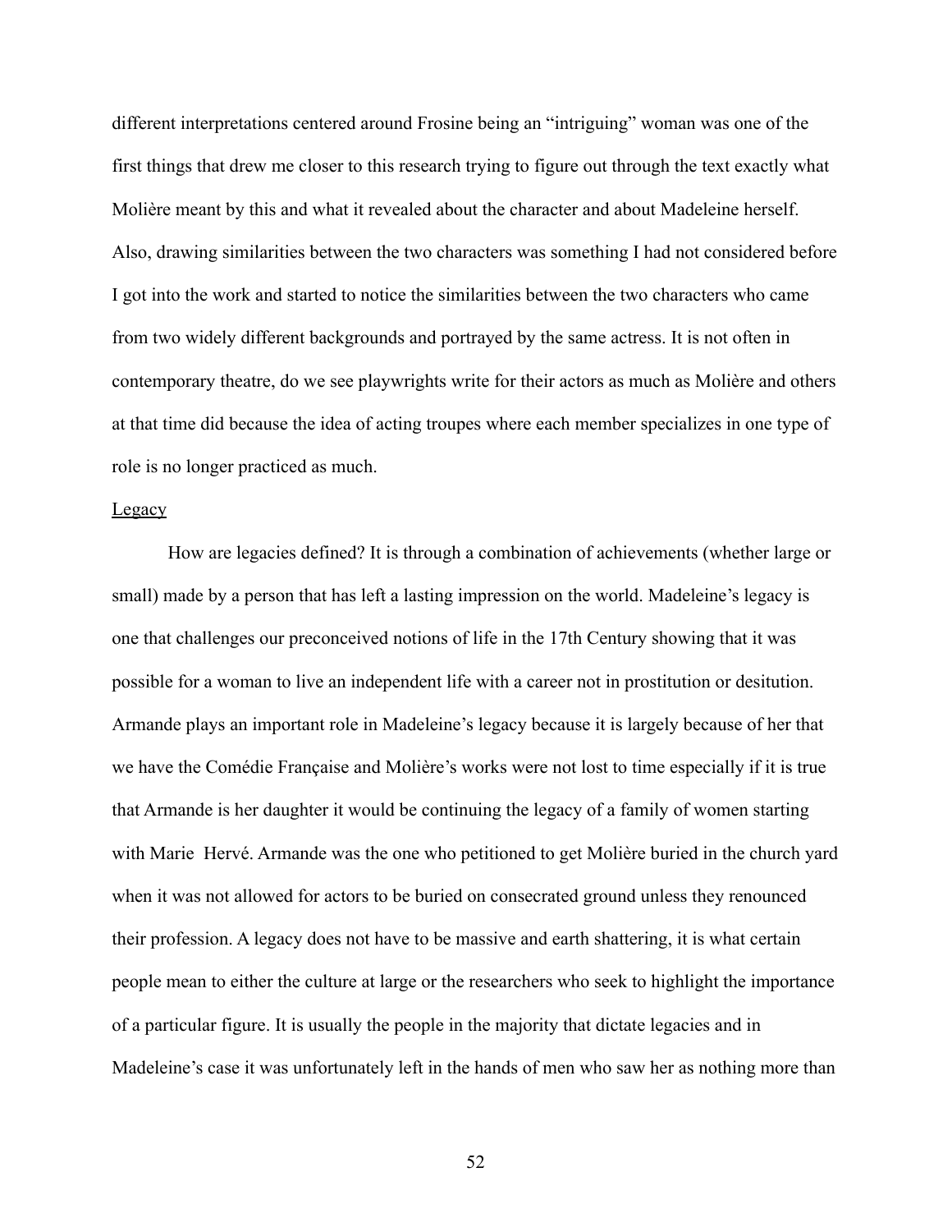different interpretations centered around Frosine being an “intriguing” woman was one of the first things that drew me closer to this research trying to figure out through the text exactly what Molière meant by this and what it revealed about the character and about Madeleine herself. Also, drawing similarities between the two characters was something I had not considered before I got into the work and started to notice the similarities between the two characters who came from two widely different backgrounds and portrayed by the same actress. It is not often in contemporary theatre, do we see playwrights write for their actors as much as Molière and others at that time did because the idea of acting troupes where each member specializes in one type of role is no longer practiced as much.

<u>Legacy</u>

How are legacies defined? It is through a combination of achievements (whether large or small) made by a person that has left a lasting impression on the world. Madeleine’s legacy is one that challenges our preconceived notions of life in the 17th Century showing that it was possible for a woman to live an independent life with a career not in prostitution or desitution. Armande plays an important role in Madeleine’s legacy because it is largely because of her that we have the Comédie Française and Molière’s works were not lost to time especially if it is true that Armande is her daughter it would be continuing the legacy of a family of women starting with Marie Hervé. Armande was the one who petitioned to get Molière buried in the church yard when it was not allowed for actors to be buried on consecrated ground unless they renounced their profession. A legacy does not have to be massive and earth shattering, it is what certain people mean to either the culture at large or the researchers who seek to highlight the importance of a particular figure. It is usually the people in the majority that dictate legacies and in Madeleine’s case it was unfortunately left in the hands of men who saw her as nothing more than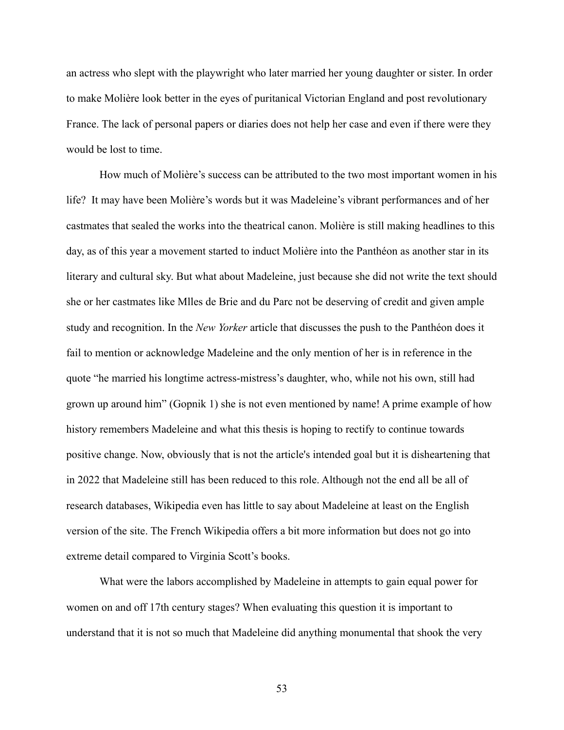an actress who slept with the playwright who later married her young daughter or sister. In order to make Molière look better in the eyes of puritanical Victorian England and post revolutionary France. The lack of personal papers or diaries does not help her case and even if there were they would be lost to time.

How much of Molière's success can be attributed to the two most important women in his life? It may have been Molière's words but it was Madeleine's vibrant performances and of her castmates that sealed the works into the theatrical canon. Molière is still making headlines to this day, as of this year a movement started to induct Molière into the Panthéon as another star in its literary and cultural sky. But what about Madeleine, just because she did not write the text should she or her castmates like Mlles de Brie and du Parc not be deserving of credit and given ample study and recognition. In the *New Yorker* article that discusses the push to the Panthéon does it fail to mention or acknowledge Madeleine and the only mention of her is in reference in the quote "he married his longtime actress-mistress's daughter, who, while not his own, still had grown up around him" (Gopnik 1) she is not even mentioned by name! A prime example of how history remembers Madeleine and what this thesis is hoping to rectify to continue towards positive change. Now, obviously that is not the article's intended goal but it is disheartening that in 2022 that Madeleine still has been reduced to this role. Although not the end all be all of research databases, Wikipedia even has little to say about Madeleine at least on the English version of the site. The French Wikipedia offers a bit more information but does not go into extreme detail compared to Virginia Scott's books.

What were the labors accomplished by Madeleine in attempts to gain equal power for women on and off 17th century stages? When evaluating this question it is important to understand that it is not so much that Madeleine did anything monumental that shook the very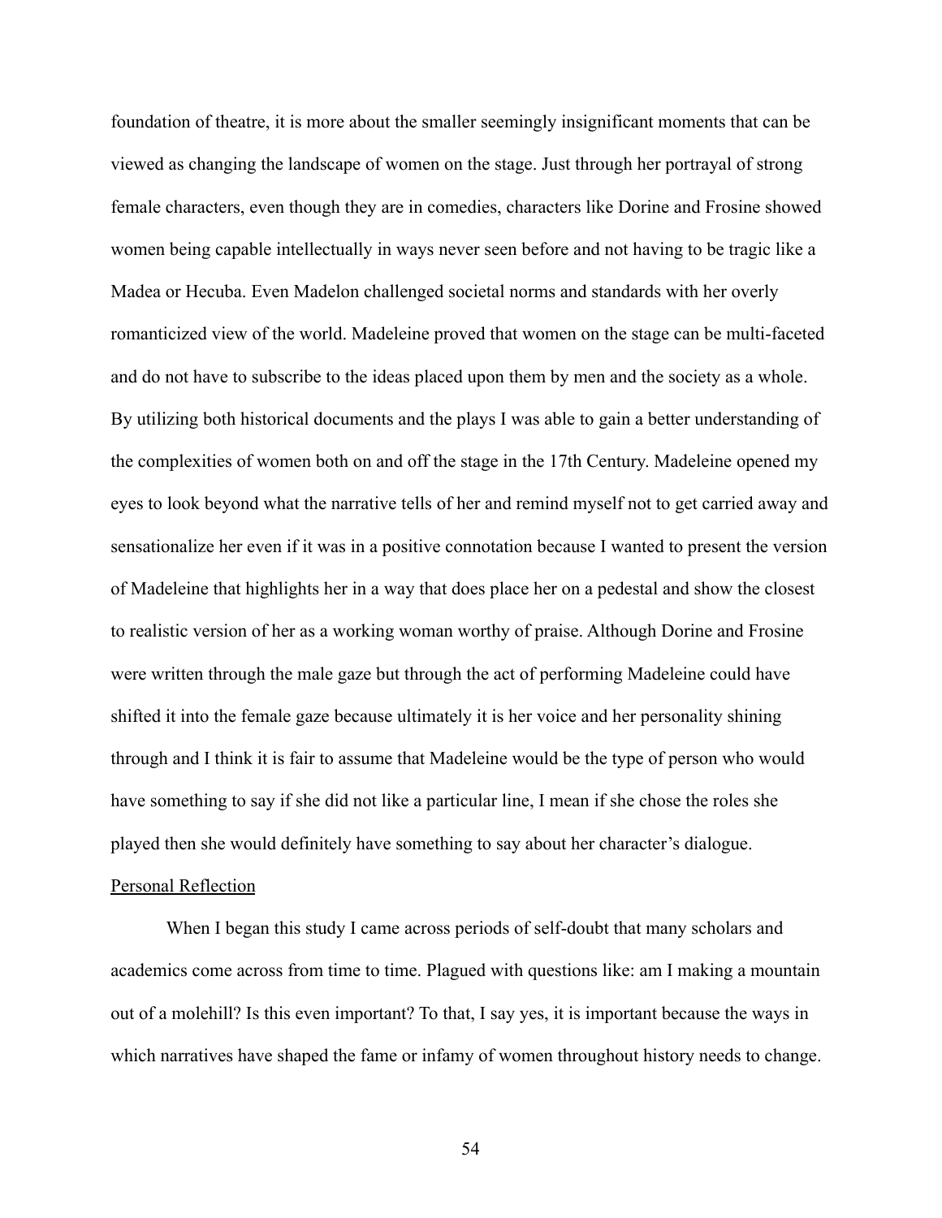foundation of theatre, it is more about the smaller seemingly insignificant moments that can be viewed as changing the landscape of women on the stage. Just through her portrayal of strong female characters, even though they are in comedies, characters like Dorine and Frosine showed women being capable intellectually in ways never seen before and not having to be tragic like a Madea or Hecuba. Even Madelon challenged societal norms and standards with her overly romanticized view of the world. Madeleine proved that women on the stage can be multi-faceted and do not have to subscribe to the ideas placed upon them by men and the society as a whole. By utilizing both historical documents and the plays I was able to gain a better understanding of the complexities of women both on and off the stage in the 17th Century. Madeleine opened my eyes to look beyond what the narrative tells of her and remind myself not to get carried away and sensationalize her even if it was in a positive connotation because I wanted to present the version of Madeleine that highlights her in a way that does place her on a pedestal and show the closest to realistic version of her as a working woman worthy of praise. Although Dorine and Frosine were written through the male gaze but through the act of performing Madeleine could have shifted it into the female gaze because ultimately it is her voice and her personality shining through and I think it is fair to assume that Madeleine would be the type of person who would have something to say if she did not like a particular line, I mean if she chose the roles she played then she would definitely have something to say about her character's dialogue.

## Personal Reflection

When I began this study I came across periods of self-doubt that many scholars and academics come across from time to time. Plagued with questions like: am I making a mountain out of a molehill? Is this even important? To that, I say yes, it is important because the ways in which narratives have shaped the fame or infamy of women throughout history needs to change.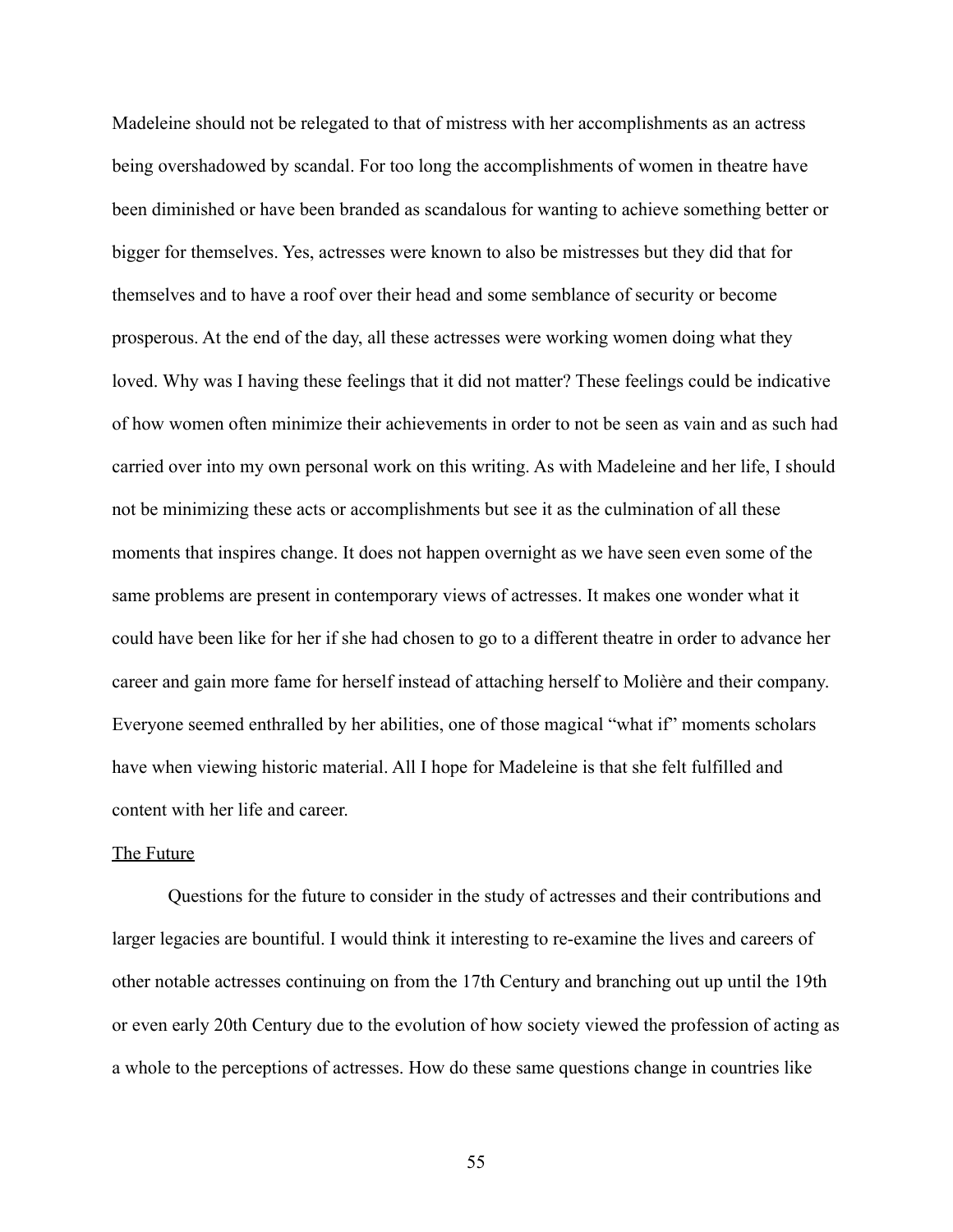Madeleine should not be relegated to that of mistress with her accomplishments as an actress being overshadowed by scandal. For too long the accomplishments of women in theatre have been diminished or have been branded as scandalous for wanting to achieve something better or bigger for themselves. Yes, actresses were known to also be mistresses but they did that for themselves and to have a roof over their head and some semblance of security or become prosperous. At the end of the day, all these actresses were working women doing what they loved. Why was I having these feelings that it did not matter? These feelings could be indicative of how women often minimize their achievements in order to not be seen as vain and as such had carried over into my own personal work on this writing. As with Madeleine and her life, I should not be minimizing these acts or accomplishments but see it as the culmination of all these moments that inspires change. It does not happen overnight as we have seen even some of the same problems are present in contemporary views of actresses. It makes one wonder what it could have been like for her if she had chosen to go to a different theatre in order to advance her career and gain more fame for herself instead of attaching herself to Molière and their company. Everyone seemed enthralled by her abilities, one of those magical "what if" moments scholars have when viewing historic material. All I hope for Madeleine is that she felt fulfilled and content with her life and career.

## The Future

Questions for the future to consider in the study of actresses and their contributions and larger legacies are bountiful. I would think it interesting to re-examine the lives and careers of other notable actresses continuing on from the 17th Century and branching out up until the 19th or even early 20th Century due to the evolution of how society viewed the profession of acting as a whole to the perceptions of actresses. How do these same questions change in countries like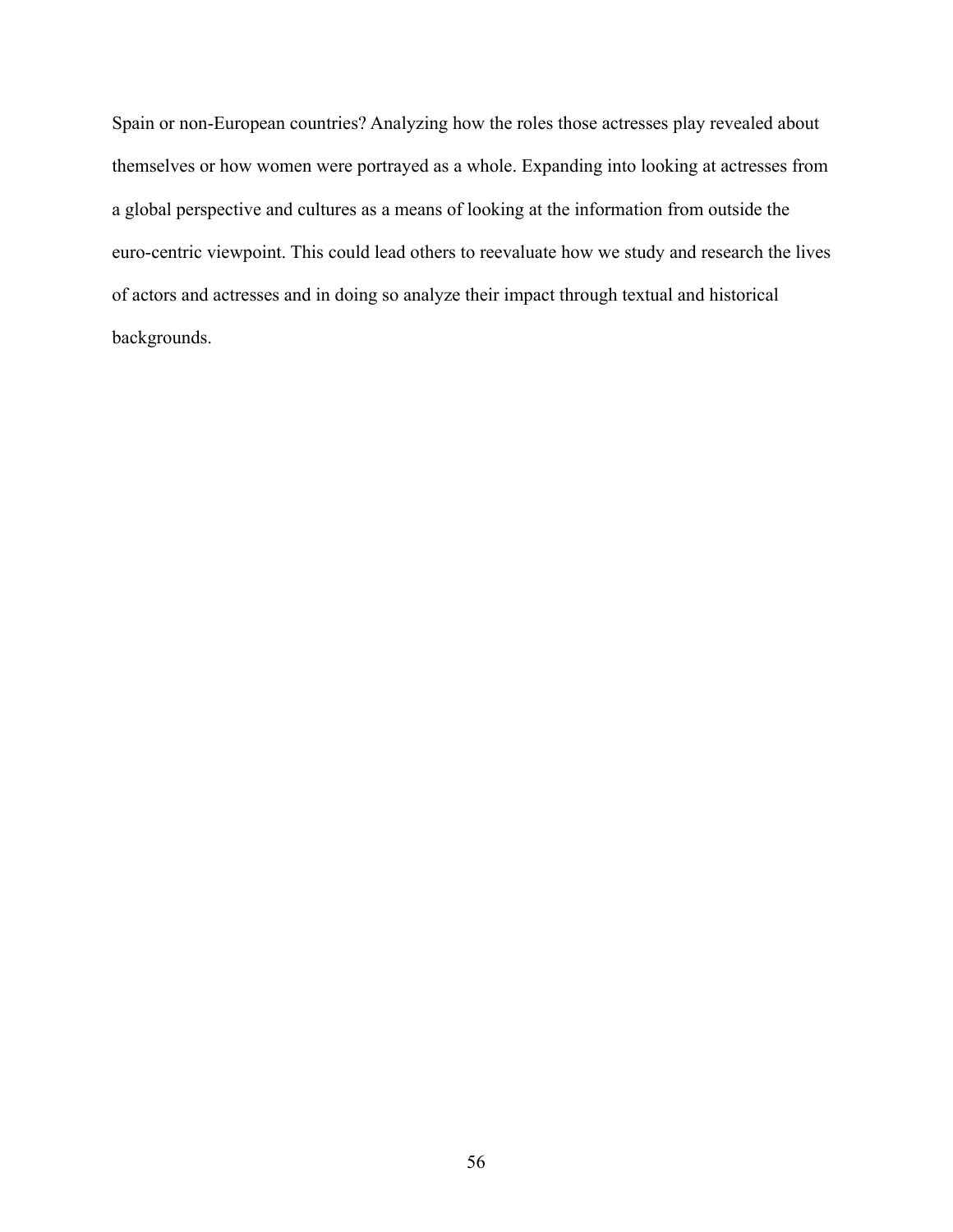Spain or non-European countries? Analyzing how the roles those actresses play revealed about themselves or how women were portrayed as a whole. Expanding into looking at actresses from a global perspective and cultures as a means of looking at the information from outside the euro-centric viewpoint. This could lead others to reevaluate how we study and research the lives of actors and actresses and in doing so analyze their impact through textual and historical backgrounds.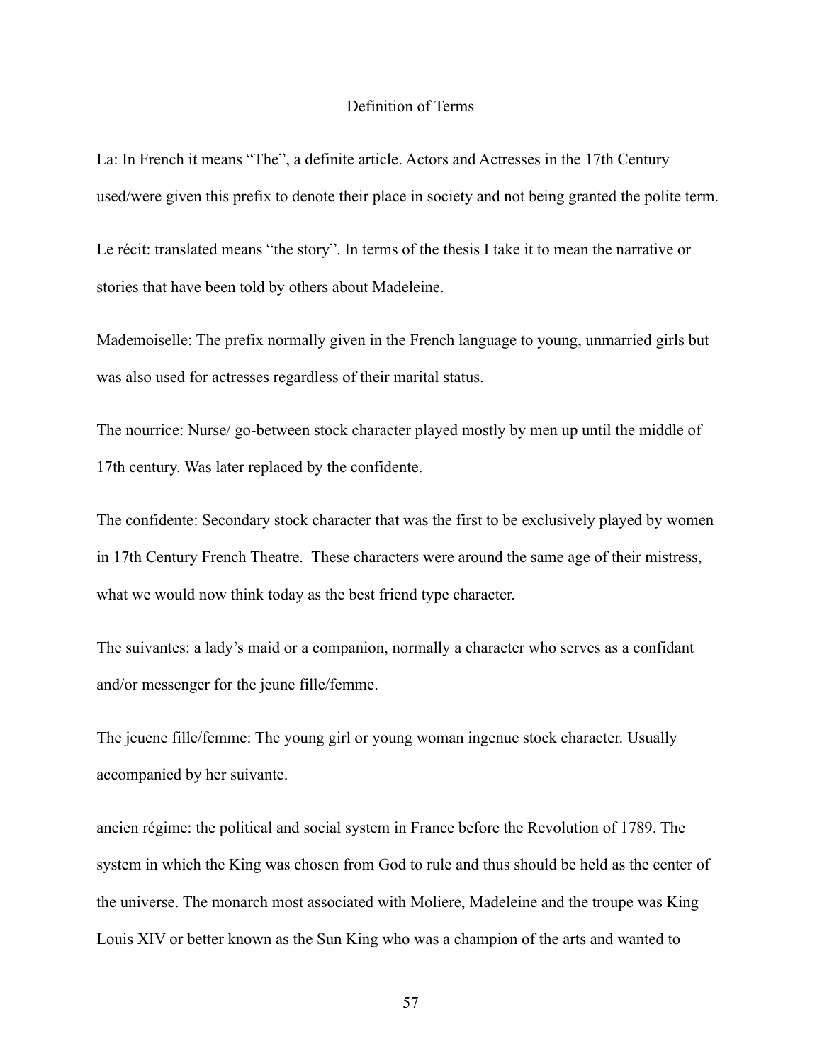## Definition of Terms

La: In French it means "The", a definite article. Actors and Actresses in the 17th Century used/were given this prefix to denote their place in society and not being granted the polite term.

Le récit: translated means "the story". In terms of the thesis I take it to mean the narrative or stories that have been told by others about Madeleine.

Mademoiselle: The prefix normally given in the French language to young, unmarried girls but was also used for actresses regardless of their marital status.

The nourrice: Nurse/ go-between stock character played mostly by men up until the middle of 17th century. Was later replaced by the confidente.

The confidente: Secondary stock character that was the first to be exclusively played by women in 17th Century French Theatre. These characters were around the same age of their mistress, what we would now think today as the best friend type character.

The suivantes: a lady's maid or a companion, normally a character who serves as a confidant and/or messenger for the jeune fille/femme.

The jeuene fille/femme: The young girl or young woman ingenue stock character. Usually accompanied by her suivante.

ancien régime: the political and social system in France before the Revolution of 1789. The system in which the King was chosen from God to rule and thus should be held as the center of the universe. The monarch most associated with Moliere, Madeleine and the troupe was King Louis XIV or better known as the Sun King who was a champion of the arts and wanted to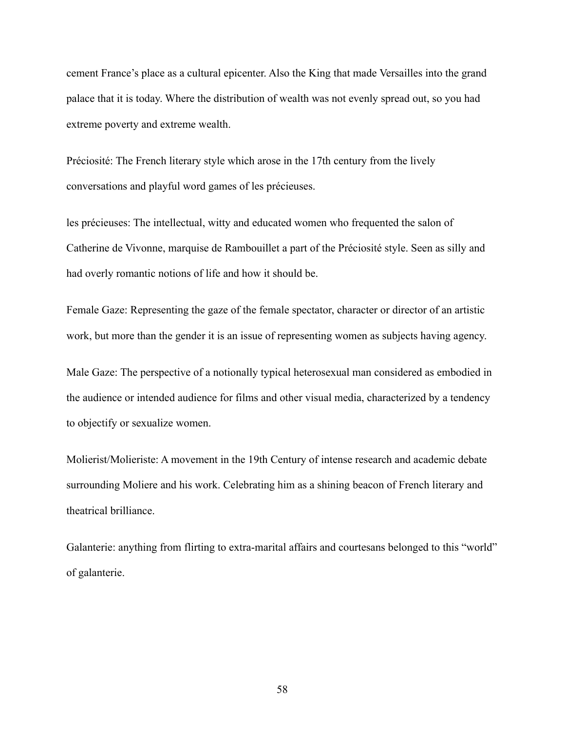cement France's place as a cultural epicenter. Also the King that made Versailles into the grand palace that it is today. Where the distribution of wealth was not evenly spread out, so you had extreme poverty and extreme wealth.

Préciosité: The French literary style which arose in the 17th century from the lively conversations and playful word games of les précieuses.

les précieuses: The intellectual, witty and educated women who frequented the salon of Catherine de Vivonne, marquise de Rambouillet a part of the Préciosité style. Seen as silly and had overly romantic notions of life and how it should be.

Female Gaze: Representing the gaze of the female spectator, character or director of an artistic work, but more than the gender it is an issue of representing women as subjects having agency.

Male Gaze: The perspective of a notionally typical heterosexual man considered as embodied in the audience or intended audience for films and other visual media, characterized by a tendency to objectify or sexualize women.

Molierist/Molieriste: A movement in the 19th Century of intense research and academic debate surrounding Moliere and his work. Celebrating him as a shining beacon of French literary and theatrical brilliance.

Galanterie: anything from flirting to extra-marital affairs and courtesans belonged to this "world" of galanterie.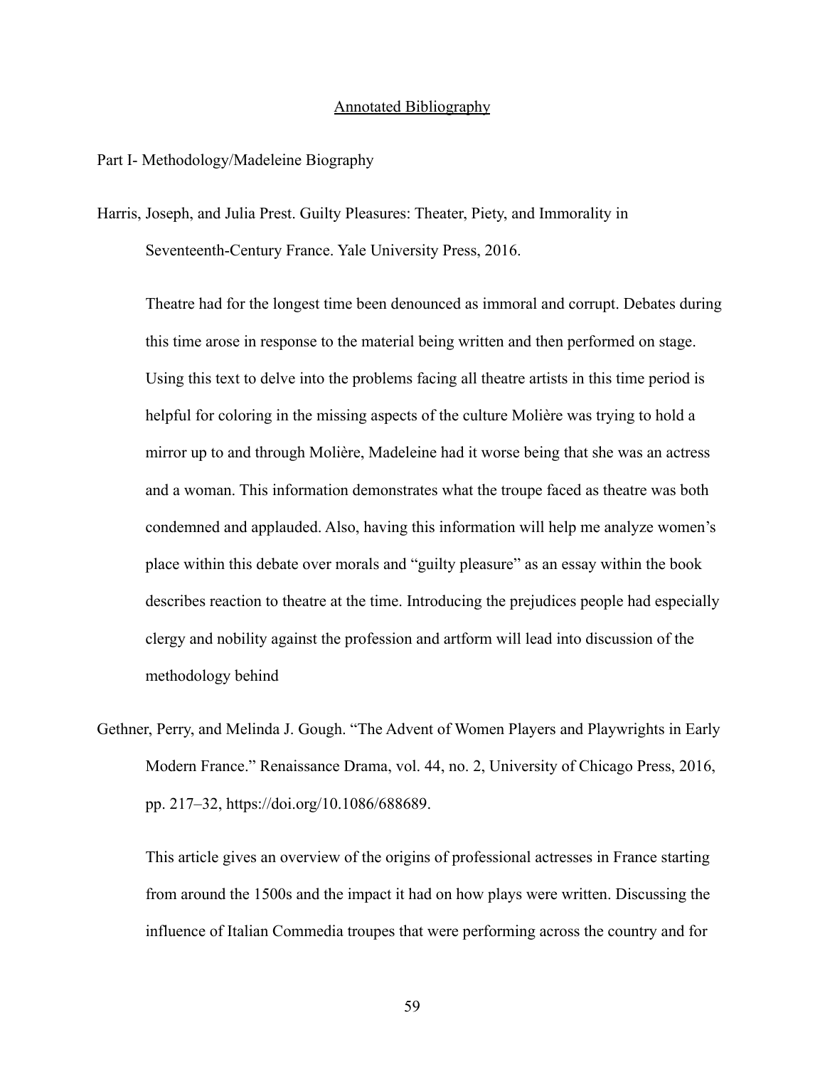## Annotated Bibliography

Part I- Methodology/Madeleine Biography

Harris, Joseph, and Julia Prest. Guilty Pleasures: Theater, Piety, and Immorality in Seventeenth-Century France. Yale University Press, 2016.

> Theatre had for the longest time been denounced as immoral and corrupt. Debates during this time arose in response to the material being written and then performed on stage. Using this text to delve into the problems facing all theatre artists in this time period is helpful for coloring in the missing aspects of the culture Molière was trying to hold a mirror up to and through Molière, Madeleine had it worse being that she was an actress and a woman. This information demonstrates what the troupe faced as theatre was both condemned and applauded. Also, having this information will help me analyze women's place within this debate over morals and "guilty pleasure" as an essay within the book describes reaction to theatre at the time. Introducing the prejudices people had especially clergy and nobility against the profession and artform will lead into discussion of the methodology behind

Gethner, Perry, and Melinda J. Gough. "The Advent of Women Players and Playwrights in Early Modern France." Renaissance Drama, vol. 44, no. 2, University of Chicago Press, 2016, pp. 217–32, https://doi.org/10.1086/688689.

> This article gives an overview of the origins of professional actresses in France starting from around the 1500s and the impact it had on how plays were written. Discussing the influence of Italian Commedia troupes that were performing across the country and for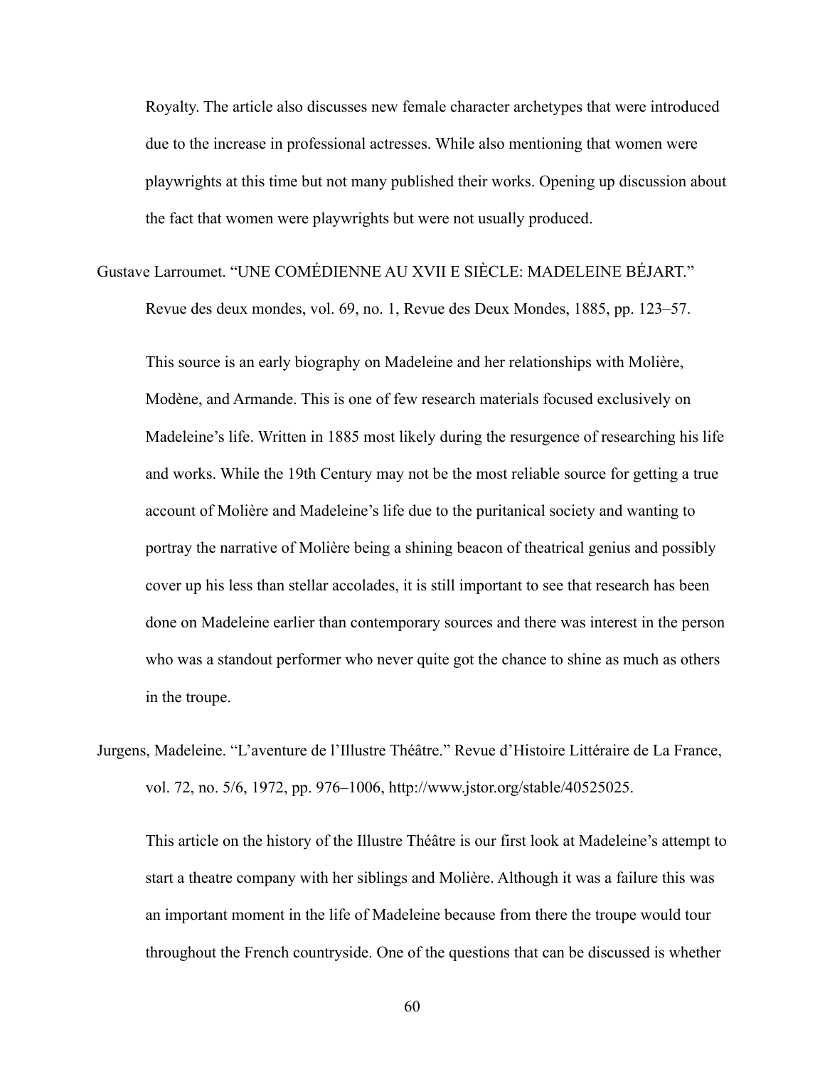Royalty. The article also discusses new female character archetypes that were introduced due to the increase in professional actresses. While also mentioning that women were playwrights at this time but not many published their works. Opening up discussion about the fact that women were playwrights but were not usually produced.

Gustave Larroumet. "UNE COMÉDIENNE AU XVII E SIÈCLE: MADELEINE BÉJART." Revue des deux mondes, vol. 69, no. 1, Revue des Deux Mondes, 1885, pp. 123–57.

This source is an early biography on Madeleine and her relationships with Molière, Modène, and Armande. This is one of few research materials focused exclusively on Madeleine's life. Written in 1885 most likely during the resurgence of researching his life and works. While the 19th Century may not be the most reliable source for getting a true account of Molière and Madeleine's life due to the puritanical society and wanting to portray the narrative of Molière being a shining beacon of theatrical genius and possibly cover up his less than stellar accolades, it is still important to see that research has been done on Madeleine earlier than contemporary sources and there was interest in the person who was a standout performer who never quite got the chance to shine as much as others in the troupe.

Jurgens, Madeleine. "L'aventure de l'Illustre Théâtre." Revue d'Histoire Littéraire de La France, vol. 72, no. 5/6, 1972, pp. 976–1006, http://www.jstor.org/stable/40525025.

This article on the history of the Illustre Théâtre is our first look at Madeleine's attempt to start a theatre company with her siblings and Molière. Although it was a failure this was an important moment in the life of Madeleine because from there the troupe would tour throughout the French countryside. One of the questions that can be discussed is whether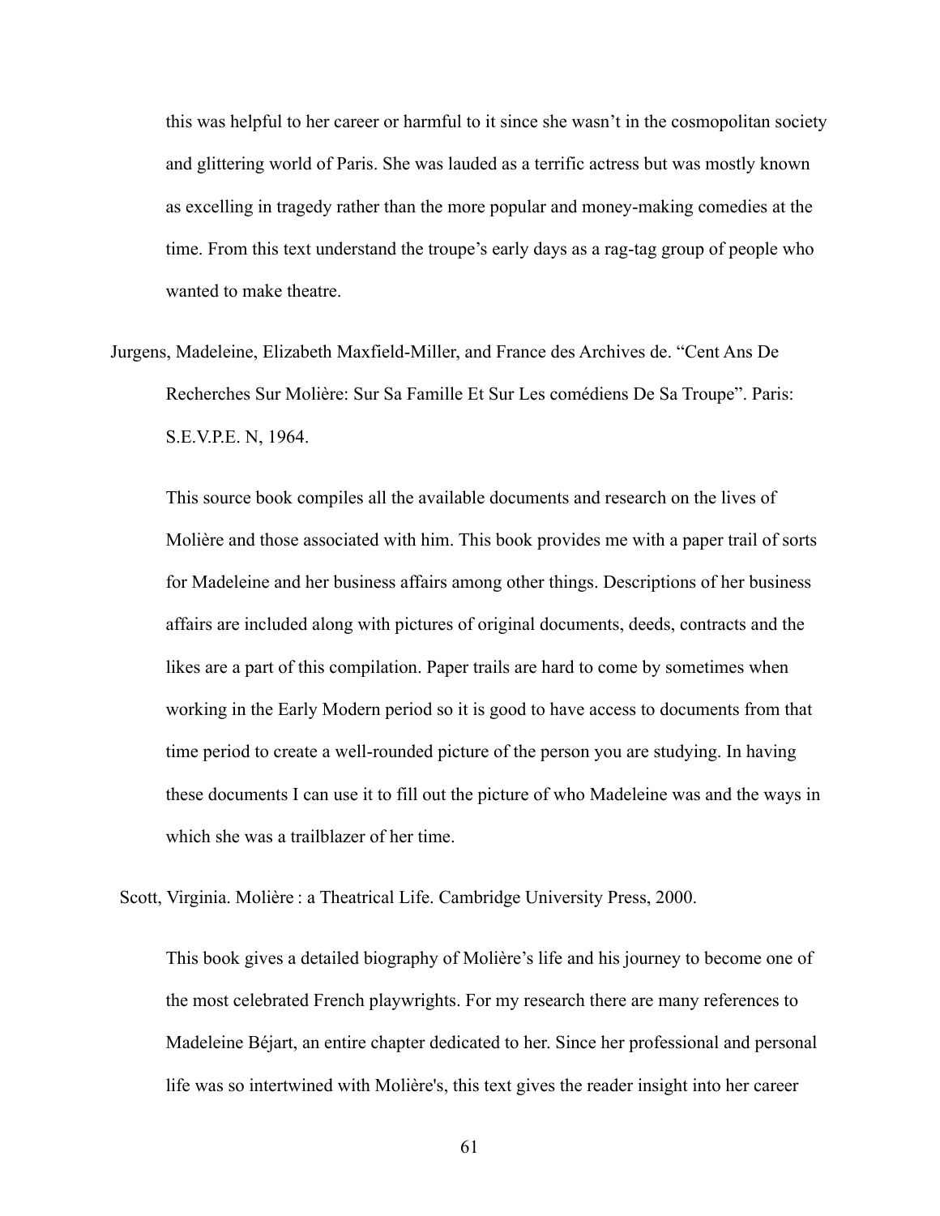this was helpful to her career or harmful to it since she wasn't in the cosmopolitan society and glittering world of Paris. She was lauded as a terrific actress but was mostly known as excelling in tragedy rather than the more popular and money-making comedies at the time. From this text understand the troupe's early days as a rag-tag group of people who wanted to make theatre.

Jurgens, Madeleine, Elizabeth Maxfield-Miller, and France des Archives de. "Cent Ans De Recherches Sur Molière: Sur Sa Famille Et Sur Les comédiens De Sa Troupe". Paris: S.E.V.P.E. N, 1964.

This source book compiles all the available documents and research on the lives of Molière and those associated with him. This book provides me with a paper trail of sorts for Madeleine and her business affairs among other things. Descriptions of her business affairs are included along with pictures of original documents, deeds, contracts and the likes are a part of this compilation. Paper trails are hard to come by sometimes when working in the Early Modern period so it is good to have access to documents from that time period to create a well-rounded picture of the person you are studying. In having these documents I can use it to fill out the picture of who Madeleine was and the ways in which she was a trailblazer of her time.

Scott, Virginia. Molière : a Theatrical Life. Cambridge University Press, 2000.

This book gives a detailed biography of Molière's life and his journey to become one of the most celebrated French playwrights. For my research there are many references to Madeleine Béjart, an entire chapter dedicated to her. Since her professional and personal life was so intertwined with Molière's, this text gives the reader insight into her career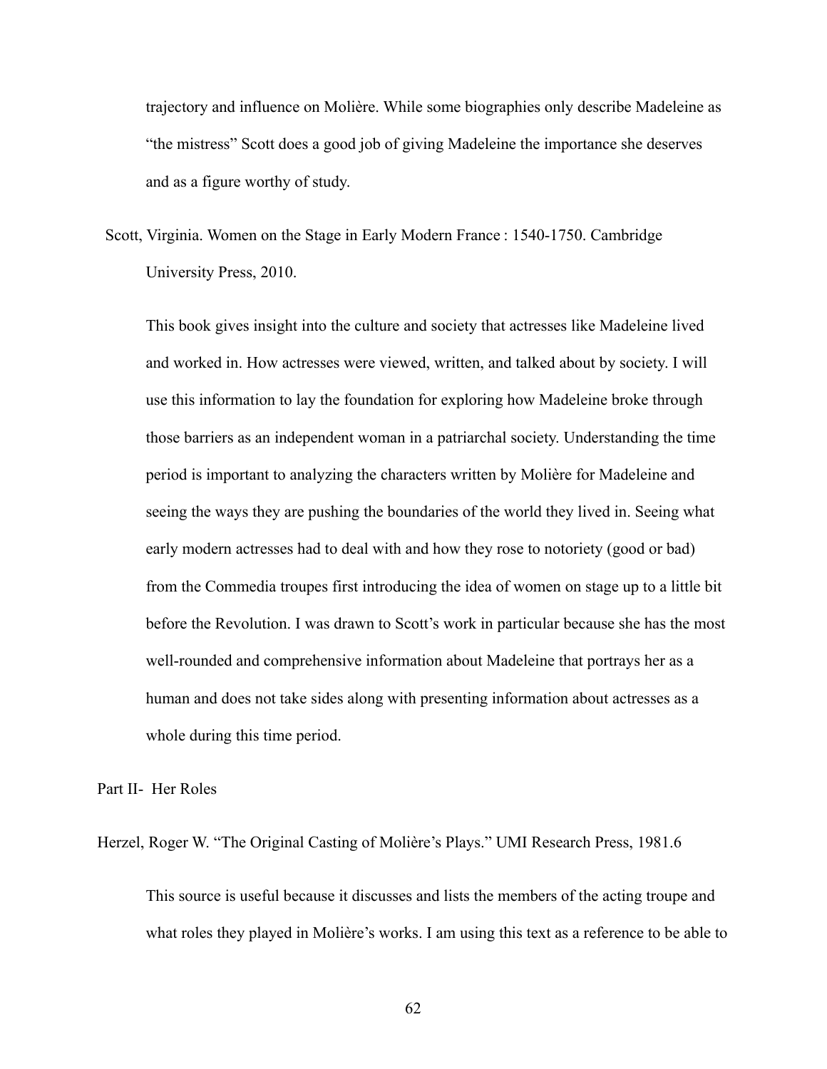trajectory and influence on Molière. While some biographies only describe Madeleine as “the mistress” Scott does a good job of giving Madeleine the importance she deserves and as a figure worthy of study.

Scott, Virginia. Women on the Stage in Early Modern France : 1540-1750. Cambridge University Press, 2010.

This book gives insight into the culture and society that actresses like Madeleine lived and worked in. How actresses were viewed, written, and talked about by society. I will use this information to lay the foundation for exploring how Madeleine broke through those barriers as an independent woman in a patriarchal society. Understanding the time period is important to analyzing the characters written by Molière for Madeleine and seeing the ways they are pushing the boundaries of the world they lived in. Seeing what early modern actresses had to deal with and how they rose to notoriety (good or bad) from the Commedia troupes first introducing the idea of women on stage up to a little bit before the Revolution. I was drawn to Scott’s work in particular because she has the most well-rounded and comprehensive information about Madeleine that portrays her as a human and does not take sides along with presenting information about actresses as a whole during this time period.

Part II- Her Roles

Herzel, Roger W. “The Original Casting of Molière’s Plays.” UMI Research Press, 1981.6

This source is useful because it discusses and lists the members of the acting troupe and what roles they played in Molière’s works. I am using this text as a reference to be able to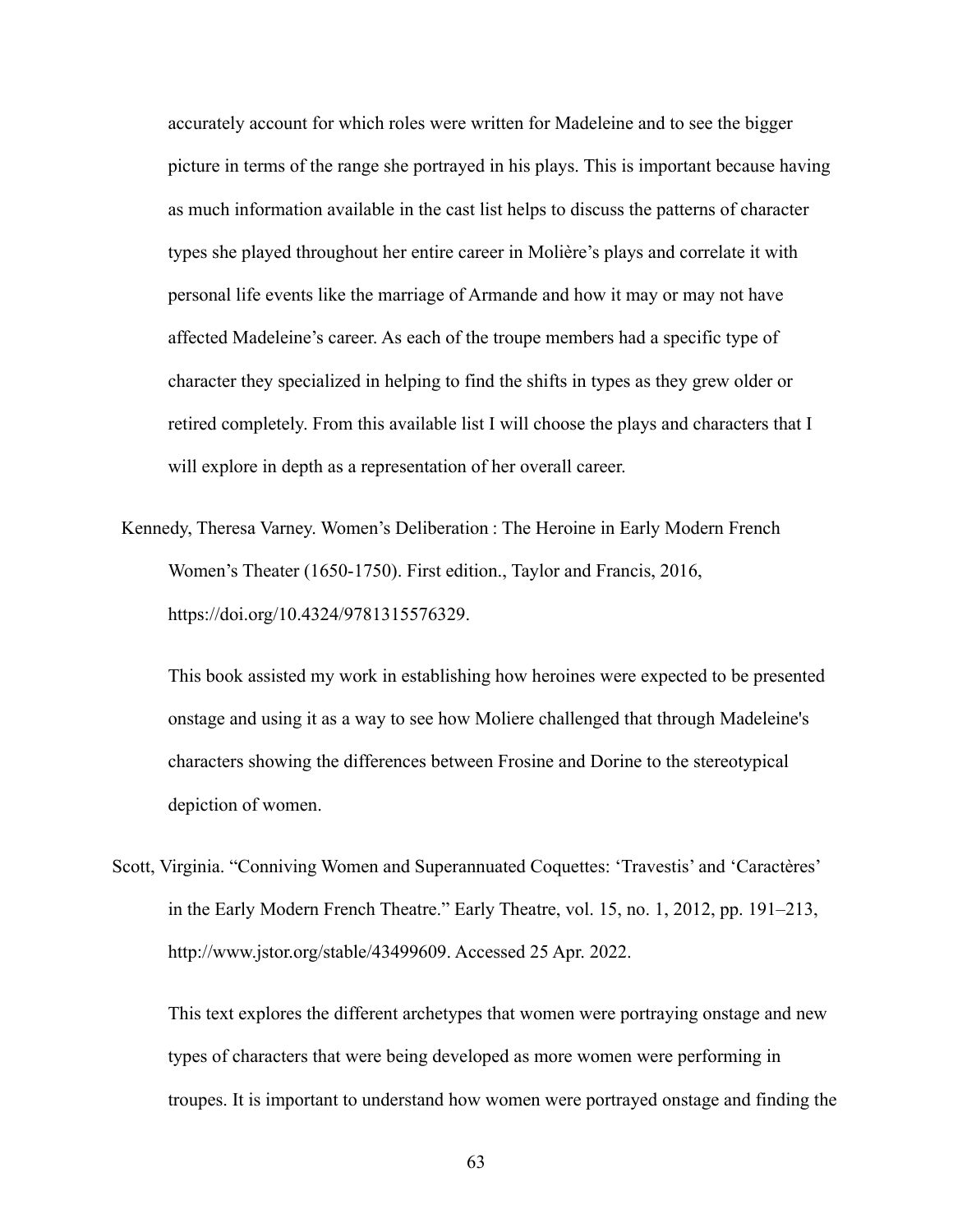accurately account for which roles were written for Madeleine and to see the bigger picture in terms of the range she portrayed in his plays. This is important because having as much information available in the cast list helps to discuss the patterns of character types she played throughout her entire career in Molière's plays and correlate it with personal life events like the marriage of Armande and how it may or may not have affected Madeleine's career. As each of the troupe members had a specific type of character they specialized in helping to find the shifts in types as they grew older or retired completely. From this available list I will choose the plays and characters that I will explore in depth as a representation of her overall career.

Kennedy, Theresa Varney. Women's Deliberation : The Heroine in Early Modern French Women's Theater (1650-1750). First edition., Taylor and Francis, 2016, https://doi.org/10.4324/9781315576329.

> This book assisted my work in establishing how heroines were expected to be presented onstage and using it as a way to see how Moliere challenged that through Madeleine's characters showing the differences between Frosine and Dorine to the stereotypical depiction of women.

Scott, Virginia. "Conniving Women and Superannuated Coquettes: 'Travestis' and 'Caractères' in the Early Modern French Theatre." Early Theatre, vol. 15, no. 1, 2012, pp. 191–213, http://www.jstor.org/stable/43499609. Accessed 25 Apr. 2022.

> This text explores the different archetypes that women were portraying onstage and new types of characters that were being developed as more women were performing in troupes. It is important to understand how women were portrayed onstage and finding the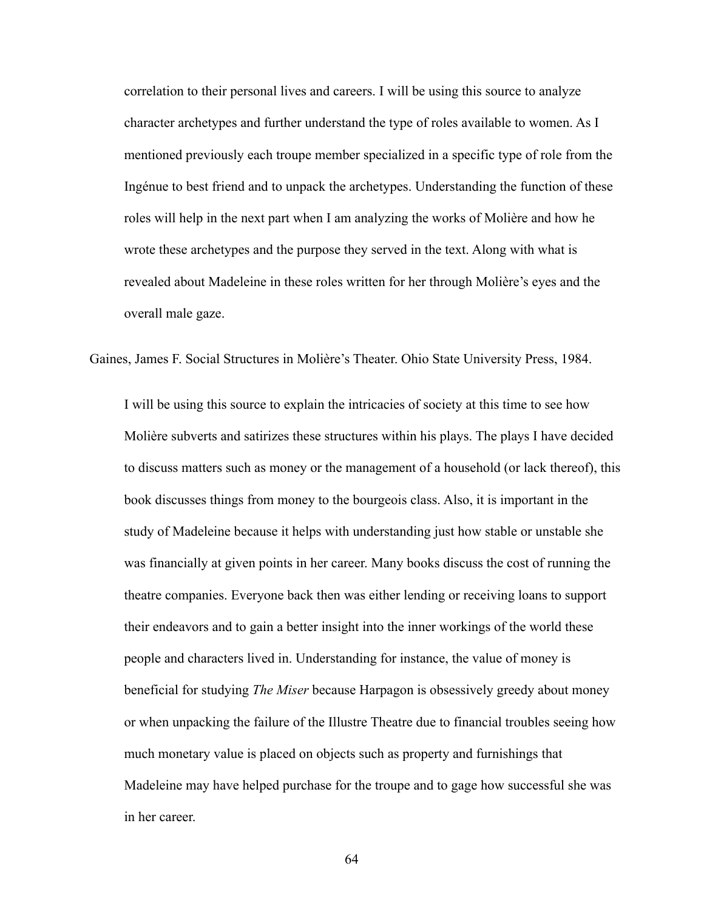correlation to their personal lives and careers. I will be using this source to analyze character archetypes and further understand the type of roles available to women. As I mentioned previously each troupe member specialized in a specific type of role from the Ingénue to best friend and to unpack the archetypes. Understanding the function of these roles will help in the next part when I am analyzing the works of Molière and how he wrote these archetypes and the purpose they served in the text. Along with what is revealed about Madeleine in these roles written for her through Molière's eyes and the overall male gaze.

Gaines, James F. Social Structures in Molière's Theater. Ohio State University Press, 1984.

I will be using this source to explain the intricacies of society at this time to see how Molière subverts and satirizes these structures within his plays. The plays I have decided to discuss matters such as money or the management of a household (or lack thereof), this book discusses things from money to the bourgeois class. Also, it is important in the study of Madeleine because it helps with understanding just how stable or unstable she was financially at given points in her career. Many books discuss the cost of running the theatre companies. Everyone back then was either lending or receiving loans to support their endeavors and to gain a better insight into the inner workings of the world these people and characters lived in. Understanding for instance, the value of money is beneficial for studying *The Miser* because Harpagon is obsessively greedy about money or when unpacking the failure of the Illustre Theatre due to financial troubles seeing how much monetary value is placed on objects such as property and furnishings that Madeleine may have helped purchase for the troupe and to gage how successful she was in her career.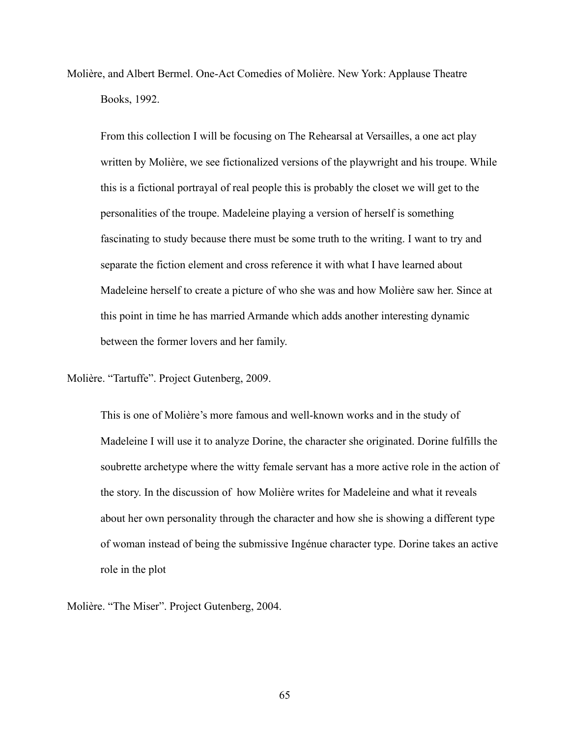Molière, and Albert Bermel. One-Act Comedies of Molière. New York: Applause Theatre Books, 1992.

From this collection I will be focusing on The Rehearsal at Versailles, a one act play written by Molière, we see fictionalized versions of the playwright and his troupe. While this is a fictional portrayal of real people this is probably the closet we will get to the personalities of the troupe. Madeleine playing a version of herself is something fascinating to study because there must be some truth to the writing. I want to try and separate the fiction element and cross reference it with what I have learned about Madeleine herself to create a picture of who she was and how Molière saw her. Since at this point in time he has married Armande which adds another interesting dynamic between the former lovers and her family.

Molière. "Tartuffe". Project Gutenberg, 2009.

This is one of Molière's more famous and well-known works and in the study of Madeleine I will use it to analyze Dorine, the character she originated. Dorine fulfills the soubrette archetype where the witty female servant has a more active role in the action of the story. In the discussion of how Molière writes for Madeleine and what it reveals about her own personality through the character and how she is showing a different type of woman instead of being the submissive Ingénue character type. Dorine takes an active role in the plot

Molière. "The Miser". Project Gutenberg, 2004.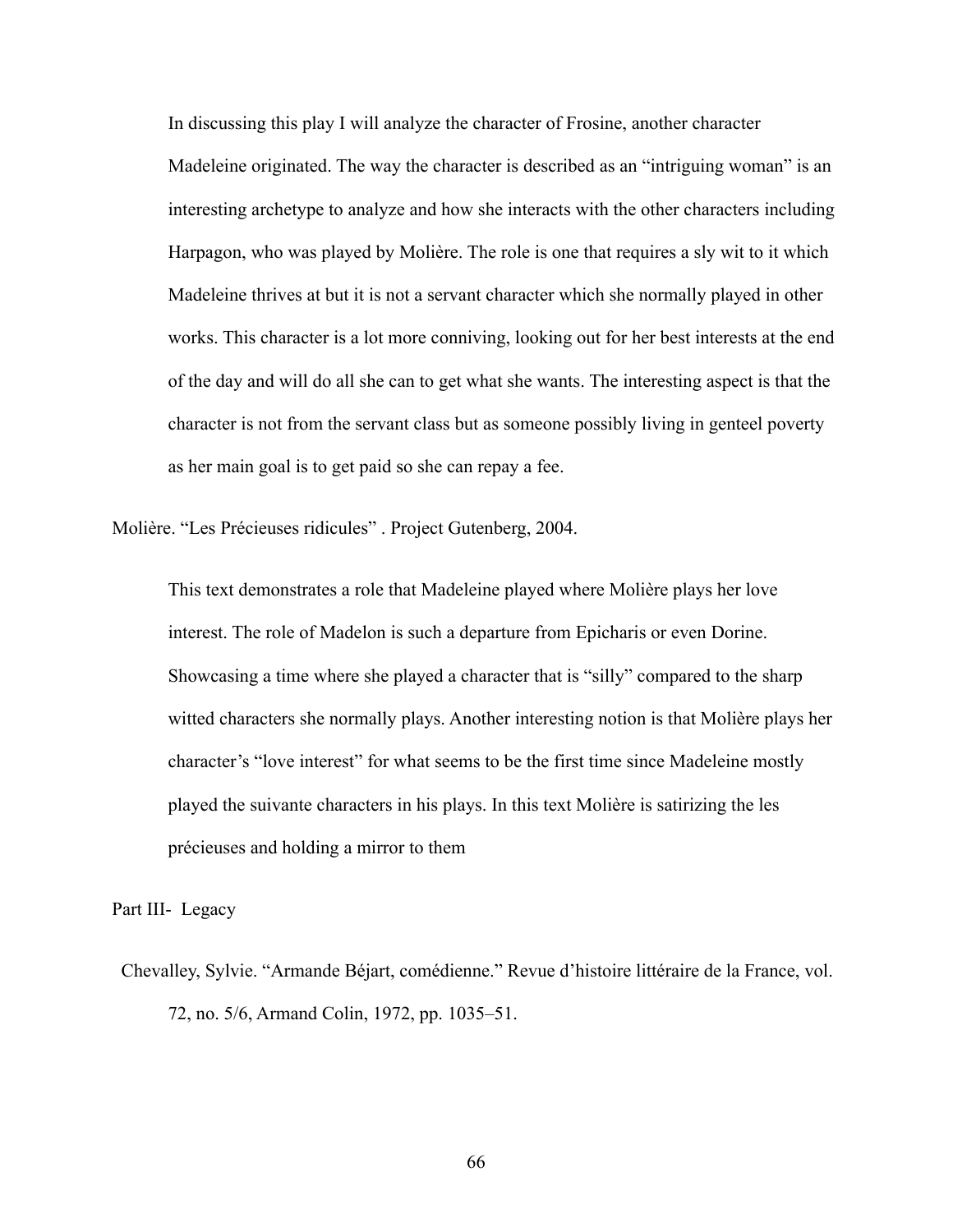In discussing this play I will analyze the character of Frosine, another character Madeleine originated. The way the character is described as an "intriguing woman" is an interesting archetype to analyze and how she interacts with the other characters including Harpagon, who was played by Molière. The role is one that requires a sly wit to it which Madeleine thrives at but it is not a servant character which she normally played in other works. This character is a lot more conniving, looking out for her best interests at the end of the day and will do all she can to get what she wants. The interesting aspect is that the character is not from the servant class but as someone possibly living in genteel poverty as her main goal is to get paid so she can repay a fee.

Molière. "Les Précieuses ridicules" . Project Gutenberg, 2004.

This text demonstrates a role that Madeleine played where Molière plays her love interest. The role of Madelon is such a departure from Epicharis or even Dorine. Showcasing a time where she played a character that is "silly" compared to the sharp witted characters she normally plays. Another interesting notion is that Molière plays her character's "love interest" for what seems to be the first time since Madeleine mostly played the suivante characters in his plays. In this text Molière is satirizing the les précieuses and holding a mirror to them

Part III- Legacy

Chevalley, Sylvie. "Armande Béjart, comédienne." Revue d'histoire littéraire de la France, vol. 72, no. 5/6, Armand Colin, 1972, pp. 1035–51.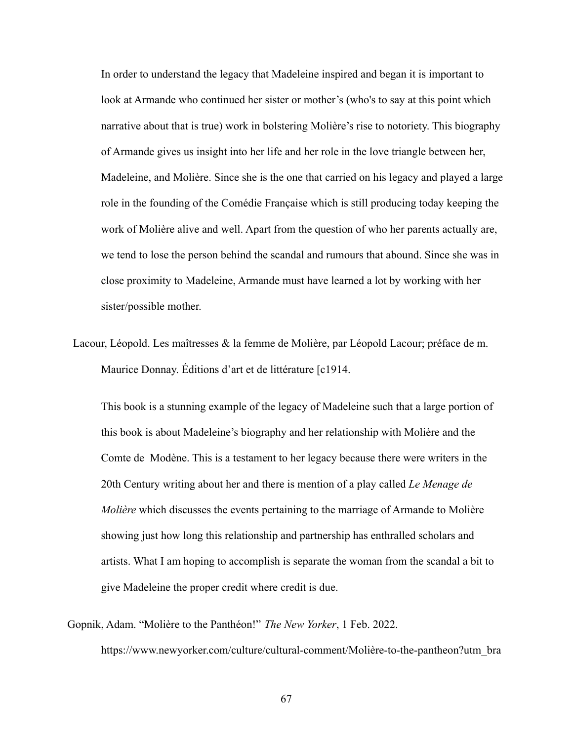In order to understand the legacy that Madeleine inspired and began it is important to look at Armande who continued her sister or mother's (who's to say at this point which narrative about that is true) work in bolstering Molière's rise to notoriety. This biography of Armande gives us insight into her life and her role in the love triangle between her, Madeleine, and Molière. Since she is the one that carried on his legacy and played a large role in the founding of the Comédie Française which is still producing today keeping the work of Molière alive and well. Apart from the question of who her parents actually are, we tend to lose the person behind the scandal and rumours that abound. Since she was in close proximity to Madeleine, Armande must have learned a lot by working with her sister/possible mother.

Lacour, Léopold. Les maîtresses & la femme de Molière, par Léopold Lacour; préface de m. Maurice Donnay. Éditions d'art et de littérature [c1914.

This book is a stunning example of the legacy of Madeleine such that a large portion of this book is about Madeleine's biography and her relationship with Molière and the Comte de Modène. This is a testament to her legacy because there were writers in the 20th Century writing about her and there is mention of a play called *Le Menage de Molière* which discusses the events pertaining to the marriage of Armande to Molière showing just how long this relationship and partnership has enthralled scholars and artists. What I am hoping to accomplish is separate the woman from the scandal a bit to give Madeleine the proper credit where credit is due.

Gopnik, Adam. "Molière to the Panthéon!" *The New Yorker*, 1 Feb. 2022. https://www.newyorker.com/culture/cultural-comment/Molière-to-the-pantheon?utm_bra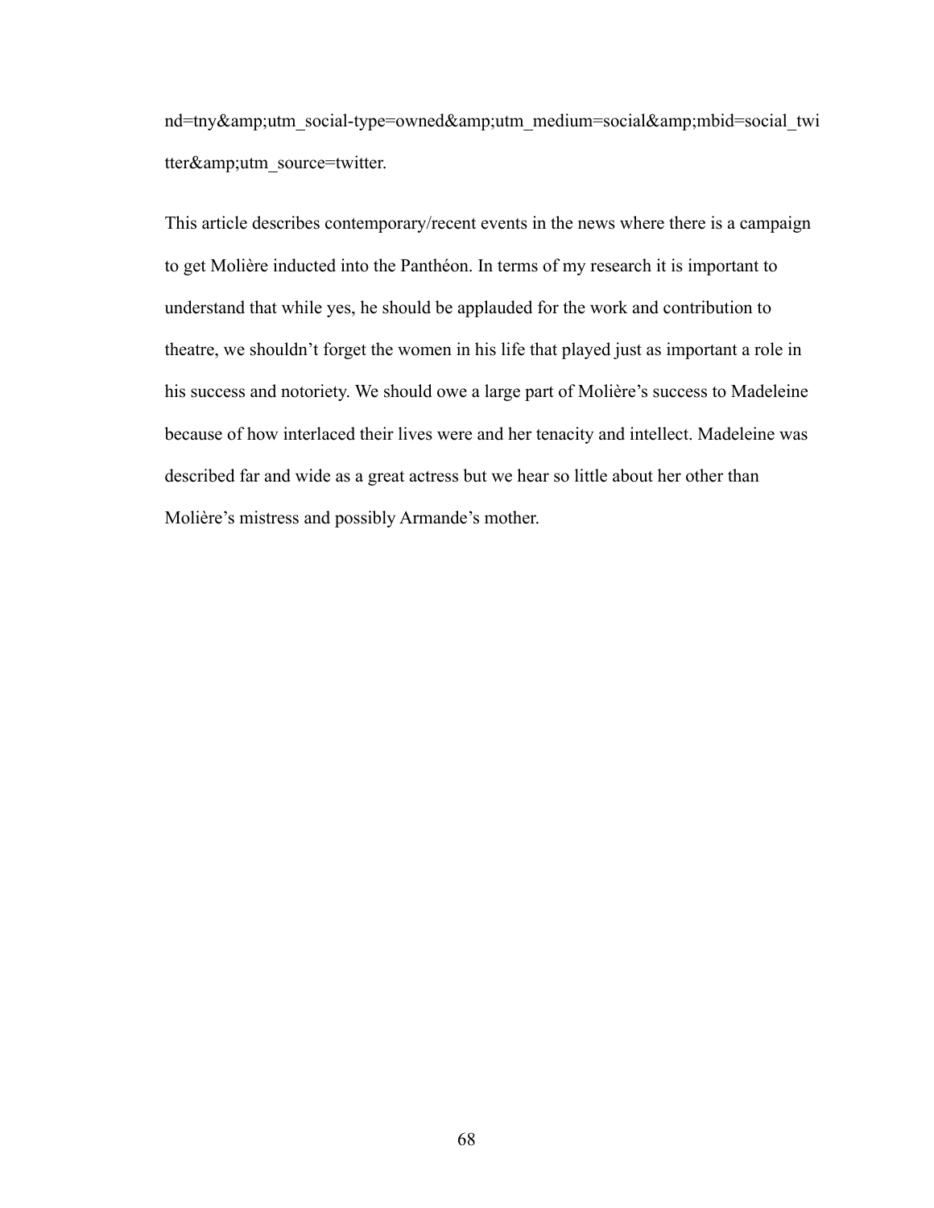nd=tny&amp;utm_social-type=owned&amp;utm_medium=social&amp;mbid=social_twitter&amp;utm_source=twitter.

This article describes contemporary/recent events in the news where there is a campaign to get Molière inducted into the Panthéon. In terms of my research it is important to understand that while yes, he should be applauded for the work and contribution to theatre, we shouldn't forget the women in his life that played just as important a role in his success and notoriety. We should owe a large part of Molière's success to Madeleine because of how interlaced their lives were and her tenacity and intellect. Madeleine was described far and wide as a great actress but we hear so little about her other than Molière's mistress and possibly Armande's mother.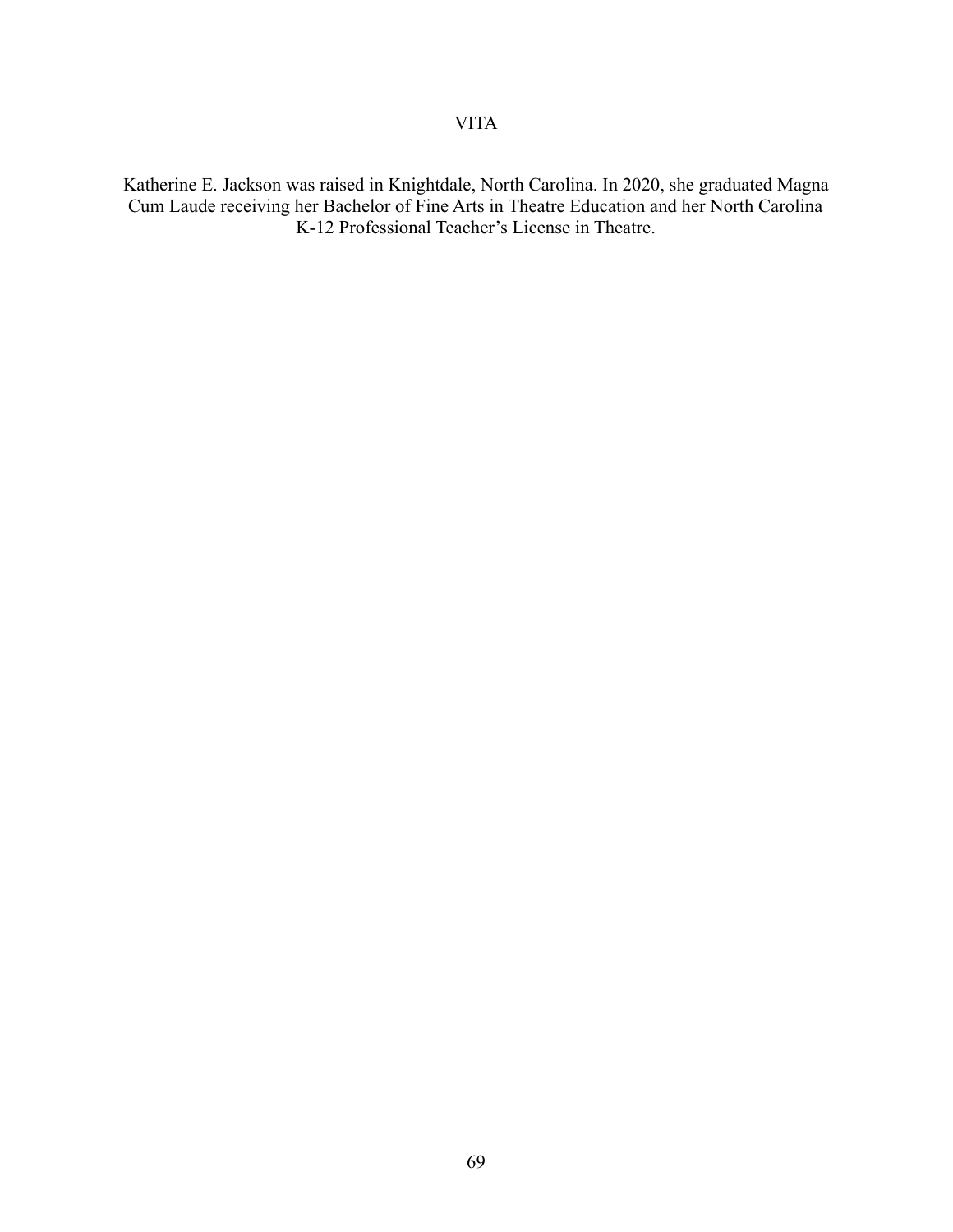# VITA

Katherine E. Jackson was raised in Knightdale, North Carolina. In 2020, she graduated Magna Cum Laude receiving her Bachelor of Fine Arts in Theatre Education and her North Carolina K-12 Professional Teacher's License in Theatre.